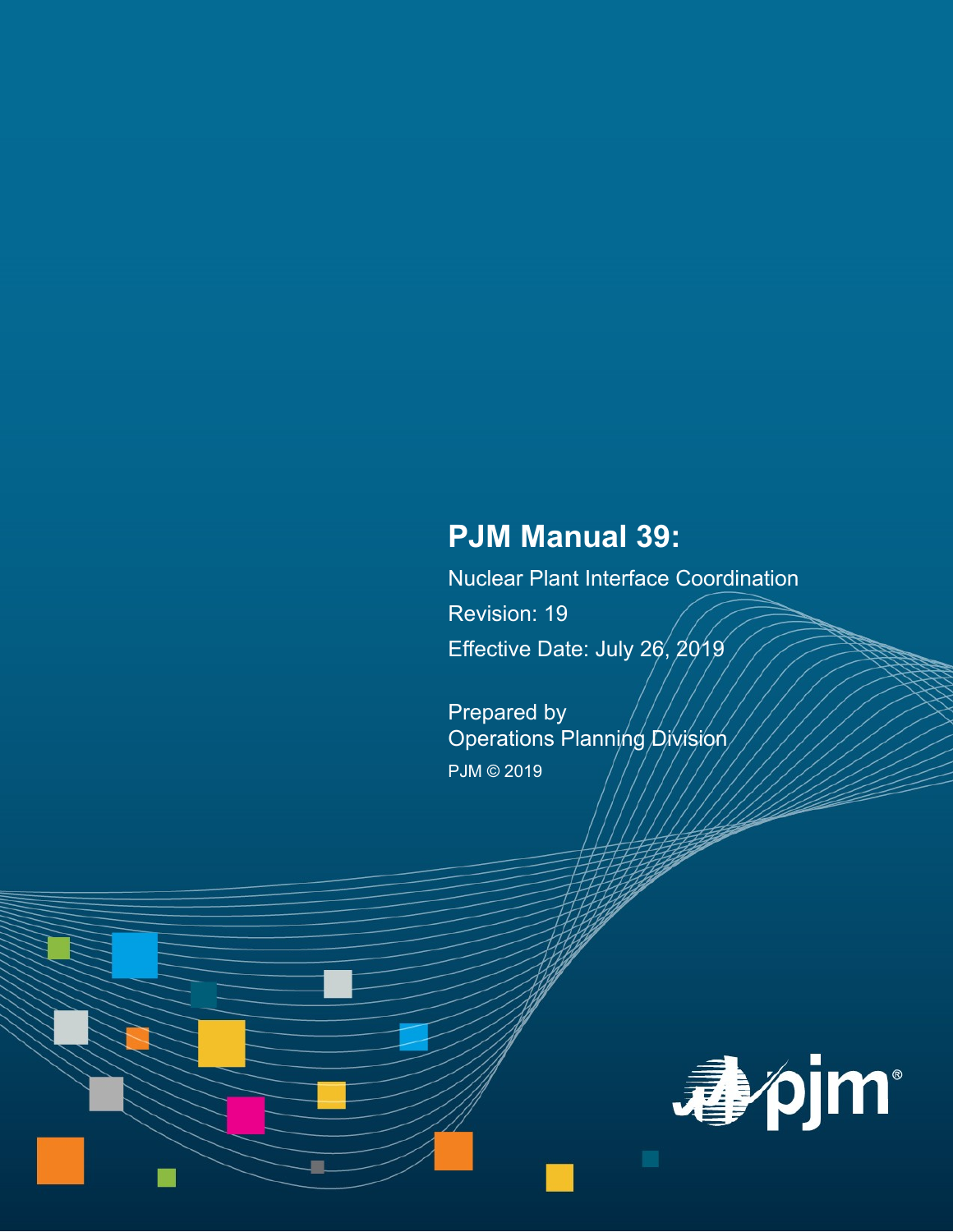# PJM Manual 39:

Nuclear Plant Interface Coordination

Revision: 19

Effective Date: July 26, 2019

Prepared by
Operations Planning Division

PJM © 2019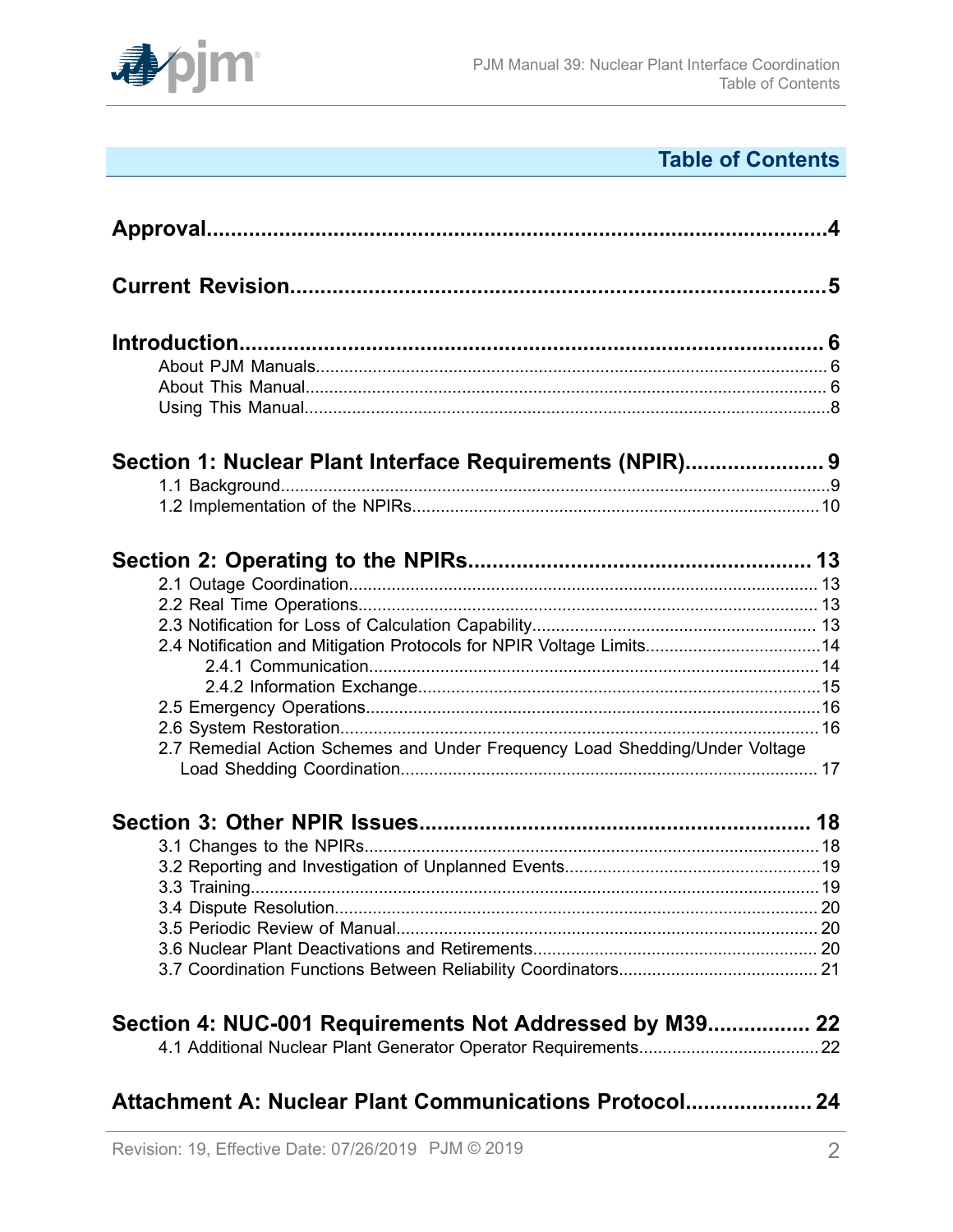# Table of Contents

**Approval....................................................................................................4**

**Current Revision.........................................................................................5**

**Introduction.................................................................................................6**
- About PJM Manuals.........................................................................................6
- About This Manual...........................................................................................6
- Using This Manual............................................................................................8

**Section 1: Nuclear Plant Interface Requirements (NPIR).......................9**
- 1.1 Background.................................................................................................9
- 1.2 Implementation of the NPIRs.....................................................................10

**Section 2: Operating to the NPIRs.........................................................13**
- 2.1 Outage Coordination..................................................................................13
- 2.2 Real Time Operations.................................................................................13
- 2.3 Notification for Loss of Calculation Capability............................................13
- 2.4 Notification and Mitigation Protocols for NPIR Voltage Limits....................14
  - 2.4.1 Communication...................................................................................14
  - 2.4.2 Information Exchange.........................................................................15
- 2.5 Emergency Operations...............................................................................16
- 2.6 System Restoration....................................................................................16
- 2.7 Remedial Action Schemes and Under Frequency Load Shedding/Under Voltage Load Shedding Coordination.......................................................................17

**Section 3: Other NPIR Issues.................................................................18**
- 3.1 Changes to the NPIRs................................................................................18
- 3.2 Reporting and Investigation of Unplanned Events......................................19
- 3.3 Training......................................................................................................19
- 3.4 Dispute Resolution.....................................................................................20
- 3.5 Periodic Review of Manual.........................................................................20
- 3.6 Nuclear Plant Deactivations and Retirements............................................20
- 3.7 Coordination Functions Between Reliability Coordinators..........................21

**Section 4: NUC-001 Requirements Not Addressed by M39.................22**
- 4.1 Additional Nuclear Plant Generator Operator Requirements......................22

**Attachment A: Nuclear Plant Communications Protocol.....................24**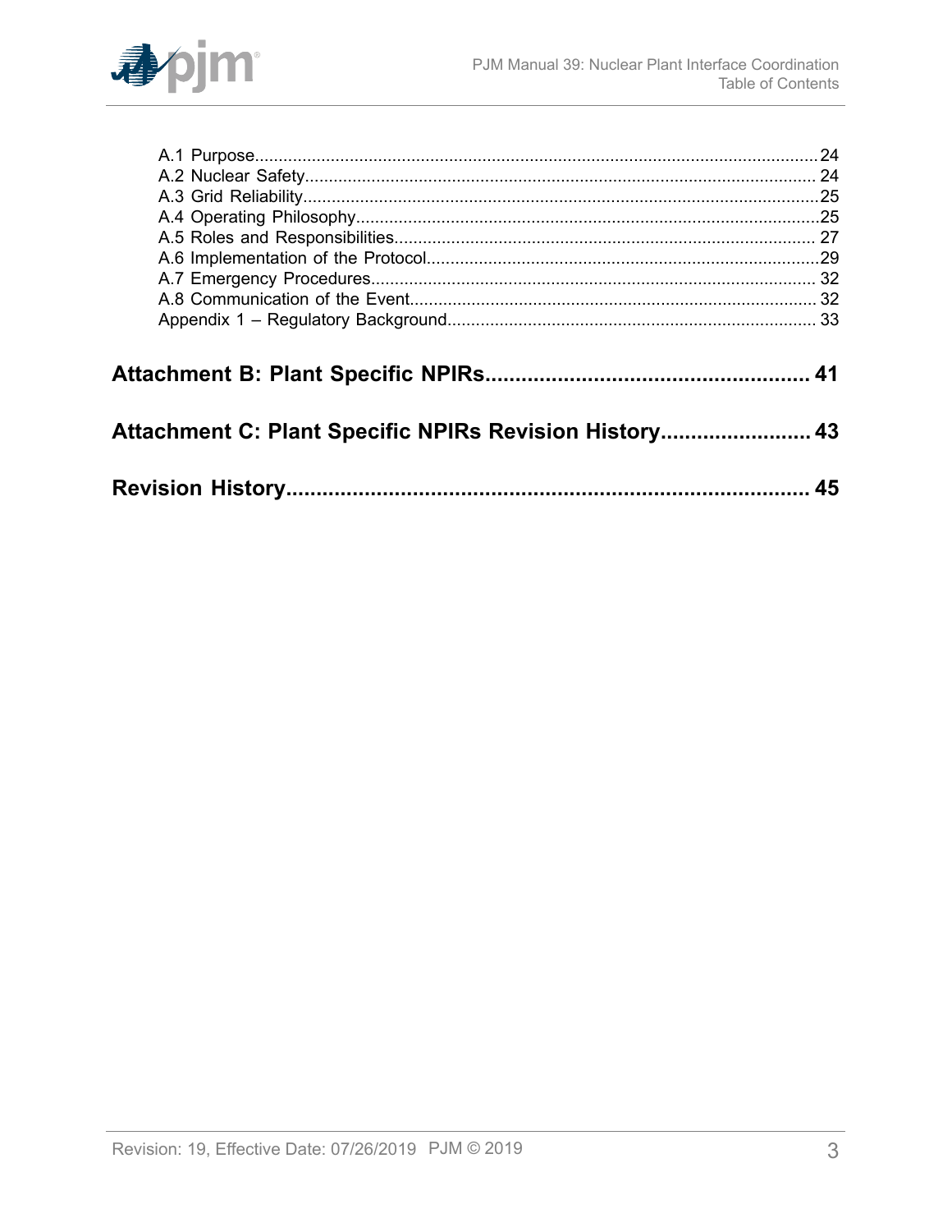A.1 Purpose......................................................................................................................24
A.2 Nuclear Safety........................................................................................................... 24
A.3 Grid Reliability............................................................................................................25
A.4 Operating Philosophy.................................................................................................25
A.5 Roles and Responsibilities......................................................................................... 27
A.6 Implementation of the Protocol...................................................................................29
A.7 Emergency Procedures.............................................................................................. 32
A.8 Communication of the Event...................................................................................... 32
Appendix 1 – Regulatory Background.............................................................................. 33

**Attachment B: Plant Specific NPIRs...................................................... 41**

**Attachment C: Plant Specific NPIRs Revision History......................... 43**

**Revision History...................................................................................... 45**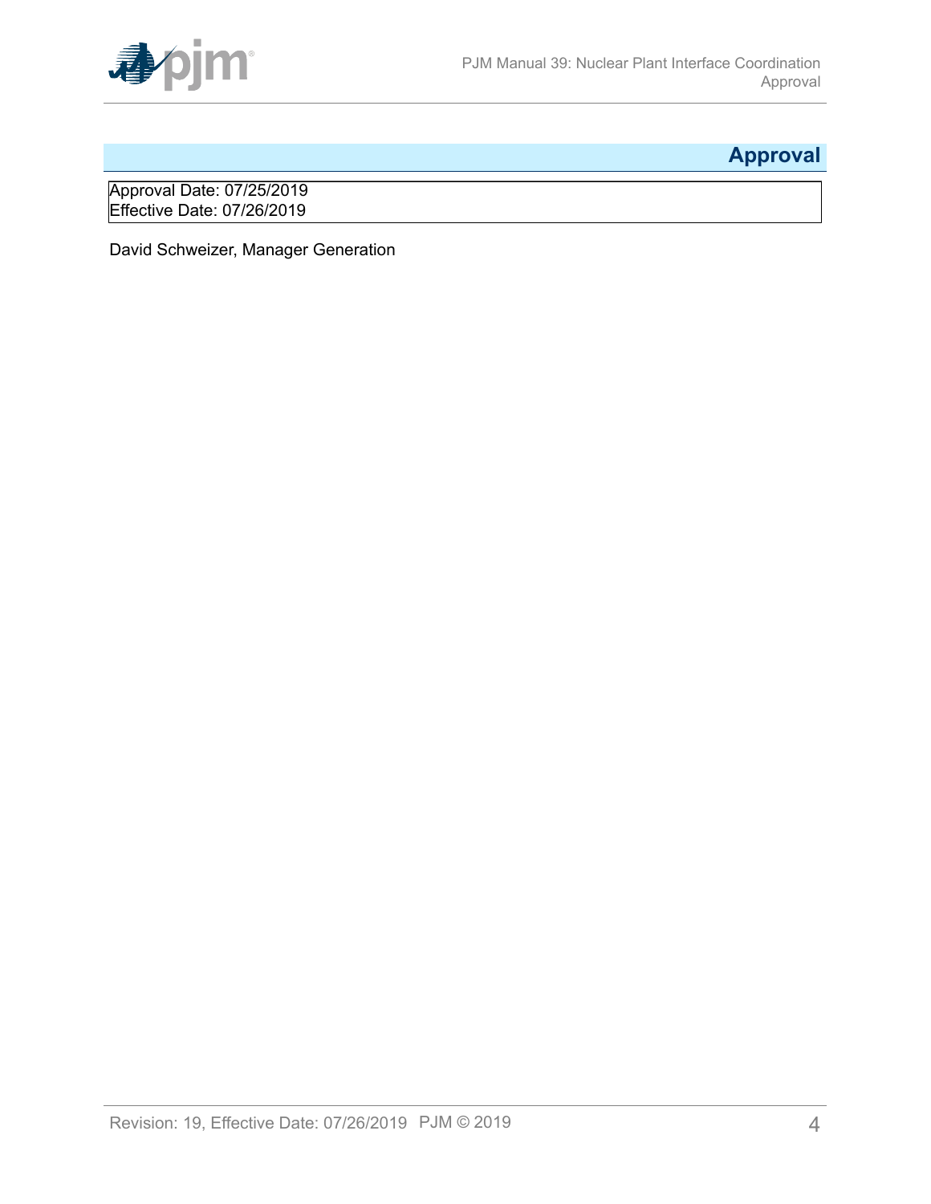# Approval

Approval Date: 07/25/2019
Effective Date: 07/26/2019

David Schweizer, Manager Generation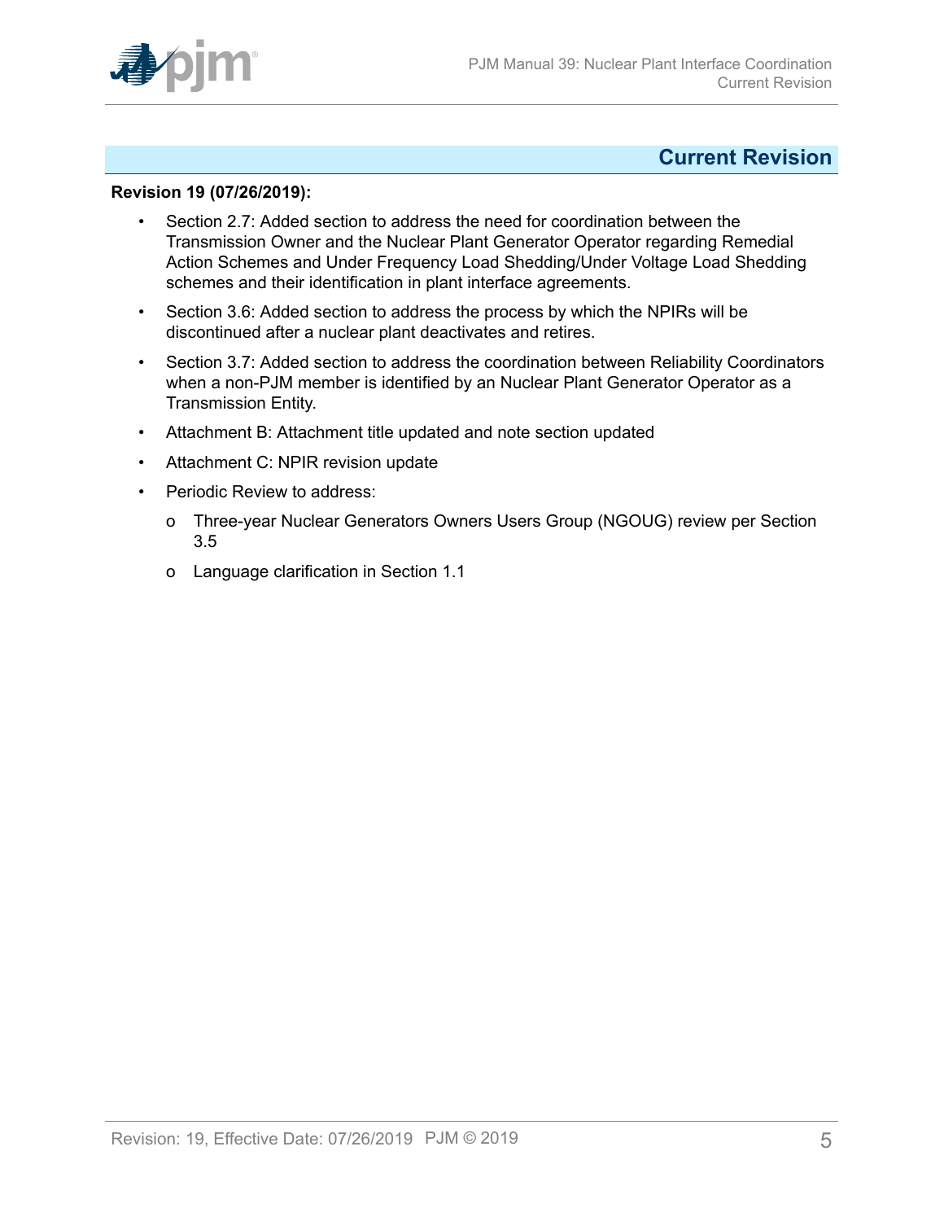# Current Revision

**Revision 19 (07/26/2019):**

- Section 2.7: Added section to address the need for coordination between the Transmission Owner and the Nuclear Plant Generator Operator regarding Remedial Action Schemes and Under Frequency Load Shedding/Under Voltage Load Shedding schemes and their identification in plant interface agreements.
- Section 3.6: Added section to address the process by which the NPIRs will be discontinued after a nuclear plant deactivates and retires.
- Section 3.7: Added section to address the coordination between Reliability Coordinators when a non-PJM member is identified by an Nuclear Plant Generator Operator as a Transmission Entity.
- Attachment B: Attachment title updated and note section updated
- Attachment C: NPIR revision update
- Periodic Review to address:
  - Three-year Nuclear Generators Owners Users Group (NGOUG) review per Section 3.5
  - Language clarification in Section 1.1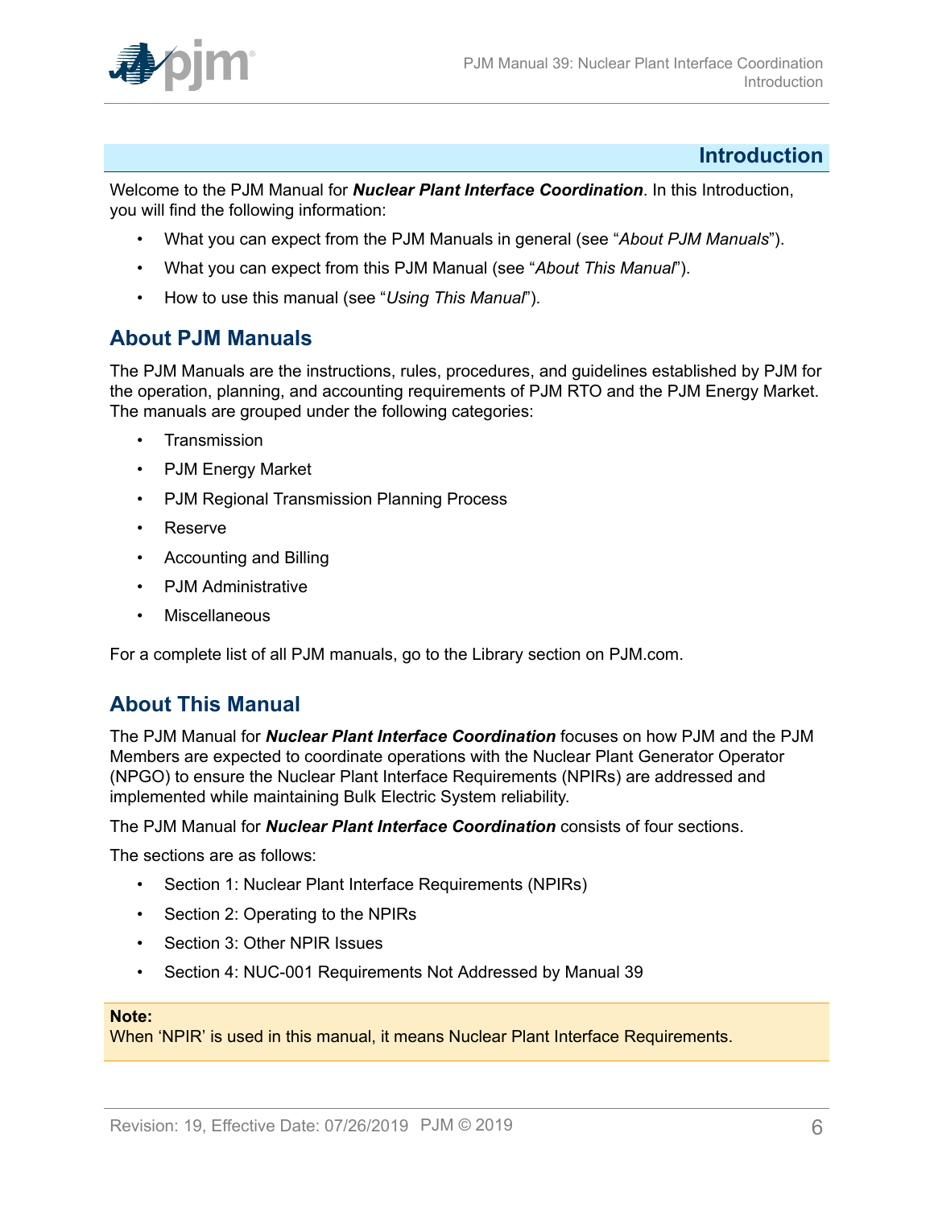# Introduction

Welcome to the PJM Manual for ***Nuclear Plant Interface Coordination***. In this Introduction, you will find the following information:

- What you can expect from the PJM Manuals in general (see "*About PJM Manuals*").
- What you can expect from this PJM Manual (see "*About This Manual*").
- How to use this manual (see "*Using This Manual*").

## About PJM Manuals

The PJM Manuals are the instructions, rules, procedures, and guidelines established by PJM for the operation, planning, and accounting requirements of PJM RTO and the PJM Energy Market. The manuals are grouped under the following categories:

- Transmission
- PJM Energy Market
- PJM Regional Transmission Planning Process
- Reserve
- Accounting and Billing
- PJM Administrative
- Miscellaneous

For a complete list of all PJM manuals, go to the Library section on PJM.com.

## About This Manual

The PJM Manual for ***Nuclear Plant Interface Coordination*** focuses on how PJM and the PJM Members are expected to coordinate operations with the Nuclear Plant Generator Operator (NPGO) to ensure the Nuclear Plant Interface Requirements (NPIRs) are addressed and implemented while maintaining Bulk Electric System reliability.

The PJM Manual for ***Nuclear Plant Interface Coordination*** consists of four sections.

The sections are as follows:

- Section 1: Nuclear Plant Interface Requirements (NPIRs)
- Section 2: Operating to the NPIRs
- Section 3: Other NPIR Issues
- Section 4: NUC-001 Requirements Not Addressed by Manual 39

> **Note:**
> When 'NPIR' is used in this manual, it means Nuclear Plant Interface Requirements.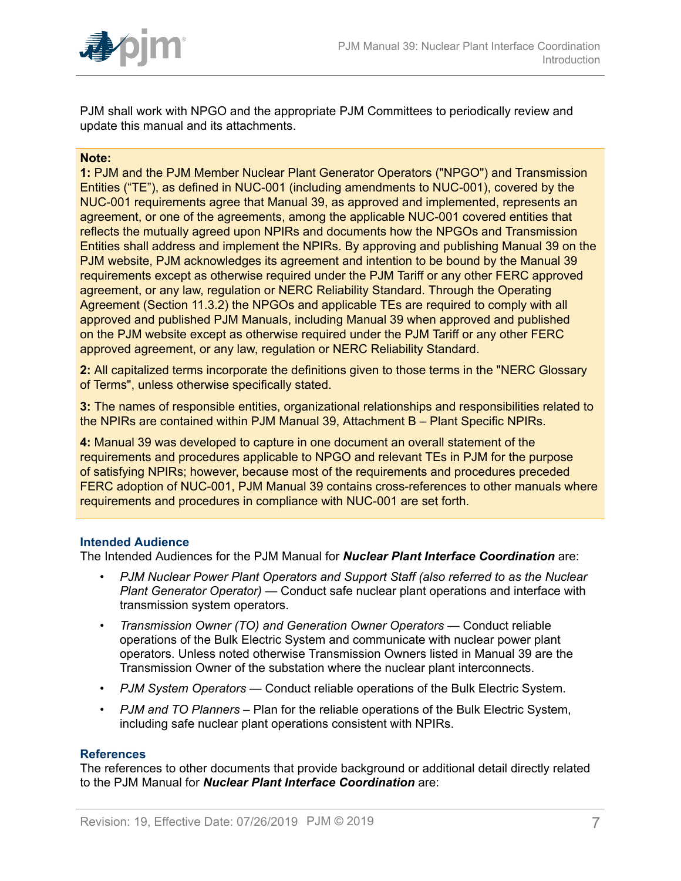PJM shall work with NPGO and the appropriate PJM Committees to periodically review and update this manual and its attachments.

**Note:**

**1:** PJM and the PJM Member Nuclear Plant Generator Operators ("NPGO") and Transmission Entities ("TE"), as defined in NUC-001 (including amendments to NUC-001), covered by the NUC-001 requirements agree that Manual 39, as approved and implemented, represents an agreement, or one of the agreements, among the applicable NUC-001 covered entities that reflects the mutually agreed upon NPIRs and documents how the NPGOs and Transmission Entities shall address and implement the NPIRs. By approving and publishing Manual 39 on the PJM website, PJM acknowledges its agreement and intention to be bound by the Manual 39 requirements except as otherwise required under the PJM Tariff or any other FERC approved agreement, or any law, regulation or NERC Reliability Standard. Through the Operating Agreement (Section 11.3.2) the NPGOs and applicable TEs are required to comply with all approved and published PJM Manuals, including Manual 39 when approved and published on the PJM website except as otherwise required under the PJM Tariff or any other FERC approved agreement, or any law, regulation or NERC Reliability Standard.

**2:** All capitalized terms incorporate the definitions given to those terms in the "NERC Glossary of Terms", unless otherwise specifically stated.

**3:** The names of responsible entities, organizational relationships and responsibilities related to the NPIRs are contained within PJM Manual 39, Attachment B – Plant Specific NPIRs.

**4:** Manual 39 was developed to capture in one document an overall statement of the requirements and procedures applicable to NPGO and relevant TEs in PJM for the purpose of satisfying NPIRs; however, because most of the requirements and procedures preceded FERC adoption of NUC-001, PJM Manual 39 contains cross-references to other manuals where requirements and procedures in compliance with NUC-001 are set forth.

### Intended Audience

The Intended Audiences for the PJM Manual for ***Nuclear Plant Interface Coordination*** are:

- *PJM Nuclear Power Plant Operators and Support Staff (also referred to as the Nuclear Plant Generator Operator)* — Conduct safe nuclear plant operations and interface with transmission system operators.
- *Transmission Owner (TO) and Generation Owner Operators* — Conduct reliable operations of the Bulk Electric System and communicate with nuclear power plant operators. Unless noted otherwise Transmission Owners listed in Manual 39 are the Transmission Owner of the substation where the nuclear plant interconnects.
- *PJM System Operators* — Conduct reliable operations of the Bulk Electric System.
- *PJM and TO Planners* – Plan for the reliable operations of the Bulk Electric System, including safe nuclear plant operations consistent with NPIRs.

### References

The references to other documents that provide background or additional detail directly related to the PJM Manual for ***Nuclear Plant Interface Coordination*** are: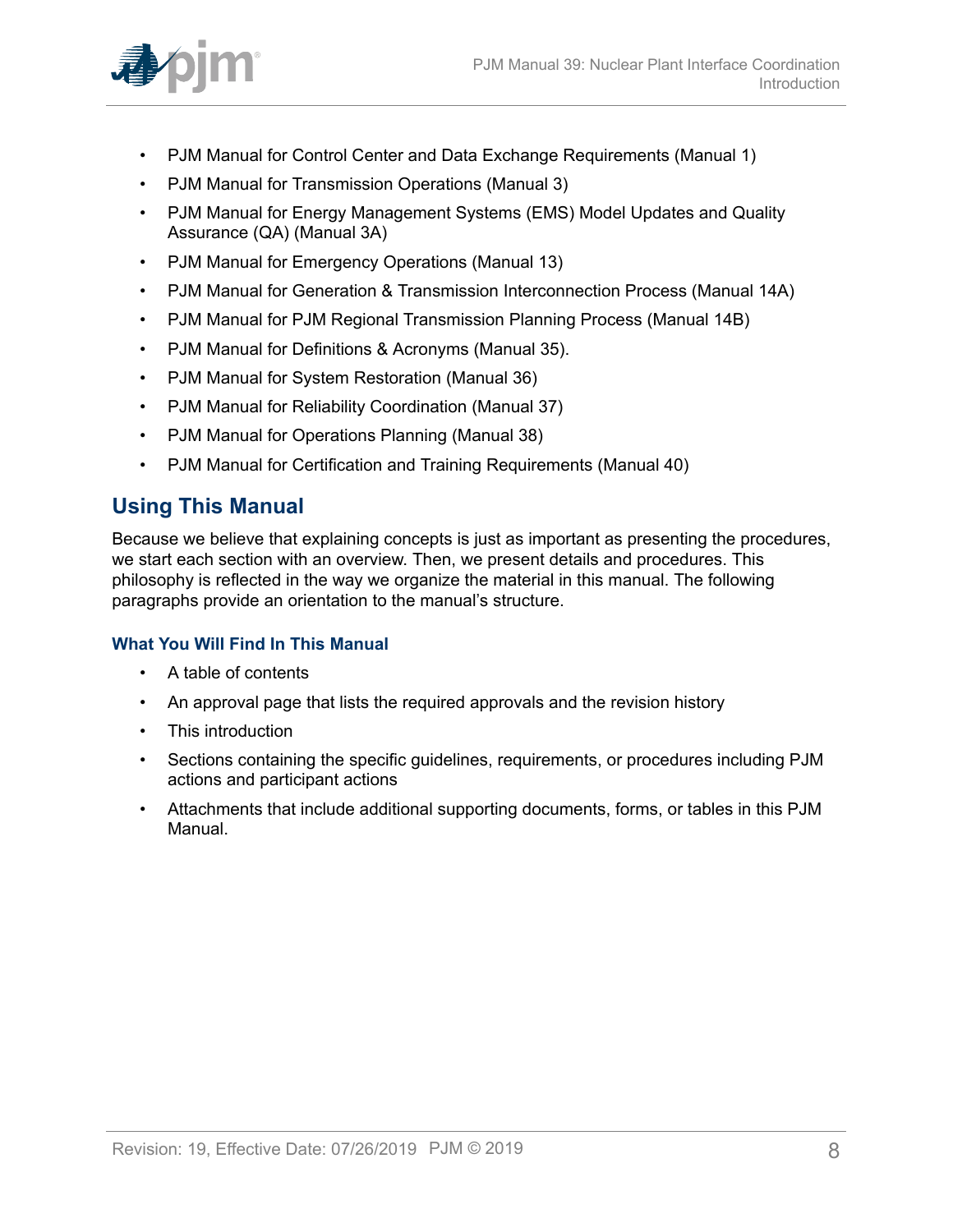- PJM Manual for Control Center and Data Exchange Requirements (Manual 1)
- PJM Manual for Transmission Operations (Manual 3)
- PJM Manual for Energy Management Systems (EMS) Model Updates and Quality Assurance (QA) (Manual 3A)
- PJM Manual for Emergency Operations (Manual 13)
- PJM Manual for Generation & Transmission Interconnection Process (Manual 14A)
- PJM Manual for PJM Regional Transmission Planning Process (Manual 14B)
- PJM Manual for Definitions & Acronyms (Manual 35).
- PJM Manual for System Restoration (Manual 36)
- PJM Manual for Reliability Coordination (Manual 37)
- PJM Manual for Operations Planning (Manual 38)
- PJM Manual for Certification and Training Requirements (Manual 40)

## Using This Manual

Because we believe that explaining concepts is just as important as presenting the procedures, we start each section with an overview. Then, we present details and procedures. This philosophy is reflected in the way we organize the material in this manual. The following paragraphs provide an orientation to the manual's structure.

### What You Will Find In This Manual

- A table of contents
- An approval page that lists the required approvals and the revision history
- This introduction
- Sections containing the specific guidelines, requirements, or procedures including PJM actions and participant actions
- Attachments that include additional supporting documents, forms, or tables in this PJM Manual.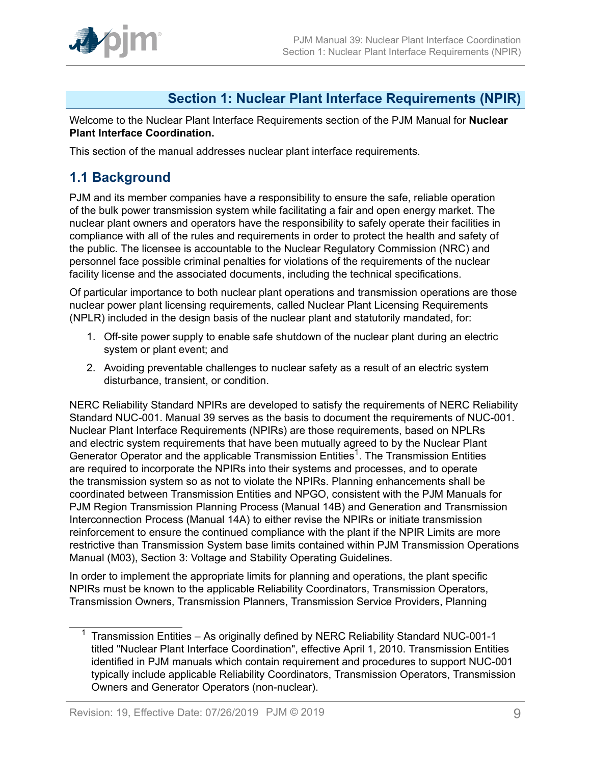# Section 1: Nuclear Plant Interface Requirements (NPIR)

Welcome to the Nuclear Plant Interface Requirements section of the PJM Manual for **Nuclear Plant Interface Coordination.**

This section of the manual addresses nuclear plant interface requirements.

## 1.1 Background

PJM and its member companies have a responsibility to ensure the safe, reliable operation of the bulk power transmission system while facilitating a fair and open energy market. The nuclear plant owners and operators have the responsibility to safely operate their facilities in compliance with all of the rules and requirements in order to protect the health and safety of the public. The licensee is accountable to the Nuclear Regulatory Commission (NRC) and personnel face possible criminal penalties for violations of the requirements of the nuclear facility license and the associated documents, including the technical specifications.

Of particular importance to both nuclear plant operations and transmission operations are those nuclear power plant licensing requirements, called Nuclear Plant Licensing Requirements (NPLR) included in the design basis of the nuclear plant and statutorily mandated, for:

1. Off-site power supply to enable safe shutdown of the nuclear plant during an electric system or plant event; and
2. Avoiding preventable challenges to nuclear safety as a result of an electric system disturbance, transient, or condition.

NERC Reliability Standard NPIRs are developed to satisfy the requirements of NERC Reliability Standard NUC-001. Manual 39 serves as the basis to document the requirements of NUC-001. Nuclear Plant Interface Requirements (NPIRs) are those requirements, based on NPLRs and electric system requirements that have been mutually agreed to by the Nuclear Plant Generator Operator and the applicable Transmission Entities[1]. The Transmission Entities are required to incorporate the NPIRs into their systems and processes, and to operate the transmission system so as not to violate the NPIRs. Planning enhancements shall be coordinated between Transmission Entities and NPGO, consistent with the PJM Manuals for PJM Region Transmission Planning Process (Manual 14B) and Generation and Transmission Interconnection Process (Manual 14A) to either revise the NPIRs or initiate transmission reinforcement to ensure the continued compliance with the plant if the NPIR Limits are more restrictive than Transmission System base limits contained within PJM Transmission Operations Manual (M03), Section 3: Voltage and Stability Operating Guidelines.

In order to implement the appropriate limits for planning and operations, the plant specific NPIRs must be known to the applicable Reliability Coordinators, Transmission Operators, Transmission Owners, Transmission Planners, Transmission Service Providers, Planning

[1] Transmission Entities – As originally defined by NERC Reliability Standard NUC-001-1 titled "Nuclear Plant Interface Coordination", effective April 1, 2010. Transmission Entities identified in PJM manuals which contain requirement and procedures to support NUC-001 typically include applicable Reliability Coordinators, Transmission Operators, Transmission Owners and Generator Operators (non-nuclear).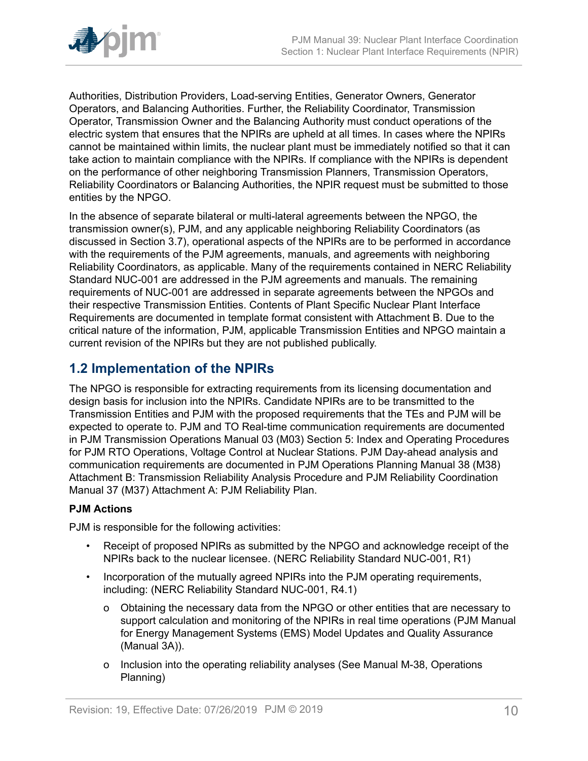Authorities, Distribution Providers, Load-serving Entities, Generator Owners, Generator Operators, and Balancing Authorities. Further, the Reliability Coordinator, Transmission Operator, Transmission Owner and the Balancing Authority must conduct operations of the electric system that ensures that the NPIRs are upheld at all times. In cases where the NPIRs cannot be maintained within limits, the nuclear plant must be immediately notified so that it can take action to maintain compliance with the NPIRs. If compliance with the NPIRs is dependent on the performance of other neighboring Transmission Planners, Transmission Operators, Reliability Coordinators or Balancing Authorities, the NPIR request must be submitted to those entities by the NPGO.

In the absence of separate bilateral or multi-lateral agreements between the NPGO, the transmission owner(s), PJM, and any applicable neighboring Reliability Coordinators (as discussed in Section 3.7), operational aspects of the NPIRs are to be performed in accordance with the requirements of the PJM agreements, manuals, and agreements with neighboring Reliability Coordinators, as applicable. Many of the requirements contained in NERC Reliability Standard NUC-001 are addressed in the PJM agreements and manuals. The remaining requirements of NUC-001 are addressed in separate agreements between the NPGOs and their respective Transmission Entities. Contents of Plant Specific Nuclear Plant Interface Requirements are documented in template format consistent with Attachment B. Due to the critical nature of the information, PJM, applicable Transmission Entities and NPGO maintain a current revision of the NPIRs but they are not published publically.

## 1.2 Implementation of the NPIRs

The NPGO is responsible for extracting requirements from its licensing documentation and design basis for inclusion into the NPIRs. Candidate NPIRs are to be transmitted to the Transmission Entities and PJM with the proposed requirements that the TEs and PJM will be expected to operate to. PJM and TO Real-time communication requirements are documented in PJM Transmission Operations Manual 03 (M03) Section 5: Index and Operating Procedures for PJM RTO Operations, Voltage Control at Nuclear Stations. PJM Day-ahead analysis and communication requirements are documented in PJM Operations Planning Manual 38 (M38) Attachment B: Transmission Reliability Analysis Procedure and PJM Reliability Coordination Manual 37 (M37) Attachment A: PJM Reliability Plan.

**PJM Actions**

PJM is responsible for the following activities:

- Receipt of proposed NPIRs as submitted by the NPGO and acknowledge receipt of the NPIRs back to the nuclear licensee. (NERC Reliability Standard NUC-001, R1)
- Incorporation of the mutually agreed NPIRs into the PJM operating requirements, including: (NERC Reliability Standard NUC-001, R4.1)
    - o Obtaining the necessary data from the NPGO or other entities that are necessary to support calculation and monitoring of the NPIRs in real time operations (PJM Manual for Energy Management Systems (EMS) Model Updates and Quality Assurance (Manual 3A)).
    - o Inclusion into the operating reliability analyses (See Manual M-38, Operations Planning)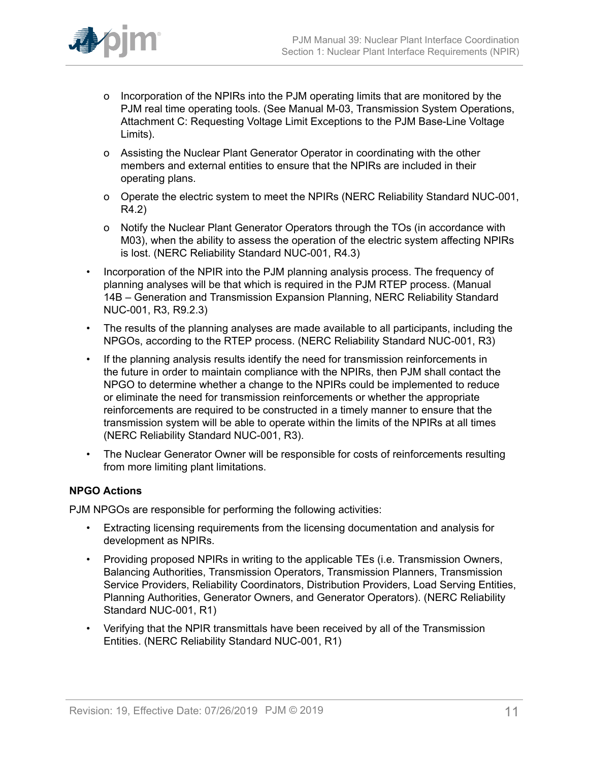- Incorporation of the NPIRs into the PJM operating limits that are monitored by the PJM real time operating tools. (See Manual M-03, Transmission System Operations, Attachment C: Requesting Voltage Limit Exceptions to the PJM Base-Line Voltage Limits).
  - Assisting the Nuclear Plant Generator Operator in coordinating with the other members and external entities to ensure that the NPIRs are included in their operating plans.
  - Operate the electric system to meet the NPIRs (NERC Reliability Standard NUC-001, R4.2)
  - Notify the Nuclear Plant Generator Operators through the TOs (in accordance with M03), when the ability to assess the operation of the electric system affecting NPIRs is lost. (NERC Reliability Standard NUC-001, R4.3)
- Incorporation of the NPIR into the PJM planning analysis process. The frequency of planning analyses will be that which is required in the PJM RTEP process. (Manual 14B – Generation and Transmission Expansion Planning, NERC Reliability Standard NUC-001, R3, R9.2.3)
- The results of the planning analyses are made available to all participants, including the NPGOs, according to the RTEP process. (NERC Reliability Standard NUC-001, R3)
- If the planning analysis results identify the need for transmission reinforcements in the future in order to maintain compliance with the NPIRs, then PJM shall contact the NPGO to determine whether a change to the NPIRs could be implemented to reduce or eliminate the need for transmission reinforcements or whether the appropriate reinforcements are required to be constructed in a timely manner to ensure that the transmission system will be able to operate within the limits of the NPIRs at all times (NERC Reliability Standard NUC-001, R3).
- The Nuclear Generator Owner will be responsible for costs of reinforcements resulting from more limiting plant limitations.

**NPGO Actions**

PJM NPGOs are responsible for performing the following activities:

- Extracting licensing requirements from the licensing documentation and analysis for development as NPIRs.
- Providing proposed NPIRs in writing to the applicable TEs (i.e. Transmission Owners, Balancing Authorities, Transmission Operators, Transmission Planners, Transmission Service Providers, Reliability Coordinators, Distribution Providers, Load Serving Entities, Planning Authorities, Generator Owners, and Generator Operators). (NERC Reliability Standard NUC-001, R1)
- Verifying that the NPIR transmittals have been received by all of the Transmission Entities. (NERC Reliability Standard NUC-001, R1)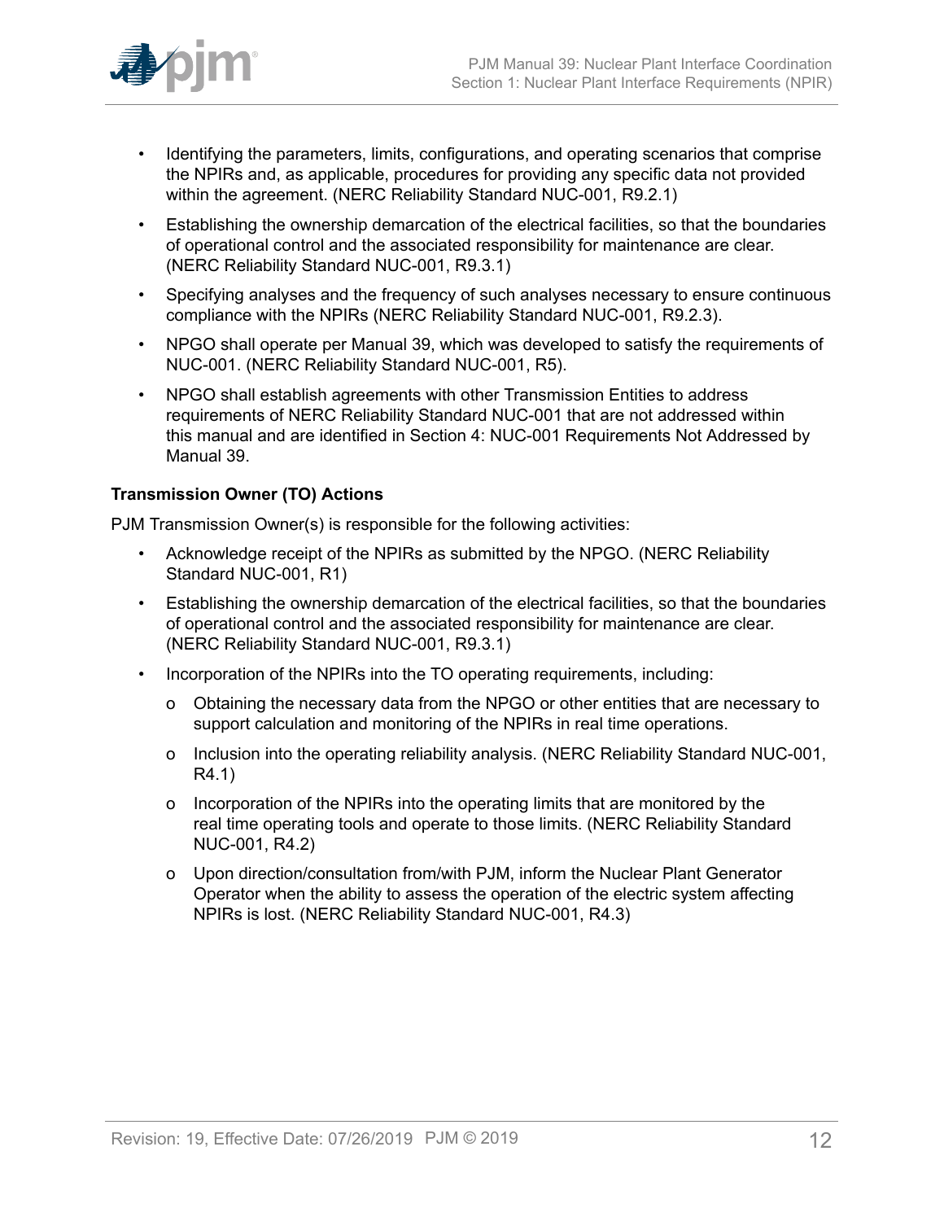- Identifying the parameters, limits, configurations, and operating scenarios that comprise the NPIRs and, as applicable, procedures for providing any specific data not provided within the agreement. (NERC Reliability Standard NUC-001, R9.2.1)
- Establishing the ownership demarcation of the electrical facilities, so that the boundaries of operational control and the associated responsibility for maintenance are clear. (NERC Reliability Standard NUC-001, R9.3.1)
- Specifying analyses and the frequency of such analyses necessary to ensure continuous compliance with the NPIRs (NERC Reliability Standard NUC-001, R9.2.3).
- NPGO shall operate per Manual 39, which was developed to satisfy the requirements of NUC-001. (NERC Reliability Standard NUC-001, R5).
- NPGO shall establish agreements with other Transmission Entities to address requirements of NERC Reliability Standard NUC-001 that are not addressed within this manual and are identified in Section 4: NUC-001 Requirements Not Addressed by Manual 39.

**Transmission Owner (TO) Actions**

PJM Transmission Owner(s) is responsible for the following activities:

- Acknowledge receipt of the NPIRs as submitted by the NPGO. (NERC Reliability Standard NUC-001, R1)
- Establishing the ownership demarcation of the electrical facilities, so that the boundaries of operational control and the associated responsibility for maintenance are clear. (NERC Reliability Standard NUC-001, R9.3.1)
- Incorporation of the NPIRs into the TO operating requirements, including:
    - o Obtaining the necessary data from the NPGO or other entities that are necessary to support calculation and monitoring of the NPIRs in real time operations.
    - o Inclusion into the operating reliability analysis. (NERC Reliability Standard NUC-001, R4.1)
    - o Incorporation of the NPIRs into the operating limits that are monitored by the real time operating tools and operate to those limits. (NERC Reliability Standard NUC-001, R4.2)
    - o Upon direction/consultation from/with PJM, inform the Nuclear Plant Generator Operator when the ability to assess the operation of the electric system affecting NPIRs is lost. (NERC Reliability Standard NUC-001, R4.3)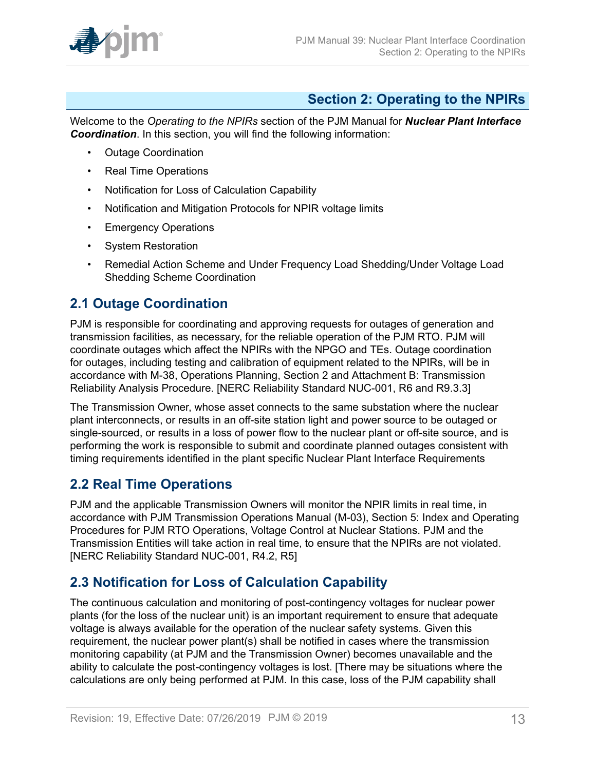# Section 2: Operating to the NPIRs

Welcome to the *Operating to the NPIRs* section of the PJM Manual for ***Nuclear Plant Interface Coordination***. In this section, you will find the following information:

- Outage Coordination
- Real Time Operations
- Notification for Loss of Calculation Capability
- Notification and Mitigation Protocols for NPIR voltage limits
- Emergency Operations
- System Restoration
- Remedial Action Scheme and Under Frequency Load Shedding/Under Voltage Load Shedding Scheme Coordination

## 2.1 Outage Coordination

PJM is responsible for coordinating and approving requests for outages of generation and transmission facilities, as necessary, for the reliable operation of the PJM RTO. PJM will coordinate outages which affect the NPIRs with the NPGO and TEs. Outage coordination for outages, including testing and calibration of equipment related to the NPIRs, will be in accordance with M-38, Operations Planning, Section 2 and Attachment B: Transmission Reliability Analysis Procedure. [NERC Reliability Standard NUC-001, R6 and R9.3.3]

The Transmission Owner, whose asset connects to the same substation where the nuclear plant interconnects, or results in an off-site station light and power source to be outaged or single-sourced, or results in a loss of power flow to the nuclear plant or off-site source, and is performing the work is responsible to submit and coordinate planned outages consistent with timing requirements identified in the plant specific Nuclear Plant Interface Requirements

## 2.2 Real Time Operations

PJM and the applicable Transmission Owners will monitor the NPIR limits in real time, in accordance with PJM Transmission Operations Manual (M-03), Section 5: Index and Operating Procedures for PJM RTO Operations, Voltage Control at Nuclear Stations. PJM and the Transmission Entities will take action in real time, to ensure that the NPIRs are not violated. [NERC Reliability Standard NUC-001, R4.2, R5]

## 2.3 Notification for Loss of Calculation Capability

The continuous calculation and monitoring of post-contingency voltages for nuclear power plants (for the loss of the nuclear unit) is an important requirement to ensure that adequate voltage is always available for the operation of the nuclear safety systems. Given this requirement, the nuclear power plant(s) shall be notified in cases where the transmission monitoring capability (at PJM and the Transmission Owner) becomes unavailable and the ability to calculate the post-contingency voltages is lost. [There may be situations where the calculations are only being performed at PJM. In this case, loss of the PJM capability shall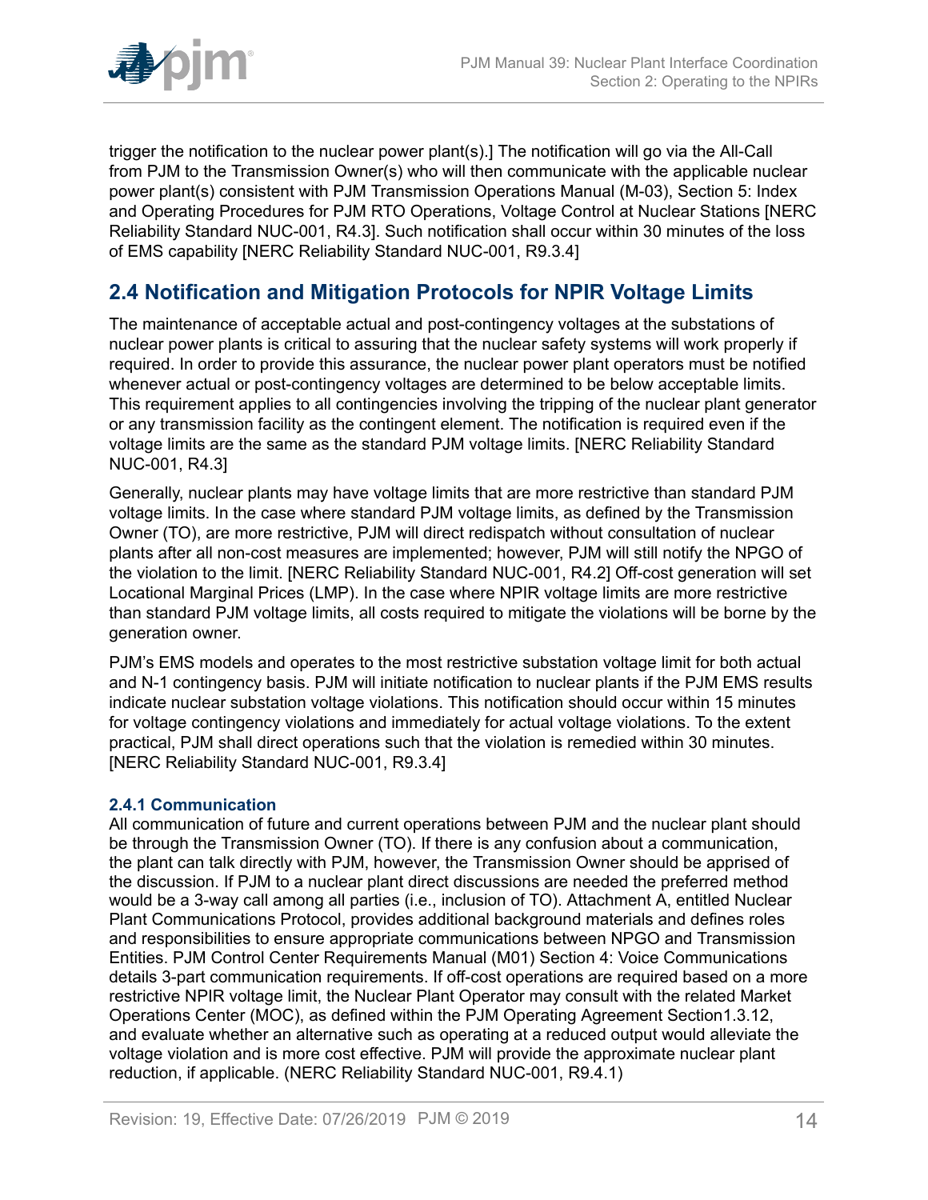trigger the notification to the nuclear power plant(s).] The notification will go via the All-Call from PJM to the Transmission Owner(s) who will then communicate with the applicable nuclear power plant(s) consistent with PJM Transmission Operations Manual (M-03), Section 5: Index and Operating Procedures for PJM RTO Operations, Voltage Control at Nuclear Stations [NERC Reliability Standard NUC-001, R4.3]. Such notification shall occur within 30 minutes of the loss of EMS capability [NERC Reliability Standard NUC-001, R9.3.4]

## 2.4 Notification and Mitigation Protocols for NPIR Voltage Limits

The maintenance of acceptable actual and post-contingency voltages at the substations of nuclear power plants is critical to assuring that the nuclear safety systems will work properly if required. In order to provide this assurance, the nuclear power plant operators must be notified whenever actual or post-contingency voltages are determined to be below acceptable limits. This requirement applies to all contingencies involving the tripping of the nuclear plant generator or any transmission facility as the contingent element. The notification is required even if the voltage limits are the same as the standard PJM voltage limits. [NERC Reliability Standard NUC-001, R4.3]

Generally, nuclear plants may have voltage limits that are more restrictive than standard PJM voltage limits. In the case where standard PJM voltage limits, as defined by the Transmission Owner (TO), are more restrictive, PJM will direct redispatch without consultation of nuclear plants after all non-cost measures are implemented; however, PJM will still notify the NPGO of the violation to the limit. [NERC Reliability Standard NUC-001, R4.2] Off-cost generation will set Locational Marginal Prices (LMP). In the case where NPIR voltage limits are more restrictive than standard PJM voltage limits, all costs required to mitigate the violations will be borne by the generation owner.

PJM's EMS models and operates to the most restrictive substation voltage limit for both actual and N-1 contingency basis. PJM will initiate notification to nuclear plants if the PJM EMS results indicate nuclear substation voltage violations. This notification should occur within 15 minutes for voltage contingency violations and immediately for actual voltage violations. To the extent practical, PJM shall direct operations such that the violation is remedied within 30 minutes. [NERC Reliability Standard NUC-001, R9.3.4]

### 2.4.1 Communication

All communication of future and current operations between PJM and the nuclear plant should be through the Transmission Owner (TO). If there is any confusion about a communication, the plant can talk directly with PJM, however, the Transmission Owner should be apprised of the discussion. If PJM to a nuclear plant direct discussions are needed the preferred method would be a 3-way call among all parties (i.e., inclusion of TO). Attachment A, entitled Nuclear Plant Communications Protocol, provides additional background materials and defines roles and responsibilities to ensure appropriate communications between NPGO and Transmission Entities. PJM Control Center Requirements Manual (M01) Section 4: Voice Communications details 3-part communication requirements. If off-cost operations are required based on a more restrictive NPIR voltage limit, the Nuclear Plant Operator may consult with the related Market Operations Center (MOC), as defined within the PJM Operating Agreement Section1.3.12, and evaluate whether an alternative such as operating at a reduced output would alleviate the voltage violation and is more cost effective. PJM will provide the approximate nuclear plant reduction, if applicable. (NERC Reliability Standard NUC-001, R9.4.1)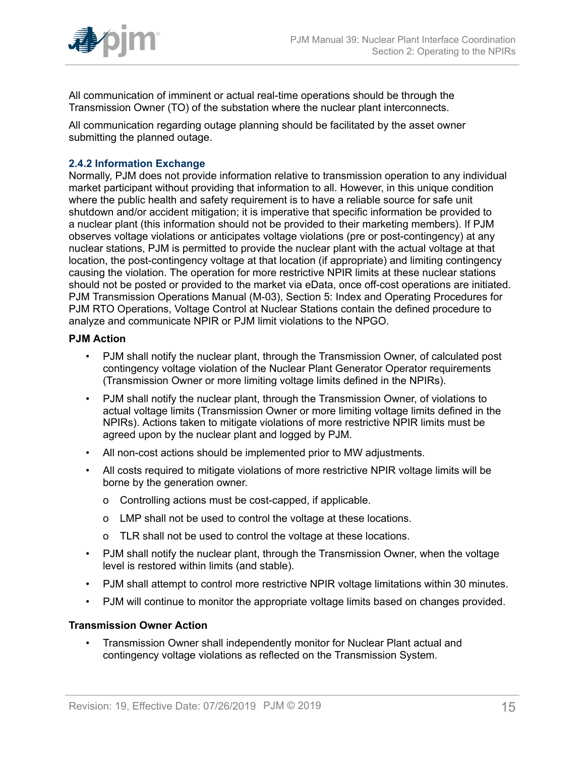All communication of imminent or actual real-time operations should be through the Transmission Owner (TO) of the substation where the nuclear plant interconnects.

All communication regarding outage planning should be facilitated by the asset owner submitting the planned outage.

### 2.4.2 Information Exchange

Normally, PJM does not provide information relative to transmission operation to any individual market participant without providing that information to all. However, in this unique condition where the public health and safety requirement is to have a reliable source for safe unit shutdown and/or accident mitigation; it is imperative that specific information be provided to a nuclear plant (this information should not be provided to their marketing members). If PJM observes voltage violations or anticipates voltage violations (pre or post-contingency) at any nuclear stations, PJM is permitted to provide the nuclear plant with the actual voltage at that location, the post-contingency voltage at that location (if appropriate) and limiting contingency causing the violation. The operation for more restrictive NPIR limits at these nuclear stations should not be posted or provided to the market via eData, once off-cost operations are initiated. PJM Transmission Operations Manual (M-03), Section 5: Index and Operating Procedures for PJM RTO Operations, Voltage Control at Nuclear Stations contain the defined procedure to analyze and communicate NPIR or PJM limit violations to the NPGO.

**PJM Action**

- PJM shall notify the nuclear plant, through the Transmission Owner, of calculated post contingency voltage violation of the Nuclear Plant Generator Operator requirements (Transmission Owner or more limiting voltage limits defined in the NPIRs).
- PJM shall notify the nuclear plant, through the Transmission Owner, of violations to actual voltage limits (Transmission Owner or more limiting voltage limits defined in the NPIRs). Actions taken to mitigate violations of more restrictive NPIR limits must be agreed upon by the nuclear plant and logged by PJM.
- All non-cost actions should be implemented prior to MW adjustments.
- All costs required to mitigate violations of more restrictive NPIR voltage limits will be borne by the generation owner.
  - Controlling actions must be cost-capped, if applicable.
  - LMP shall not be used to control the voltage at these locations.
  - TLR shall not be used to control the voltage at these locations.
- PJM shall notify the nuclear plant, through the Transmission Owner, when the voltage level is restored within limits (and stable).
- PJM shall attempt to control more restrictive NPIR voltage limitations within 30 minutes.
- PJM will continue to monitor the appropriate voltage limits based on changes provided.

**Transmission Owner Action**

- Transmission Owner shall independently monitor for Nuclear Plant actual and contingency voltage violations as reflected on the Transmission System.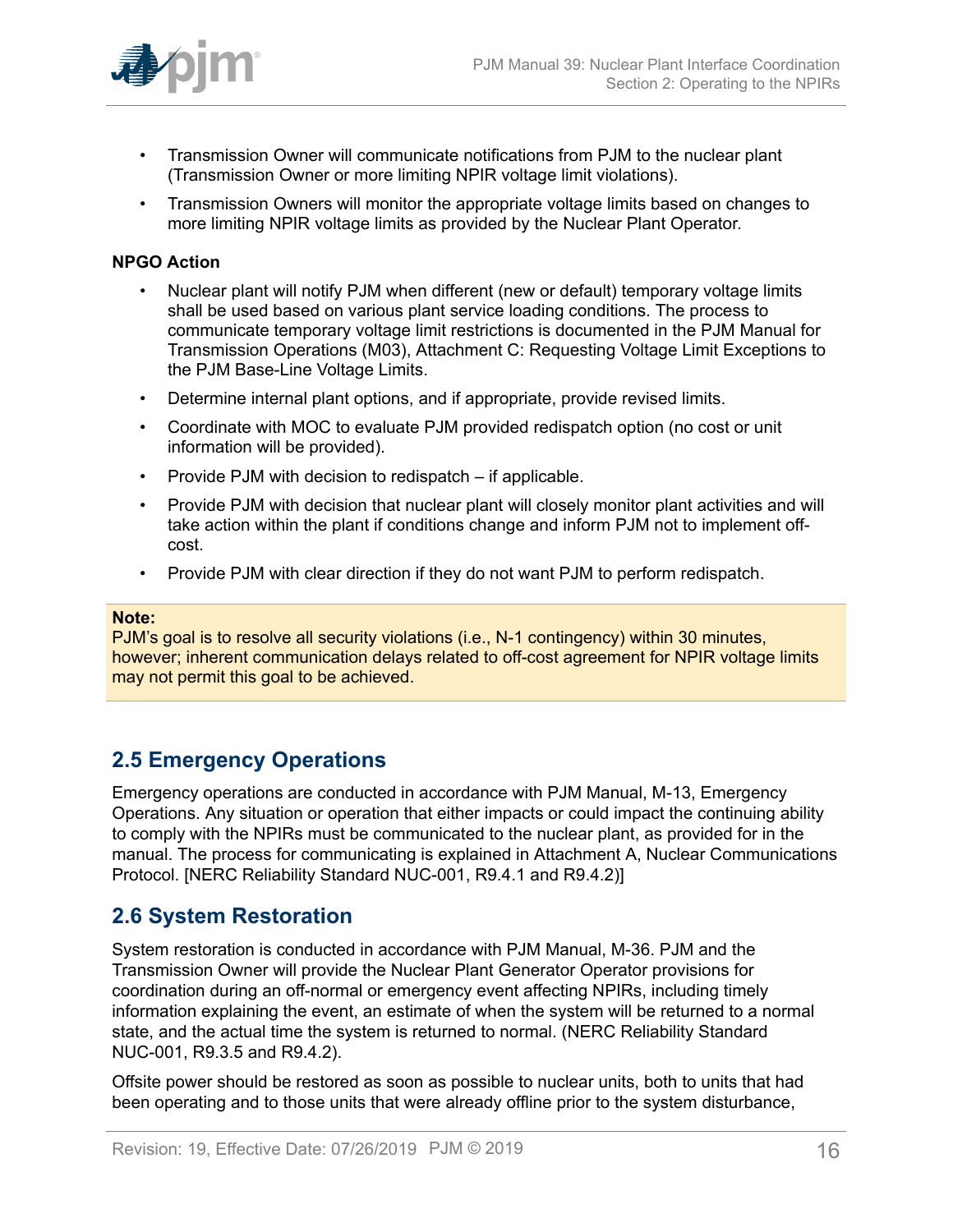- Transmission Owner will communicate notifications from PJM to the nuclear plant (Transmission Owner or more limiting NPIR voltage limit violations).
- Transmission Owners will monitor the appropriate voltage limits based on changes to more limiting NPIR voltage limits as provided by the Nuclear Plant Operator.

**NPGO Action**

- Nuclear plant will notify PJM when different (new or default) temporary voltage limits shall be used based on various plant service loading conditions. The process to communicate temporary voltage limit restrictions is documented in the PJM Manual for Transmission Operations (M03), Attachment C: Requesting Voltage Limit Exceptions to the PJM Base-Line Voltage Limits.
- Determine internal plant options, and if appropriate, provide revised limits.
- Coordinate with MOC to evaluate PJM provided redispatch option (no cost or unit information will be provided).
- Provide PJM with decision to redispatch – if applicable.
- Provide PJM with decision that nuclear plant will closely monitor plant activities and will take action within the plant if conditions change and inform PJM not to implement off-cost.
- Provide PJM with clear direction if they do not want PJM to perform redispatch.

**Note:**
PJM's goal is to resolve all security violations (i.e., N-1 contingency) within 30 minutes, however; inherent communication delays related to off-cost agreement for NPIR voltage limits may not permit this goal to be achieved.

## 2.5 Emergency Operations

Emergency operations are conducted in accordance with PJM Manual, M-13, Emergency Operations. Any situation or operation that either impacts or could impact the continuing ability to comply with the NPIRs must be communicated to the nuclear plant, as provided for in the manual. The process for communicating is explained in Attachment A, Nuclear Communications Protocol. [NERC Reliability Standard NUC-001, R9.4.1 and R9.4.2)]

## 2.6 System Restoration

System restoration is conducted in accordance with PJM Manual, M-36. PJM and the Transmission Owner will provide the Nuclear Plant Generator Operator provisions for coordination during an off-normal or emergency event affecting NPIRs, including timely information explaining the event, an estimate of when the system will be returned to a normal state, and the actual time the system is returned to normal. (NERC Reliability Standard NUC-001, R9.3.5 and R9.4.2).

Offsite power should be restored as soon as possible to nuclear units, both to units that had been operating and to those units that were already offline prior to the system disturbance,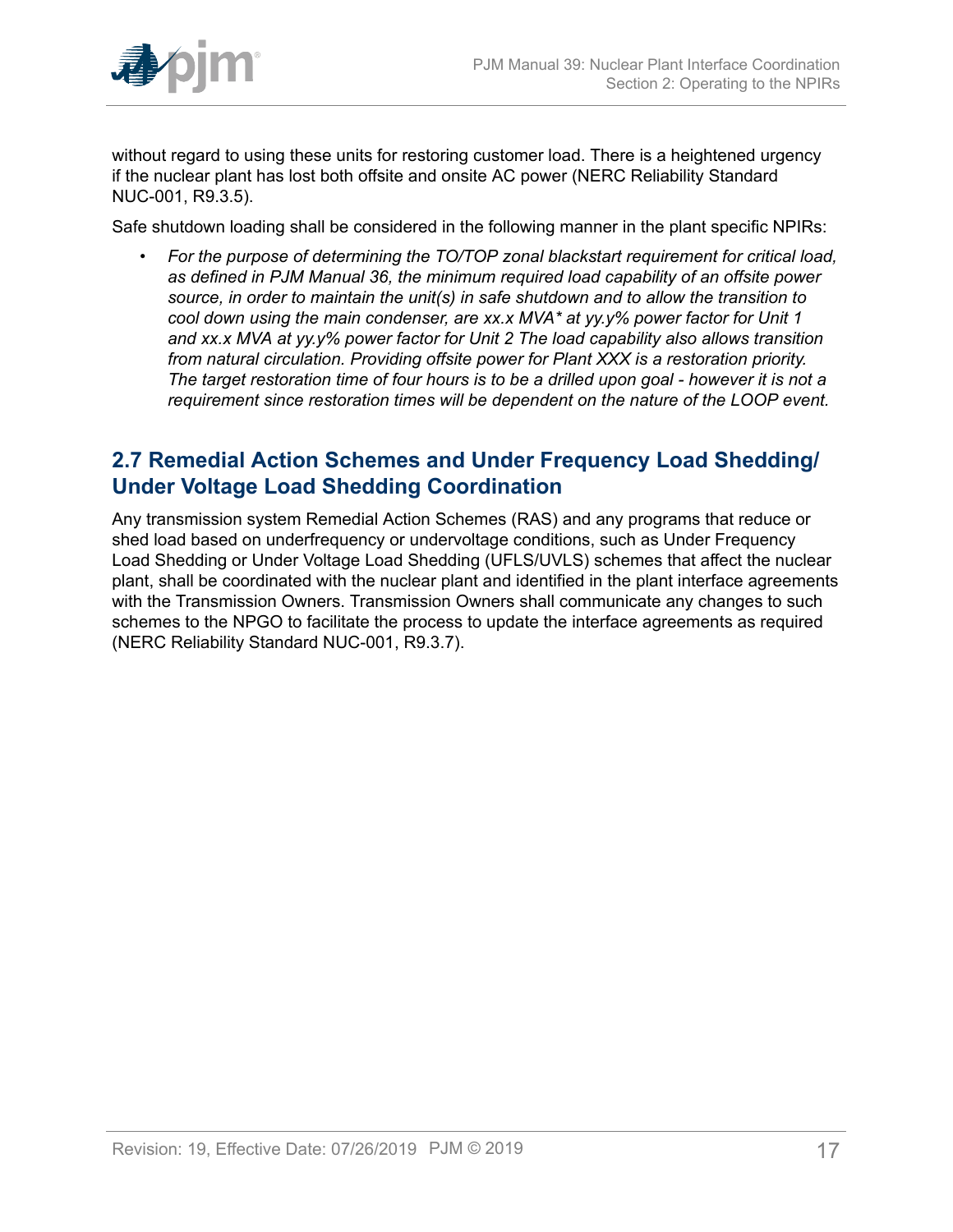without regard to using these units for restoring customer load. There is a heightened urgency if the nuclear plant has lost both offsite and onsite AC power (NERC Reliability Standard NUC-001, R9.3.5).

Safe shutdown loading shall be considered in the following manner in the plant specific NPIRs:

- *For the purpose of determining the TO/TOP zonal blackstart requirement for critical load, as defined in PJM Manual 36, the minimum required load capability of an offsite power source, in order to maintain the unit(s) in safe shutdown and to allow the transition to cool down using the main condenser, are xx.x MVA* at yy.y% power factor for Unit 1 and xx.x MVA at yy.y% power factor for Unit 2 The load capability also allows transition from natural circulation. Providing offsite power for Plant XXX is a restoration priority. The target restoration time of four hours is to be a drilled upon goal - however it is not a requirement since restoration times will be dependent on the nature of the LOOP event.*

## 2.7 Remedial Action Schemes and Under Frequency Load Shedding/ Under Voltage Load Shedding Coordination

Any transmission system Remedial Action Schemes (RAS) and any programs that reduce or shed load based on underfrequency or undervoltage conditions, such as Under Frequency Load Shedding or Under Voltage Load Shedding (UFLS/UVLS) schemes that affect the nuclear plant, shall be coordinated with the nuclear plant and identified in the plant interface agreements with the Transmission Owners. Transmission Owners shall communicate any changes to such schemes to the NPGO to facilitate the process to update the interface agreements as required (NERC Reliability Standard NUC-001, R9.3.7).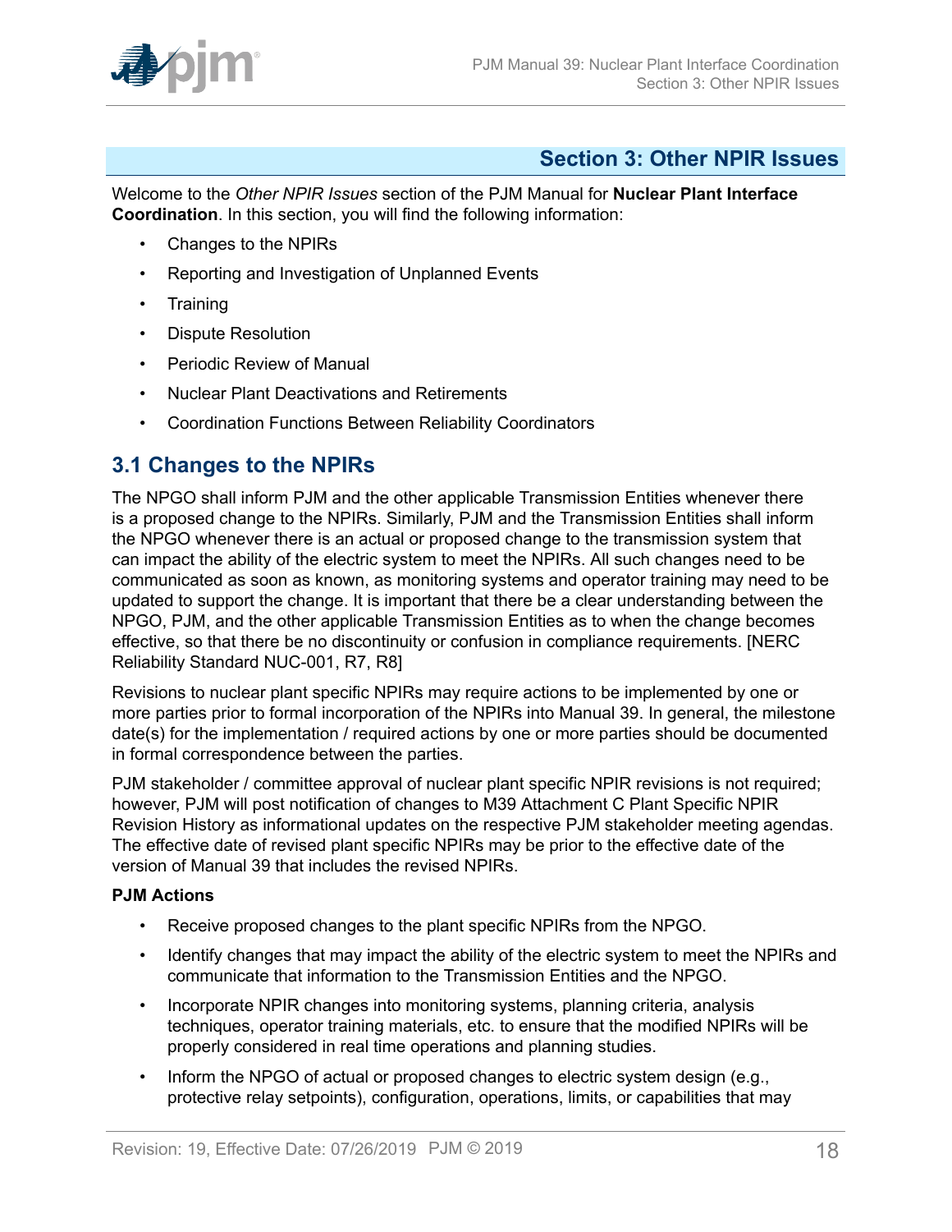## Section 3: Other NPIR Issues

Welcome to the *Other NPIR Issues* section of the PJM Manual for **Nuclear Plant Interface Coordination**. In this section, you will find the following information:

- Changes to the NPIRs
- Reporting and Investigation of Unplanned Events
- Training
- Dispute Resolution
- Periodic Review of Manual
- Nuclear Plant Deactivations and Retirements
- Coordination Functions Between Reliability Coordinators

### 3.1 Changes to the NPIRs

The NPGO shall inform PJM and the other applicable Transmission Entities whenever there is a proposed change to the NPIRs. Similarly, PJM and the Transmission Entities shall inform the NPGO whenever there is an actual or proposed change to the transmission system that can impact the ability of the electric system to meet the NPIRs. All such changes need to be communicated as soon as known, as monitoring systems and operator training may need to be updated to support the change. It is important that there be a clear understanding between the NPGO, PJM, and the other applicable Transmission Entities as to when the change becomes effective, so that there be no discontinuity or confusion in compliance requirements. [NERC Reliability Standard NUC-001, R7, R8]

Revisions to nuclear plant specific NPIRs may require actions to be implemented by one or more parties prior to formal incorporation of the NPIRs into Manual 39. In general, the milestone date(s) for the implementation / required actions by one or more parties should be documented in formal correspondence between the parties.

PJM stakeholder / committee approval of nuclear plant specific NPIR revisions is not required; however, PJM will post notification of changes to M39 Attachment C Plant Specific NPIR Revision History as informational updates on the respective PJM stakeholder meeting agendas. The effective date of revised plant specific NPIRs may be prior to the effective date of the version of Manual 39 that includes the revised NPIRs.

**PJM Actions**

- Receive proposed changes to the plant specific NPIRs from the NPGO.
- Identify changes that may impact the ability of the electric system to meet the NPIRs and communicate that information to the Transmission Entities and the NPGO.
- Incorporate NPIR changes into monitoring systems, planning criteria, analysis techniques, operator training materials, etc. to ensure that the modified NPIRs will be properly considered in real time operations and planning studies.
- Inform the NPGO of actual or proposed changes to electric system design (e.g., protective relay setpoints), configuration, operations, limits, or capabilities that may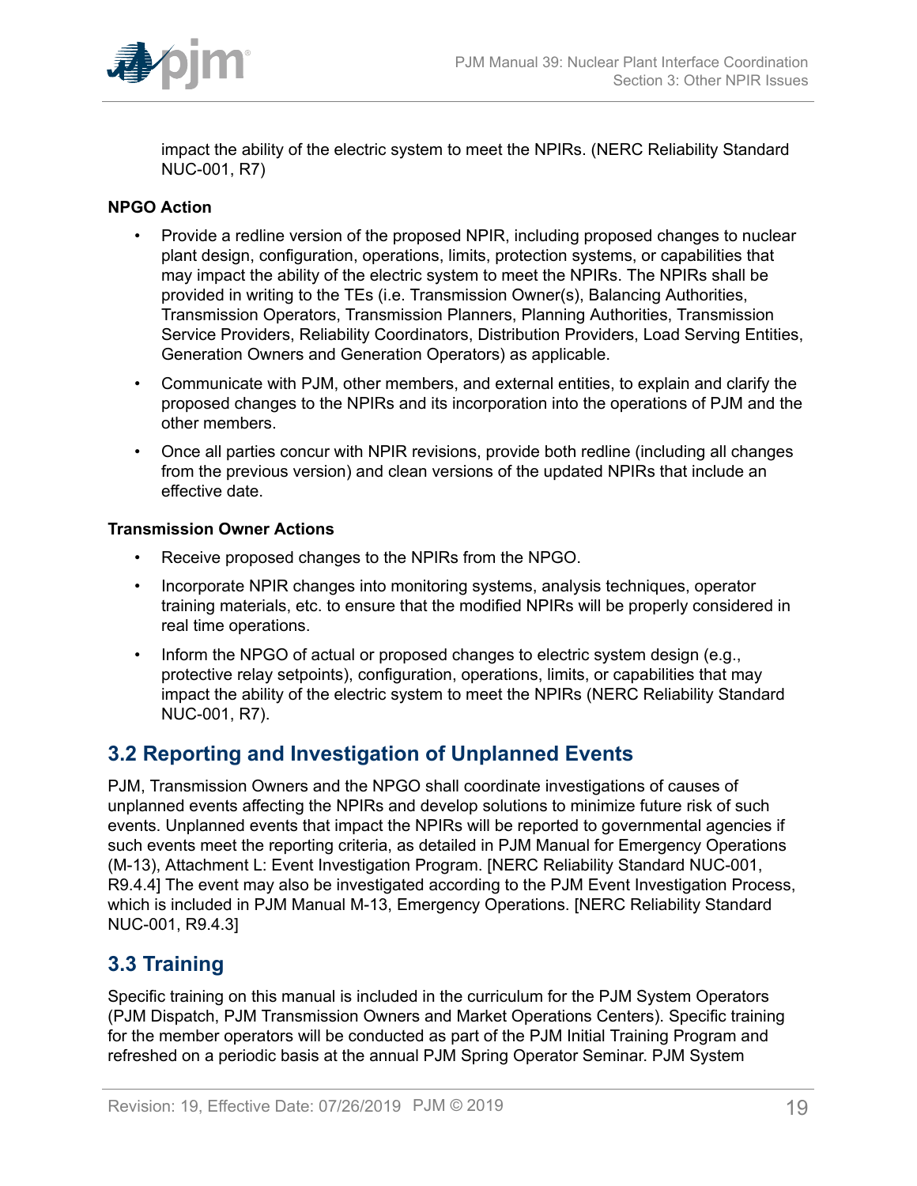impact the ability of the electric system to meet the NPIRs. (NERC Reliability Standard NUC-001, R7)

**NPGO Action**

- Provide a redline version of the proposed NPIR, including proposed changes to nuclear plant design, configuration, operations, limits, protection systems, or capabilities that may impact the ability of the electric system to meet the NPIRs. The NPIRs shall be provided in writing to the TEs (i.e. Transmission Owner(s), Balancing Authorities, Transmission Operators, Transmission Planners, Planning Authorities, Transmission Service Providers, Reliability Coordinators, Distribution Providers, Load Serving Entities, Generation Owners and Generation Operators) as applicable.
- Communicate with PJM, other members, and external entities, to explain and clarify the proposed changes to the NPIRs and its incorporation into the operations of PJM and the other members.
- Once all parties concur with NPIR revisions, provide both redline (including all changes from the previous version) and clean versions of the updated NPIRs that include an effective date.

**Transmission Owner Actions**

- Receive proposed changes to the NPIRs from the NPGO.
- Incorporate NPIR changes into monitoring systems, analysis techniques, operator training materials, etc. to ensure that the modified NPIRs will be properly considered in real time operations.
- Inform the NPGO of actual or proposed changes to electric system design (e.g., protective relay setpoints), configuration, operations, limits, or capabilities that may impact the ability of the electric system to meet the NPIRs (NERC Reliability Standard NUC-001, R7).

## 3.2 Reporting and Investigation of Unplanned Events

PJM, Transmission Owners and the NPGO shall coordinate investigations of causes of unplanned events affecting the NPIRs and develop solutions to minimize future risk of such events. Unplanned events that impact the NPIRs will be reported to governmental agencies if such events meet the reporting criteria, as detailed in PJM Manual for Emergency Operations (M-13), Attachment L: Event Investigation Program. [NERC Reliability Standard NUC-001, R9.4.4] The event may also be investigated according to the PJM Event Investigation Process, which is included in PJM Manual M-13, Emergency Operations. [NERC Reliability Standard NUC-001, R9.4.3]

## 3.3 Training

Specific training on this manual is included in the curriculum for the PJM System Operators (PJM Dispatch, PJM Transmission Owners and Market Operations Centers). Specific training for the member operators will be conducted as part of the PJM Initial Training Program and refreshed on a periodic basis at the annual PJM Spring Operator Seminar. PJM System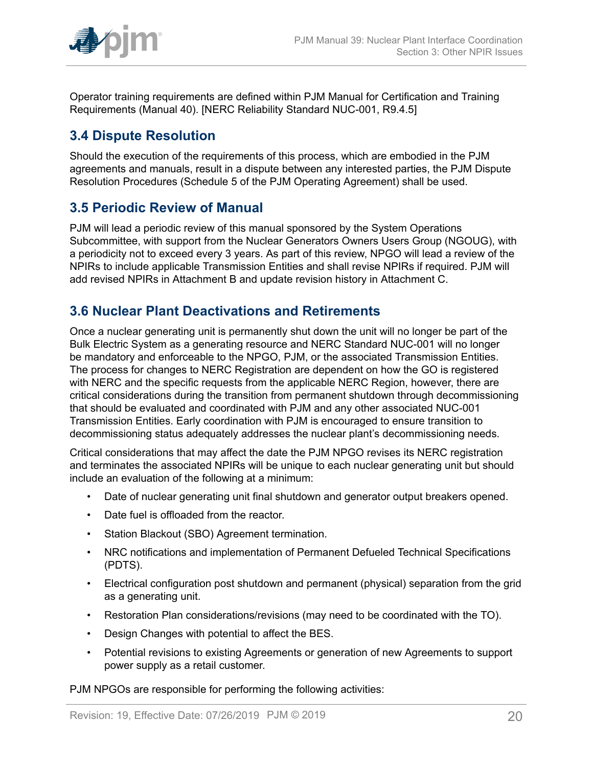Operator training requirements are defined within PJM Manual for Certification and Training Requirements (Manual 40). [NERC Reliability Standard NUC-001, R9.4.5]

## 3.4 Dispute Resolution

Should the execution of the requirements of this process, which are embodied in the PJM agreements and manuals, result in a dispute between any interested parties, the PJM Dispute Resolution Procedures (Schedule 5 of the PJM Operating Agreement) shall be used.

## 3.5 Periodic Review of Manual

PJM will lead a periodic review of this manual sponsored by the System Operations Subcommittee, with support from the Nuclear Generators Owners Users Group (NGOUG), with a periodicity not to exceed every 3 years. As part of this review, NPGO will lead a review of the NPIRs to include applicable Transmission Entities and shall revise NPIRs if required. PJM will add revised NPIRs in Attachment B and update revision history in Attachment C.

## 3.6 Nuclear Plant Deactivations and Retirements

Once a nuclear generating unit is permanently shut down the unit will no longer be part of the Bulk Electric System as a generating resource and NERC Standard NUC-001 will no longer be mandatory and enforceable to the NPGO, PJM, or the associated Transmission Entities. The process for changes to NERC Registration are dependent on how the GO is registered with NERC and the specific requests from the applicable NERC Region, however, there are critical considerations during the transition from permanent shutdown through decommissioning that should be evaluated and coordinated with PJM and any other associated NUC-001 Transmission Entities. Early coordination with PJM is encouraged to ensure transition to decommissioning status adequately addresses the nuclear plant's decommissioning needs.

Critical considerations that may affect the date the PJM NPGO revises its NERC registration and terminates the associated NPIRs will be unique to each nuclear generating unit but should include an evaluation of the following at a minimum:

- Date of nuclear generating unit final shutdown and generator output breakers opened.
- Date fuel is offloaded from the reactor.
- Station Blackout (SBO) Agreement termination.
- NRC notifications and implementation of Permanent Defueled Technical Specifications (PDTS).
- Electrical configuration post shutdown and permanent (physical) separation from the grid as a generating unit.
- Restoration Plan considerations/revisions (may need to be coordinated with the TO).
- Design Changes with potential to affect the BES.
- Potential revisions to existing Agreements or generation of new Agreements to support power supply as a retail customer.

PJM NPGOs are responsible for performing the following activities: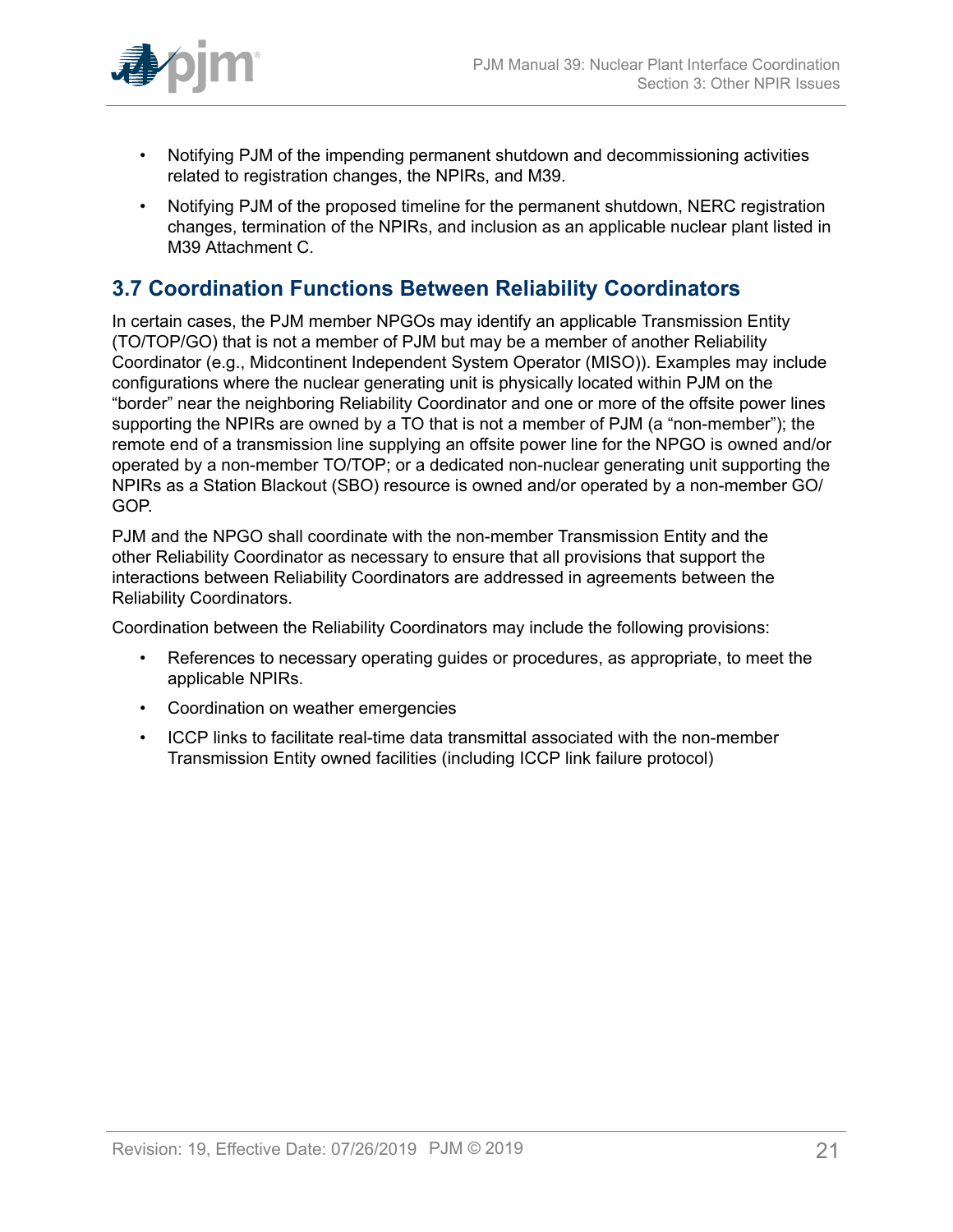- Notifying PJM of the impending permanent shutdown and decommissioning activities related to registration changes, the NPIRs, and M39.
- Notifying PJM of the proposed timeline for the permanent shutdown, NERC registration changes, termination of the NPIRs, and inclusion as an applicable nuclear plant listed in M39 Attachment C.

## 3.7 Coordination Functions Between Reliability Coordinators

In certain cases, the PJM member NPGOs may identify an applicable Transmission Entity (TO/TOP/GO) that is not a member of PJM but may be a member of another Reliability Coordinator (e.g., Midcontinent Independent System Operator (MISO)). Examples may include configurations where the nuclear generating unit is physically located within PJM on the "border" near the neighboring Reliability Coordinator and one or more of the offsite power lines supporting the NPIRs are owned by a TO that is not a member of PJM (a "non-member"); the remote end of a transmission line supplying an offsite power line for the NPGO is owned and/or operated by a non-member TO/TOP; or a dedicated non-nuclear generating unit supporting the NPIRs as a Station Blackout (SBO) resource is owned and/or operated by a non-member GO/GOP.

PJM and the NPGO shall coordinate with the non-member Transmission Entity and the other Reliability Coordinator as necessary to ensure that all provisions that support the interactions between Reliability Coordinators are addressed in agreements between the Reliability Coordinators.

Coordination between the Reliability Coordinators may include the following provisions:

- References to necessary operating guides or procedures, as appropriate, to meet the applicable NPIRs.
- Coordination on weather emergencies
- ICCP links to facilitate real-time data transmittal associated with the non-member Transmission Entity owned facilities (including ICCP link failure protocol)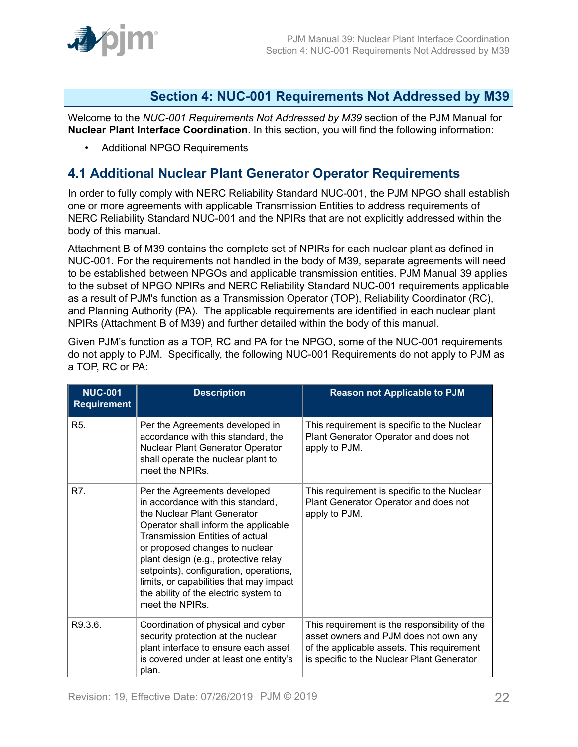# Section 4: NUC-001 Requirements Not Addressed by M39

Welcome to the *NUC-001 Requirements Not Addressed by M39* section of the PJM Manual for **Nuclear Plant Interface Coordination**. In this section, you will find the following information:

- Additional NPGO Requirements

## 4.1 Additional Nuclear Plant Generator Operator Requirements

In order to fully comply with NERC Reliability Standard NUC-001, the PJM NPGO shall establish one or more agreements with applicable Transmission Entities to address requirements of NERC Reliability Standard NUC-001 and the NPIRs that are not explicitly addressed within the body of this manual.

Attachment B of M39 contains the complete set of NPIRs for each nuclear plant as defined in NUC-001. For the requirements not handled in the body of M39, separate agreements will need to be established between NPGOs and applicable transmission entities. PJM Manual 39 applies to the subset of NPGO NPIRs and NERC Reliability Standard NUC-001 requirements applicable as a result of PJM's function as a Transmission Operator (TOP), Reliability Coordinator (RC), and Planning Authority (PA). The applicable requirements are identified in each nuclear plant NPIRs (Attachment B of M39) and further detailed within the body of this manual.

Given PJM's function as a TOP, RC and PA for the NPGO, some of the NUC-001 requirements do not apply to PJM. Specifically, the following NUC-001 Requirements do not apply to PJM as a TOP, RC or PA:

| NUC-001 Requirement | Description | Reason not Applicable to PJM |
|---|---|---|
| R5. | Per the Agreements developed in accordance with this standard, the Nuclear Plant Generator Operator shall operate the nuclear plant to meet the NPIRs. | This requirement is specific to the Nuclear Plant Generator Operator and does not apply to PJM. |
| R7. | Per the Agreements developed in accordance with this standard, the Nuclear Plant Generator Operator shall inform the applicable Transmission Entities of actual or proposed changes to nuclear plant design (e.g., protective relay setpoints), configuration, operations, limits, or capabilities that may impact the ability of the electric system to meet the NPIRs. | This requirement is specific to the Nuclear Plant Generator Operator and does not apply to PJM. |
| R9.3.6. | Coordination of physical and cyber security protection at the nuclear plant interface to ensure each asset is covered under at least one entity's plan. | This requirement is the responsibility of the asset owners and PJM does not own any of the applicable assets. This requirement is specific to the Nuclear Plant Generator |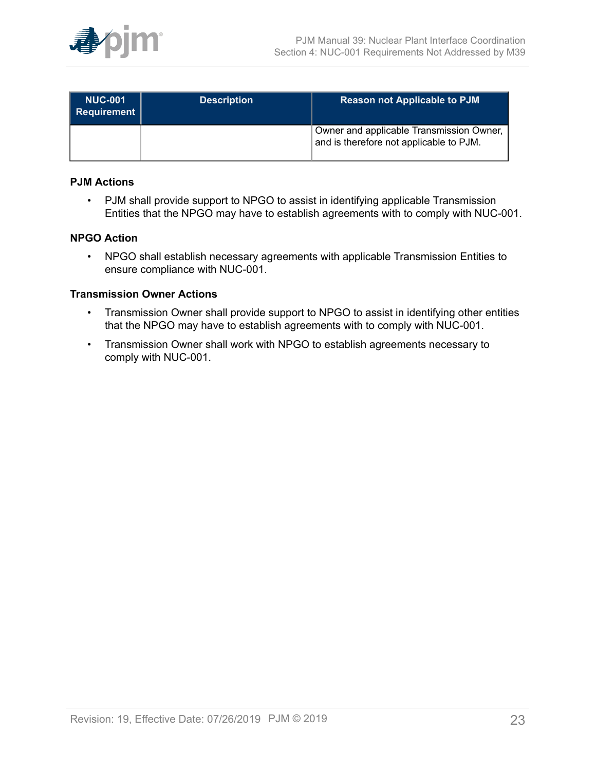| NUC-001 Requirement | Description | Reason not Applicable to PJM |
| --- | --- | --- |
| | | Owner and applicable Transmission Owner, and is therefore not applicable to PJM. |

**PJM Actions**

- PJM shall provide support to NPGO to assist in identifying applicable Transmission Entities that the NPGO may have to establish agreements with to comply with NUC-001.

**NPGO Action**

- NPGO shall establish necessary agreements with applicable Transmission Entities to ensure compliance with NUC-001.

**Transmission Owner Actions**

- Transmission Owner shall provide support to NPGO to assist in identifying other entities that the NPGO may have to establish agreements with to comply with NUC-001.
- Transmission Owner shall work with NPGO to establish agreements necessary to comply with NUC-001.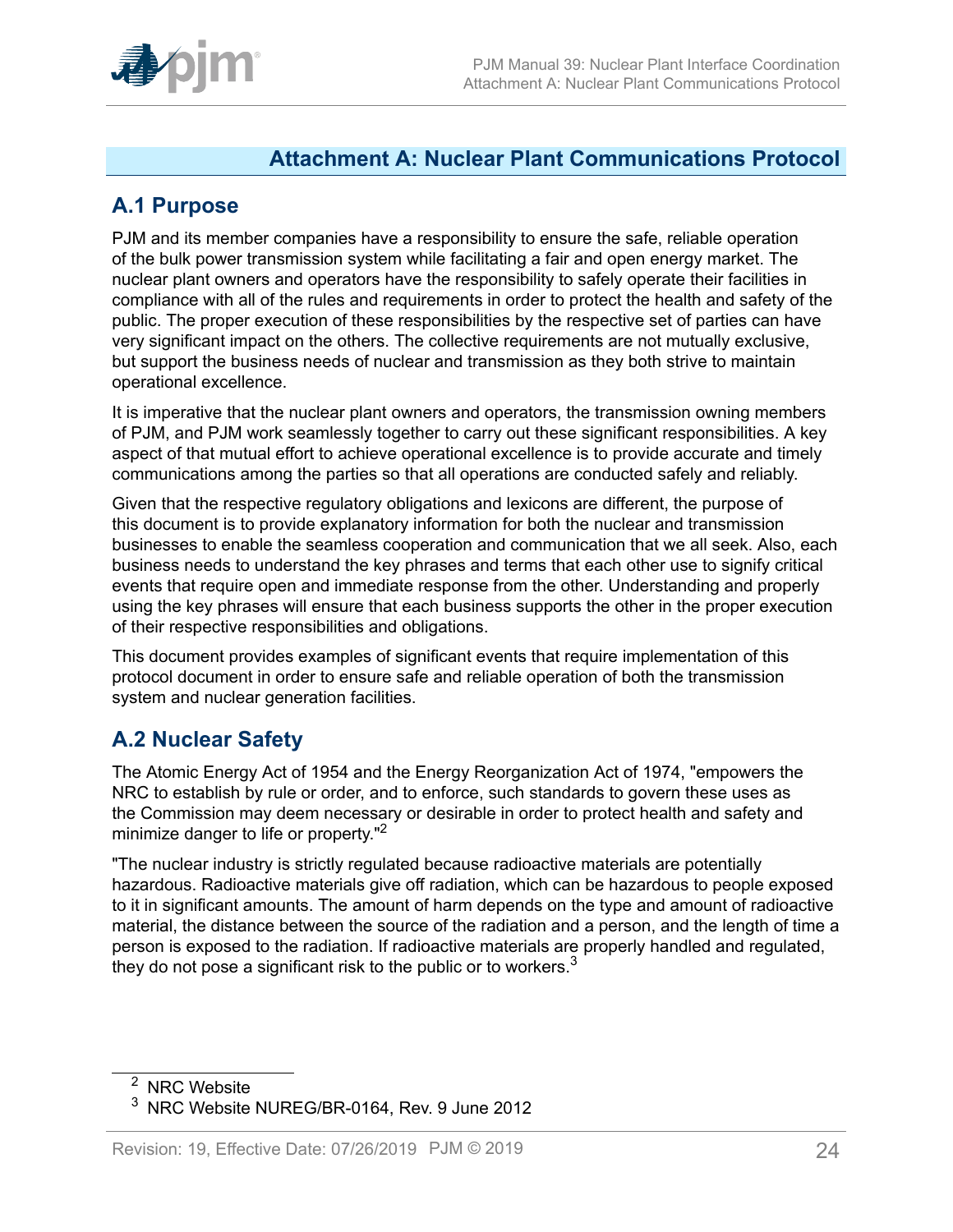# Attachment A: Nuclear Plant Communications Protocol

## A.1 Purpose

PJM and its member companies have a responsibility to ensure the safe, reliable operation of the bulk power transmission system while facilitating a fair and open energy market. The nuclear plant owners and operators have the responsibility to safely operate their facilities in compliance with all of the rules and requirements in order to protect the health and safety of the public. The proper execution of these responsibilities by the respective set of parties can have very significant impact on the others. The collective requirements are not mutually exclusive, but support the business needs of nuclear and transmission as they both strive to maintain operational excellence.

It is imperative that the nuclear plant owners and operators, the transmission owning members of PJM, and PJM work seamlessly together to carry out these significant responsibilities. A key aspect of that mutual effort to achieve operational excellence is to provide accurate and timely communications among the parties so that all operations are conducted safely and reliably.

Given that the respective regulatory obligations and lexicons are different, the purpose of this document is to provide explanatory information for both the nuclear and transmission businesses to enable the seamless cooperation and communication that we all seek. Also, each business needs to understand the key phrases and terms that each other use to signify critical events that require open and immediate response from the other. Understanding and properly using the key phrases will ensure that each business supports the other in the proper execution of their respective responsibilities and obligations.

This document provides examples of significant events that require implementation of this protocol document in order to ensure safe and reliable operation of both the transmission system and nuclear generation facilities.

## A.2 Nuclear Safety

The Atomic Energy Act of 1954 and the Energy Reorganization Act of 1974, "empowers the NRC to establish by rule or order, and to enforce, such standards to govern these uses as the Commission may deem necessary or desirable in order to protect health and safety and minimize danger to life or property."[2]

"The nuclear industry is strictly regulated because radioactive materials are potentially hazardous. Radioactive materials give off radiation, which can be hazardous to people exposed to it in significant amounts. The amount of harm depends on the type and amount of radioactive material, the distance between the source of the radiation and a person, and the length of time a person is exposed to the radiation. If radioactive materials are properly handled and regulated, they do not pose a significant risk to the public or to workers.[3]

---

[2] NRC Website

[3] NRC Website NUREG/BR-0164, Rev. 9 June 2012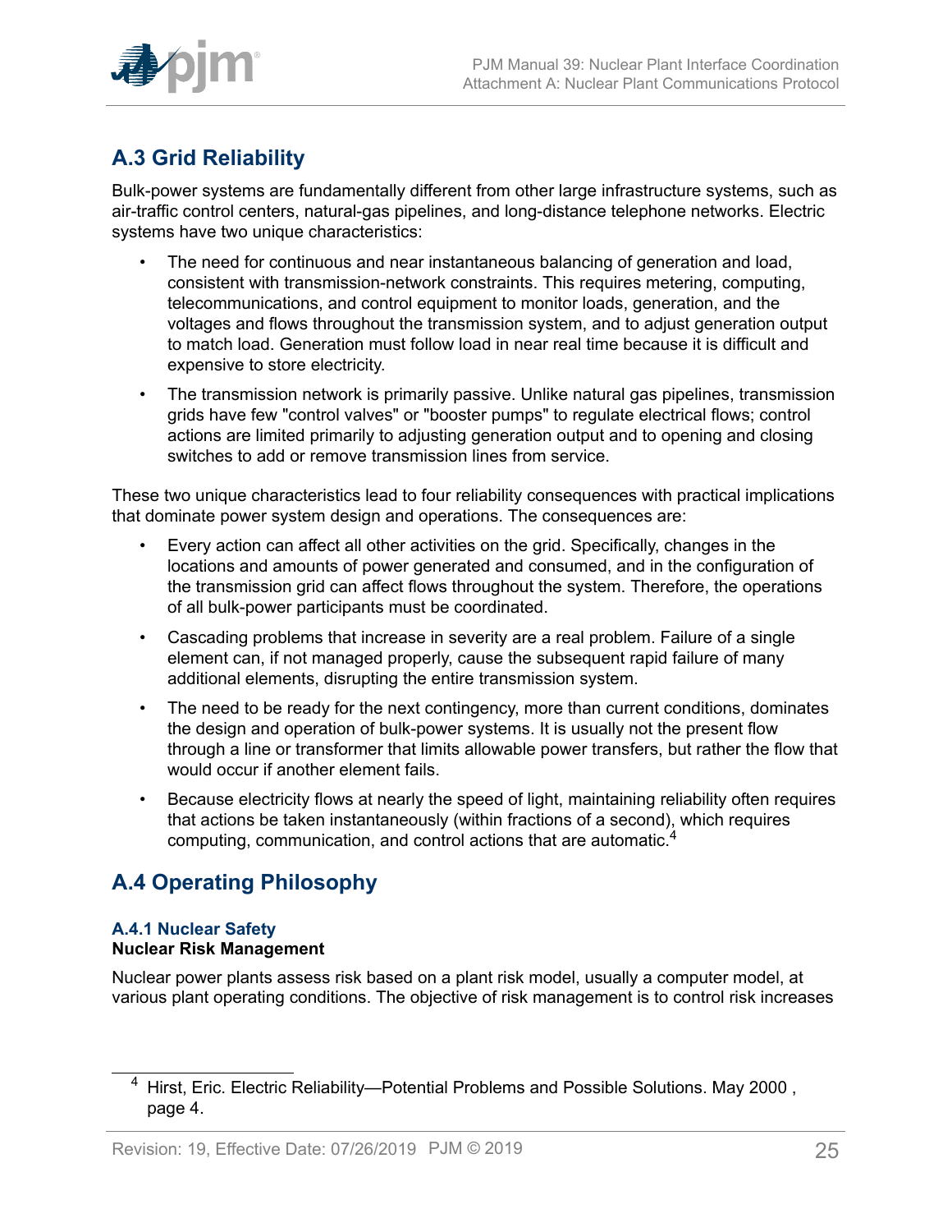## A.3 Grid Reliability

Bulk-power systems are fundamentally different from other large infrastructure systems, such as air-traffic control centers, natural-gas pipelines, and long-distance telephone networks. Electric systems have two unique characteristics:

- The need for continuous and near instantaneous balancing of generation and load, consistent with transmission-network constraints. This requires metering, computing, telecommunications, and control equipment to monitor loads, generation, and the voltages and flows throughout the transmission system, and to adjust generation output to match load. Generation must follow load in near real time because it is difficult and expensive to store electricity.
- The transmission network is primarily passive. Unlike natural gas pipelines, transmission grids have few "control valves" or "booster pumps" to regulate electrical flows; control actions are limited primarily to adjusting generation output and to opening and closing switches to add or remove transmission lines from service.

These two unique characteristics lead to four reliability consequences with practical implications that dominate power system design and operations. The consequences are:

- Every action can affect all other activities on the grid. Specifically, changes in the locations and amounts of power generated and consumed, and in the configuration of the transmission grid can affect flows throughout the system. Therefore, the operations of all bulk-power participants must be coordinated.
- Cascading problems that increase in severity are a real problem. Failure of a single element can, if not managed properly, cause the subsequent rapid failure of many additional elements, disrupting the entire transmission system.
- The need to be ready for the next contingency, more than current conditions, dominates the design and operation of bulk-power systems. It is usually not the present flow through a line or transformer that limits allowable power transfers, but rather the flow that would occur if another element fails.
- Because electricity flows at nearly the speed of light, maintaining reliability often requires that actions be taken instantaneously (within fractions of a second), which requires computing, communication, and control actions that are automatic.[4]

## A.4 Operating Philosophy

### A.4.1 Nuclear Safety

**Nuclear Risk Management**

Nuclear power plants assess risk based on a plant risk model, usually a computer model, at various plant operating conditions. The objective of risk management is to control risk increases

---

[4] Hirst, Eric. Electric Reliability—Potential Problems and Possible Solutions. May 2000 , page 4.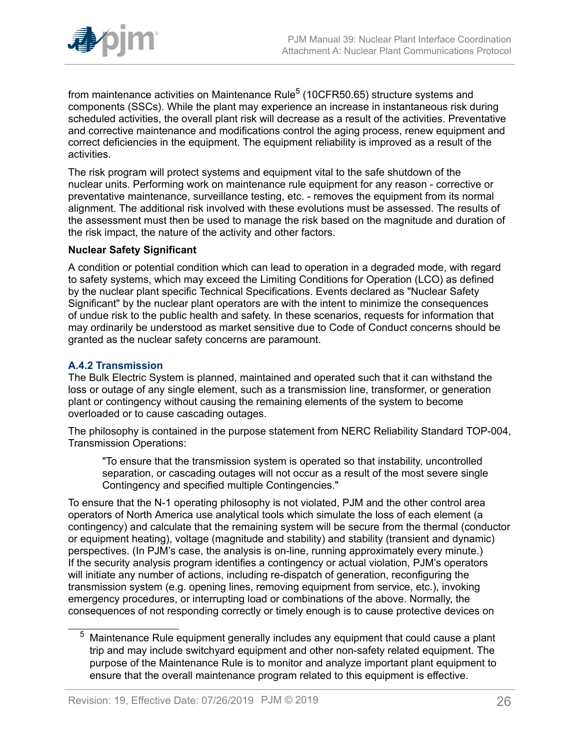from maintenance activities on Maintenance Rule[5] (10CFR50.65) structure systems and components (SSCs). While the plant may experience an increase in instantaneous risk during scheduled activities, the overall plant risk will decrease as a result of the activities. Preventative and corrective maintenance and modifications control the aging process, renew equipment and correct deficiencies in the equipment. The equipment reliability is improved as a result of the activities.

The risk program will protect systems and equipment vital to the safe shutdown of the nuclear units. Performing work on maintenance rule equipment for any reason - corrective or preventative maintenance, surveillance testing, etc. - removes the equipment from its normal alignment. The additional risk involved with these evolutions must be assessed. The results of the assessment must then be used to manage the risk based on the magnitude and duration of the risk impact, the nature of the activity and other factors.

**Nuclear Safety Significant**

A condition or potential condition which can lead to operation in a degraded mode, with regard to safety systems, which may exceed the Limiting Conditions for Operation (LCO) as defined by the nuclear plant specific Technical Specifications. Events declared as "Nuclear Safety Significant" by the nuclear plant operators are with the intent to minimize the consequences of undue risk to the public health and safety. In these scenarios, requests for information that may ordinarily be understood as market sensitive due to Code of Conduct concerns should be granted as the nuclear safety concerns are paramount.

### A.4.2 Transmission

The Bulk Electric System is planned, maintained and operated such that it can withstand the loss or outage of any single element, such as a transmission line, transformer, or generation plant or contingency without causing the remaining elements of the system to become overloaded or to cause cascading outages.

The philosophy is contained in the purpose statement from NERC Reliability Standard TOP-004, Transmission Operations:

> "To ensure that the transmission system is operated so that instability, uncontrolled separation, or cascading outages will not occur as a result of the most severe single Contingency and specified multiple Contingencies."

To ensure that the N-1 operating philosophy is not violated, PJM and the other control area operators of North America use analytical tools which simulate the loss of each element (a contingency) and calculate that the remaining system will be secure from the thermal (conductor or equipment heating), voltage (magnitude and stability) and stability (transient and dynamic) perspectives. (In PJM's case, the analysis is on-line, running approximately every minute.) If the security analysis program identifies a contingency or actual violation, PJM's operators will initiate any number of actions, including re-dispatch of generation, reconfiguring the transmission system (e.g. opening lines, removing equipment from service, etc.), invoking emergency procedures, or interrupting load or combinations of the above. Normally, the consequences of not responding correctly or timely enough is to cause protective devices on

[5] Maintenance Rule equipment generally includes any equipment that could cause a plant trip and may include switchyard equipment and other non-safety related equipment. The purpose of the Maintenance Rule is to monitor and analyze important plant equipment to ensure that the overall maintenance program related to this equipment is effective.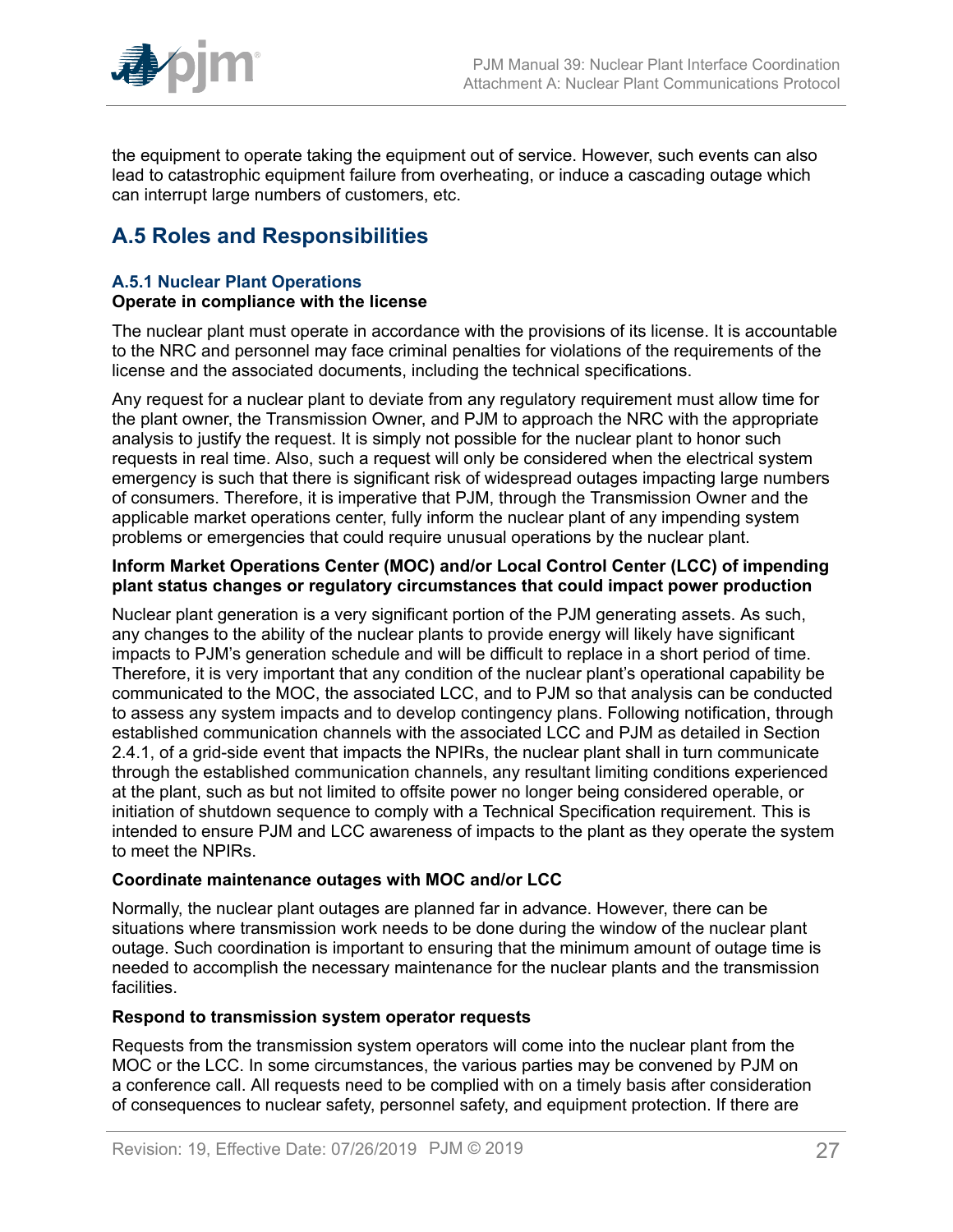the equipment to operate taking the equipment out of service. However, such events can also lead to catastrophic equipment failure from overheating, or induce a cascading outage which can interrupt large numbers of customers, etc.

## A.5 Roles and Responsibilities

### A.5.1 Nuclear Plant Operations

**Operate in compliance with the license**

The nuclear plant must operate in accordance with the provisions of its license. It is accountable to the NRC and personnel may face criminal penalties for violations of the requirements of the license and the associated documents, including the technical specifications.

Any request for a nuclear plant to deviate from any regulatory requirement must allow time for the plant owner, the Transmission Owner, and PJM to approach the NRC with the appropriate analysis to justify the request. It is simply not possible for the nuclear plant to honor such requests in real time. Also, such a request will only be considered when the electrical system emergency is such that there is significant risk of widespread outages impacting large numbers of consumers. Therefore, it is imperative that PJM, through the Transmission Owner and the applicable market operations center, fully inform the nuclear plant of any impending system problems or emergencies that could require unusual operations by the nuclear plant.

**Inform Market Operations Center (MOC) and/or Local Control Center (LCC) of impending plant status changes or regulatory circumstances that could impact power production**

Nuclear plant generation is a very significant portion of the PJM generating assets. As such, any changes to the ability of the nuclear plants to provide energy will likely have significant impacts to PJM's generation schedule and will be difficult to replace in a short period of time. Therefore, it is very important that any condition of the nuclear plant's operational capability be communicated to the MOC, the associated LCC, and to PJM so that analysis can be conducted to assess any system impacts and to develop contingency plans. Following notification, through established communication channels with the associated LCC and PJM as detailed in Section 2.4.1, of a grid-side event that impacts the NPIRs, the nuclear plant shall in turn communicate through the established communication channels, any resultant limiting conditions experienced at the plant, such as but not limited to offsite power no longer being considered operable, or initiation of shutdown sequence to comply with a Technical Specification requirement. This is intended to ensure PJM and LCC awareness of impacts to the plant as they operate the system to meet the NPIRs.

**Coordinate maintenance outages with MOC and/or LCC**

Normally, the nuclear plant outages are planned far in advance. However, there can be situations where transmission work needs to be done during the window of the nuclear plant outage. Such coordination is important to ensuring that the minimum amount of outage time is needed to accomplish the necessary maintenance for the nuclear plants and the transmission facilities.

**Respond to transmission system operator requests**

Requests from the transmission system operators will come into the nuclear plant from the MOC or the LCC. In some circumstances, the various parties may be convened by PJM on a conference call. All requests need to be complied with on a timely basis after consideration of consequences to nuclear safety, personnel safety, and equipment protection. If there are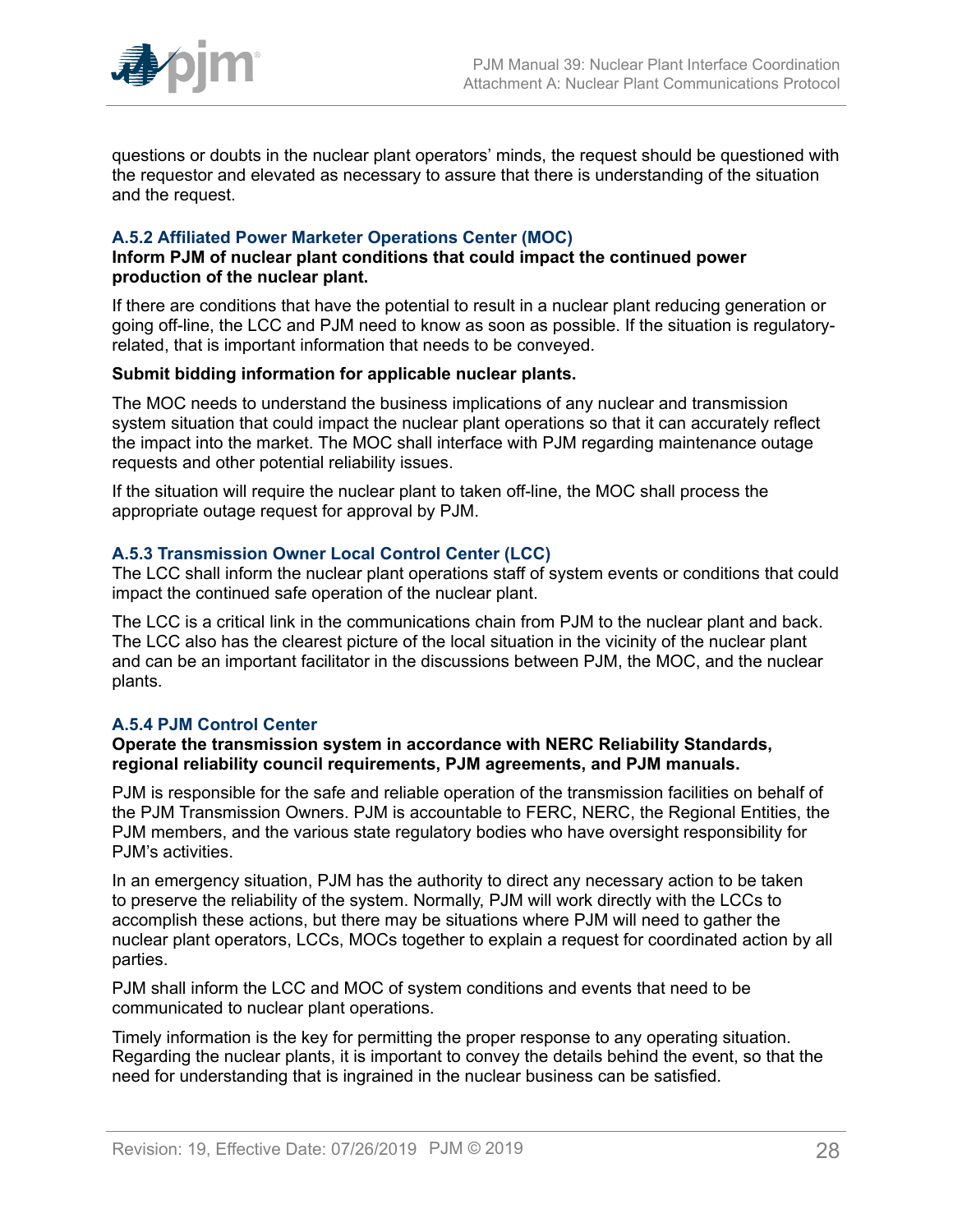questions or doubts in the nuclear plant operators' minds, the request should be questioned with the requestor and elevated as necessary to assure that there is understanding of the situation and the request.

### A.5.2 Affiliated Power Marketer Operations Center (MOC)

**Inform PJM of nuclear plant conditions that could impact the continued power production of the nuclear plant.**

If there are conditions that have the potential to result in a nuclear plant reducing generation or going off-line, the LCC and PJM need to know as soon as possible. If the situation is regulatory-related, that is important information that needs to be conveyed.

**Submit bidding information for applicable nuclear plants.**

The MOC needs to understand the business implications of any nuclear and transmission system situation that could impact the nuclear plant operations so that it can accurately reflect the impact into the market. The MOC shall interface with PJM regarding maintenance outage requests and other potential reliability issues.

If the situation will require the nuclear plant to taken off-line, the MOC shall process the appropriate outage request for approval by PJM.

### A.5.3 Transmission Owner Local Control Center (LCC)

The LCC shall inform the nuclear plant operations staff of system events or conditions that could impact the continued safe operation of the nuclear plant.

The LCC is a critical link in the communications chain from PJM to the nuclear plant and back. The LCC also has the clearest picture of the local situation in the vicinity of the nuclear plant and can be an important facilitator in the discussions between PJM, the MOC, and the nuclear plants.

### A.5.4 PJM Control Center

**Operate the transmission system in accordance with NERC Reliability Standards, regional reliability council requirements, PJM agreements, and PJM manuals.**

PJM is responsible for the safe and reliable operation of the transmission facilities on behalf of the PJM Transmission Owners. PJM is accountable to FERC, NERC, the Regional Entities, the PJM members, and the various state regulatory bodies who have oversight responsibility for PJM's activities.

In an emergency situation, PJM has the authority to direct any necessary action to be taken to preserve the reliability of the system. Normally, PJM will work directly with the LCCs to accomplish these actions, but there may be situations where PJM will need to gather the nuclear plant operators, LCCs, MOCs together to explain a request for coordinated action by all parties.

PJM shall inform the LCC and MOC of system conditions and events that need to be communicated to nuclear plant operations.

Timely information is the key for permitting the proper response to any operating situation. Regarding the nuclear plants, it is important to convey the details behind the event, so that the need for understanding that is ingrained in the nuclear business can be satisfied.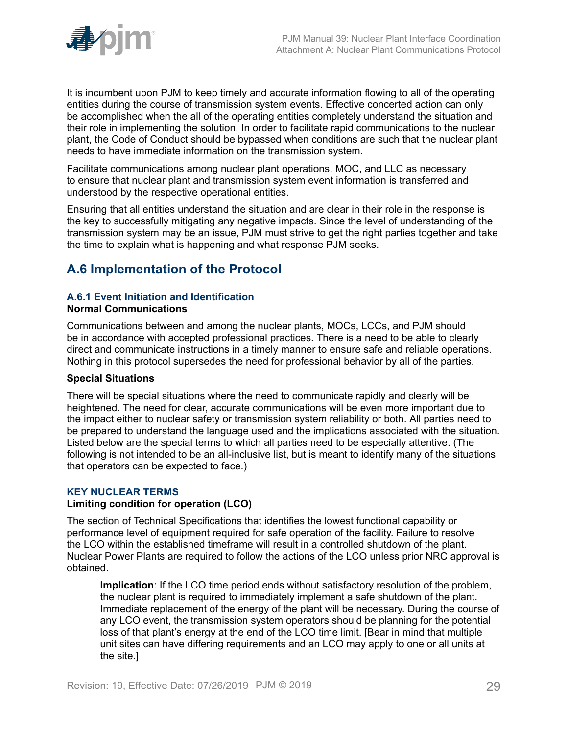It is incumbent upon PJM to keep timely and accurate information flowing to all of the operating entities during the course of transmission system events. Effective concerted action can only be accomplished when the all of the operating entities completely understand the situation and their role in implementing the solution. In order to facilitate rapid communications to the nuclear plant, the Code of Conduct should be bypassed when conditions are such that the nuclear plant needs to have immediate information on the transmission system.

Facilitate communications among nuclear plant operations, MOC, and LLC as necessary to ensure that nuclear plant and transmission system event information is transferred and understood by the respective operational entities.

Ensuring that all entities understand the situation and are clear in their role in the response is the key to successfully mitigating any negative impacts. Since the level of understanding of the transmission system may be an issue, PJM must strive to get the right parties together and take the time to explain what is happening and what response PJM seeks.

## A.6 Implementation of the Protocol

### A.6.1 Event Initiation and Identification

**Normal Communications**

Communications between and among the nuclear plants, MOCs, LCCs, and PJM should be in accordance with accepted professional practices. There is a need to be able to clearly direct and communicate instructions in a timely manner to ensure safe and reliable operations. Nothing in this protocol supersedes the need for professional behavior by all of the parties.

**Special Situations**

There will be special situations where the need to communicate rapidly and clearly will be heightened. The need for clear, accurate communications will be even more important due to the impact either to nuclear safety or transmission system reliability or both. All parties need to be prepared to understand the language used and the implications associated with the situation. Listed below are the special terms to which all parties need to be especially attentive. (The following is not intended to be an all-inclusive list, but is meant to identify many of the situations that operators can be expected to face.)

#### KEY NUCLEAR TERMS

**Limiting condition for operation (LCO)**

The section of Technical Specifications that identifies the lowest functional capability or performance level of equipment required for safe operation of the facility. Failure to resolve the LCO within the established timeframe will result in a controlled shutdown of the plant. Nuclear Power Plants are required to follow the actions of the LCO unless prior NRC approval is obtained.

> **Implication**: If the LCO time period ends without satisfactory resolution of the problem, the nuclear plant is required to immediately implement a safe shutdown of the plant. Immediate replacement of the energy of the plant will be necessary. During the course of any LCO event, the transmission system operators should be planning for the potential loss of that plant's energy at the end of the LCO time limit. [Bear in mind that multiple unit sites can have differing requirements and an LCO may apply to one or all units at the site.]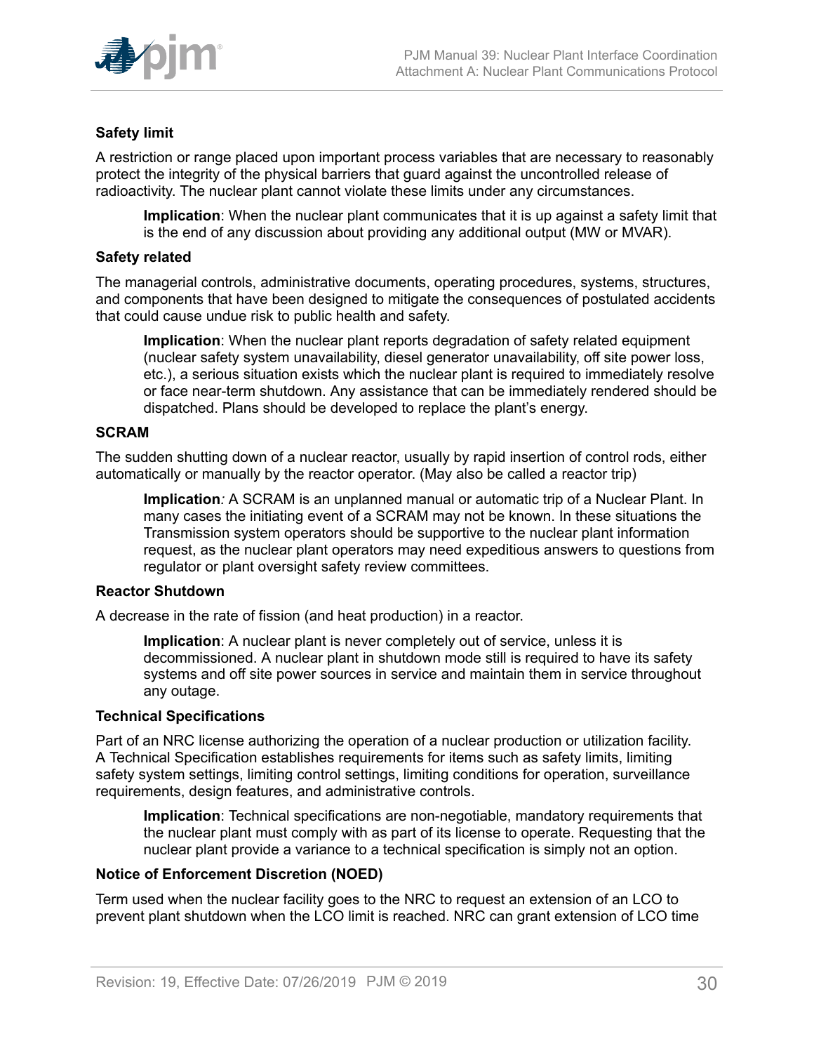**Safety limit**

A restriction or range placed upon important process variables that are necessary to reasonably protect the integrity of the physical barriers that guard against the uncontrolled release of radioactivity. The nuclear plant cannot violate these limits under any circumstances.

> **Implication**: When the nuclear plant communicates that it is up against a safety limit that is the end of any discussion about providing any additional output (MW or MVAR).

**Safety related**

The managerial controls, administrative documents, operating procedures, systems, structures, and components that have been designed to mitigate the consequences of postulated accidents that could cause undue risk to public health and safety.

> **Implication**: When the nuclear plant reports degradation of safety related equipment (nuclear safety system unavailability, diesel generator unavailability, off site power loss, etc.), a serious situation exists which the nuclear plant is required to immediately resolve or face near-term shutdown. Any assistance that can be immediately rendered should be dispatched. Plans should be developed to replace the plant's energy.

**SCRAM**

The sudden shutting down of a nuclear reactor, usually by rapid insertion of control rods, either automatically or manually by the reactor operator. (May also be called a reactor trip)

> **Implication***:* A SCRAM is an unplanned manual or automatic trip of a Nuclear Plant. In many cases the initiating event of a SCRAM may not be known. In these situations the Transmission system operators should be supportive to the nuclear plant information request, as the nuclear plant operators may need expeditious answers to questions from regulator or plant oversight safety review committees.

**Reactor Shutdown**

A decrease in the rate of fission (and heat production) in a reactor.

> **Implication**: A nuclear plant is never completely out of service, unless it is decommissioned. A nuclear plant in shutdown mode still is required to have its safety systems and off site power sources in service and maintain them in service throughout any outage.

**Technical Specifications**

Part of an NRC license authorizing the operation of a nuclear production or utilization facility. A Technical Specification establishes requirements for items such as safety limits, limiting safety system settings, limiting control settings, limiting conditions for operation, surveillance requirements, design features, and administrative controls.

> **Implication**: Technical specifications are non-negotiable, mandatory requirements that the nuclear plant must comply with as part of its license to operate. Requesting that the nuclear plant provide a variance to a technical specification is simply not an option.

**Notice of Enforcement Discretion (NOED)**

Term used when the nuclear facility goes to the NRC to request an extension of an LCO to prevent plant shutdown when the LCO limit is reached. NRC can grant extension of LCO time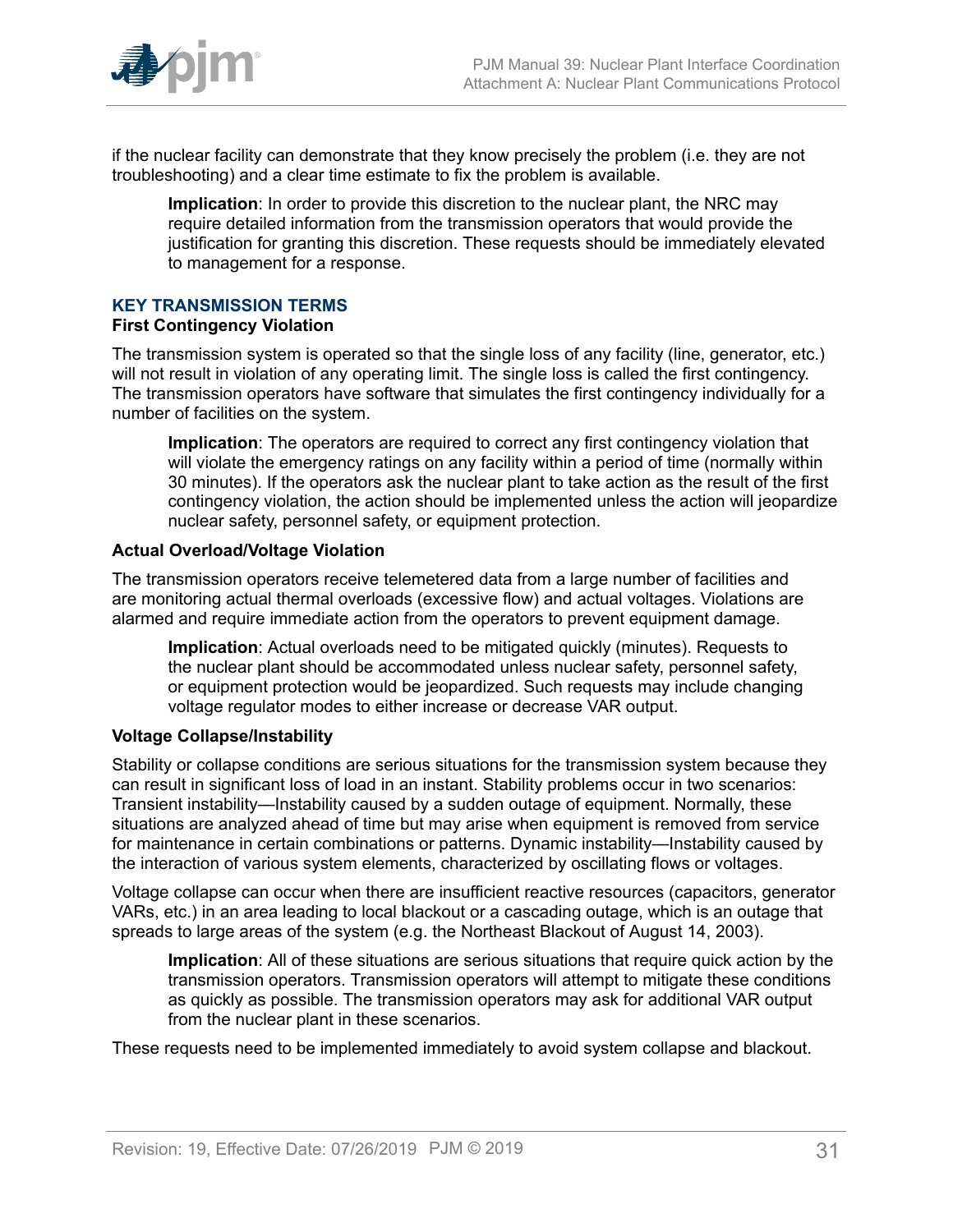if the nuclear facility can demonstrate that they know precisely the problem (i.e. they are not troubleshooting) and a clear time estimate to fix the problem is available.

> **Implication**: In order to provide this discretion to the nuclear plant, the NRC may require detailed information from the transmission operators that would provide the justification for granting this discretion. These requests should be immediately elevated to management for a response.

## KEY TRANSMISSION TERMS

### First Contingency Violation

The transmission system is operated so that the single loss of any facility (line, generator, etc.) will not result in violation of any operating limit. The single loss is called the first contingency. The transmission operators have software that simulates the first contingency individually for a number of facilities on the system.

> **Implication**: The operators are required to correct any first contingency violation that will violate the emergency ratings on any facility within a period of time (normally within 30 minutes). If the operators ask the nuclear plant to take action as the result of the first contingency violation, the action should be implemented unless the action will jeopardize nuclear safety, personnel safety, or equipment protection.

### Actual Overload/Voltage Violation

The transmission operators receive telemetered data from a large number of facilities and are monitoring actual thermal overloads (excessive flow) and actual voltages. Violations are alarmed and require immediate action from the operators to prevent equipment damage.

> **Implication**: Actual overloads need to be mitigated quickly (minutes). Requests to the nuclear plant should be accommodated unless nuclear safety, personnel safety, or equipment protection would be jeopardized. Such requests may include changing voltage regulator modes to either increase or decrease VAR output.

### Voltage Collapse/Instability

Stability or collapse conditions are serious situations for the transmission system because they can result in significant loss of load in an instant. Stability problems occur in two scenarios: Transient instability—Instability caused by a sudden outage of equipment. Normally, these situations are analyzed ahead of time but may arise when equipment is removed from service for maintenance in certain combinations or patterns. Dynamic instability—Instability caused by the interaction of various system elements, characterized by oscillating flows or voltages.

Voltage collapse can occur when there are insufficient reactive resources (capacitors, generator VARs, etc.) in an area leading to local blackout or a cascading outage, which is an outage that spreads to large areas of the system (e.g. the Northeast Blackout of August 14, 2003).

> **Implication**: All of these situations are serious situations that require quick action by the transmission operators. Transmission operators will attempt to mitigate these conditions as quickly as possible. The transmission operators may ask for additional VAR output from the nuclear plant in these scenarios.

These requests need to be implemented immediately to avoid system collapse and blackout.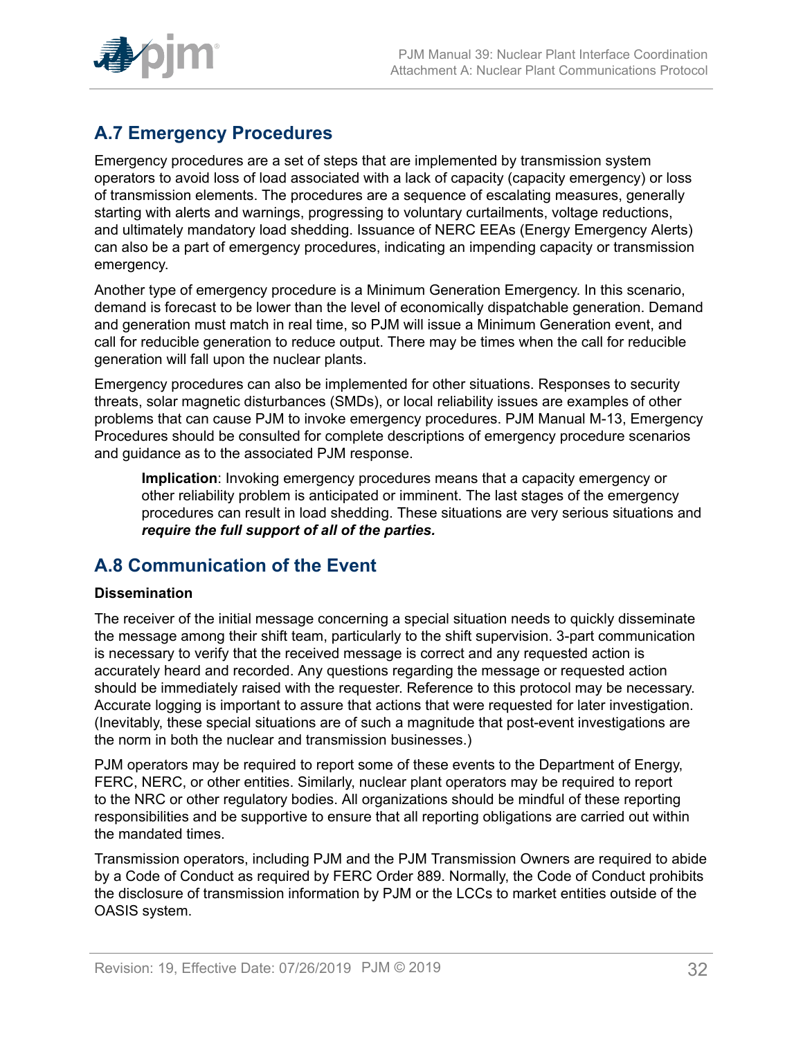## A.7 Emergency Procedures

Emergency procedures are a set of steps that are implemented by transmission system operators to avoid loss of load associated with a lack of capacity (capacity emergency) or loss of transmission elements. The procedures are a sequence of escalating measures, generally starting with alerts and warnings, progressing to voluntary curtailments, voltage reductions, and ultimately mandatory load shedding. Issuance of NERC EEAs (Energy Emergency Alerts) can also be a part of emergency procedures, indicating an impending capacity or transmission emergency.

Another type of emergency procedure is a Minimum Generation Emergency. In this scenario, demand is forecast to be lower than the level of economically dispatchable generation. Demand and generation must match in real time, so PJM will issue a Minimum Generation event, and call for reducible generation to reduce output. There may be times when the call for reducible generation will fall upon the nuclear plants.

Emergency procedures can also be implemented for other situations. Responses to security threats, solar magnetic disturbances (SMDs), or local reliability issues are examples of other problems that can cause PJM to invoke emergency procedures. PJM Manual M-13, Emergency Procedures should be consulted for complete descriptions of emergency procedure scenarios and guidance as to the associated PJM response.

> **Implication**: Invoking emergency procedures means that a capacity emergency or other reliability problem is anticipated or imminent. The last stages of the emergency procedures can result in load shedding. These situations are very serious situations and ***require the full support of all of the parties.***

## A.8 Communication of the Event

**Dissemination**

The receiver of the initial message concerning a special situation needs to quickly disseminate the message among their shift team, particularly to the shift supervision. 3-part communication is necessary to verify that the received message is correct and any requested action is accurately heard and recorded. Any questions regarding the message or requested action should be immediately raised with the requester. Reference to this protocol may be necessary. Accurate logging is important to assure that actions that were requested for later investigation. (Inevitably, these special situations are of such a magnitude that post-event investigations are the norm in both the nuclear and transmission businesses.)

PJM operators may be required to report some of these events to the Department of Energy, FERC, NERC, or other entities. Similarly, nuclear plant operators may be required to report to the NRC or other regulatory bodies. All organizations should be mindful of these reporting responsibilities and be supportive to ensure that all reporting obligations are carried out within the mandated times.

Transmission operators, including PJM and the PJM Transmission Owners are required to abide by a Code of Conduct as required by FERC Order 889. Normally, the Code of Conduct prohibits the disclosure of transmission information by PJM or the LCCs to market entities outside of the OASIS system.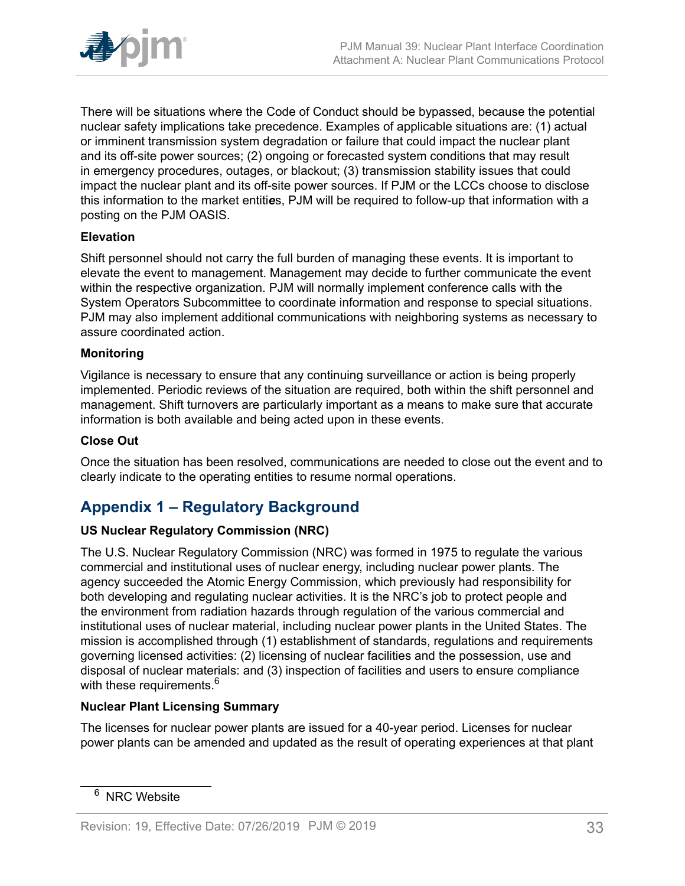There will be situations where the Code of Conduct should be bypassed, because the potential nuclear safety implications take precedence. Examples of applicable situations are: (1) actual or imminent transmission system degradation or failure that could impact the nuclear plant and its off-site power sources; (2) ongoing or forecasted system conditions that may result in emergency procedures, outages, or blackout; (3) transmission stability issues that could impact the nuclear plant and its off-site power sources. If PJM or the LCCs choose to disclose this information to the market entities, PJM will be required to follow-up that information with a posting on the PJM OASIS.

**Elevation**

Shift personnel should not carry the full burden of managing these events. It is important to elevate the event to management. Management may decide to further communicate the event within the respective organization. PJM will normally implement conference calls with the System Operators Subcommittee to coordinate information and response to special situations. PJM may also implement additional communications with neighboring systems as necessary to assure coordinated action.

**Monitoring**

Vigilance is necessary to ensure that any continuing surveillance or action is being properly implemented. Periodic reviews of the situation are required, both within the shift personnel and management. Shift turnovers are particularly important as a means to make sure that accurate information is both available and being acted upon in these events.

**Close Out**

Once the situation has been resolved, communications are needed to close out the event and to clearly indicate to the operating entities to resume normal operations.

## Appendix 1 – Regulatory Background

**US Nuclear Regulatory Commission (NRC)**

The U.S. Nuclear Regulatory Commission (NRC) was formed in 1975 to regulate the various commercial and institutional uses of nuclear energy, including nuclear power plants. The agency succeeded the Atomic Energy Commission, which previously had responsibility for both developing and regulating nuclear activities. It is the NRC's job to protect people and the environment from radiation hazards through regulation of the various commercial and institutional uses of nuclear material, including nuclear power plants in the United States. The mission is accomplished through (1) establishment of standards, regulations and requirements governing licensed activities: (2) licensing of nuclear facilities and the possession, use and disposal of nuclear materials: and (3) inspection of facilities and users to ensure compliance with these requirements.[6]

**Nuclear Plant Licensing Summary**

The licenses for nuclear power plants are issued for a 40-year period. Licenses for nuclear power plants can be amended and updated as the result of operating experiences at that plant

[6] NRC Website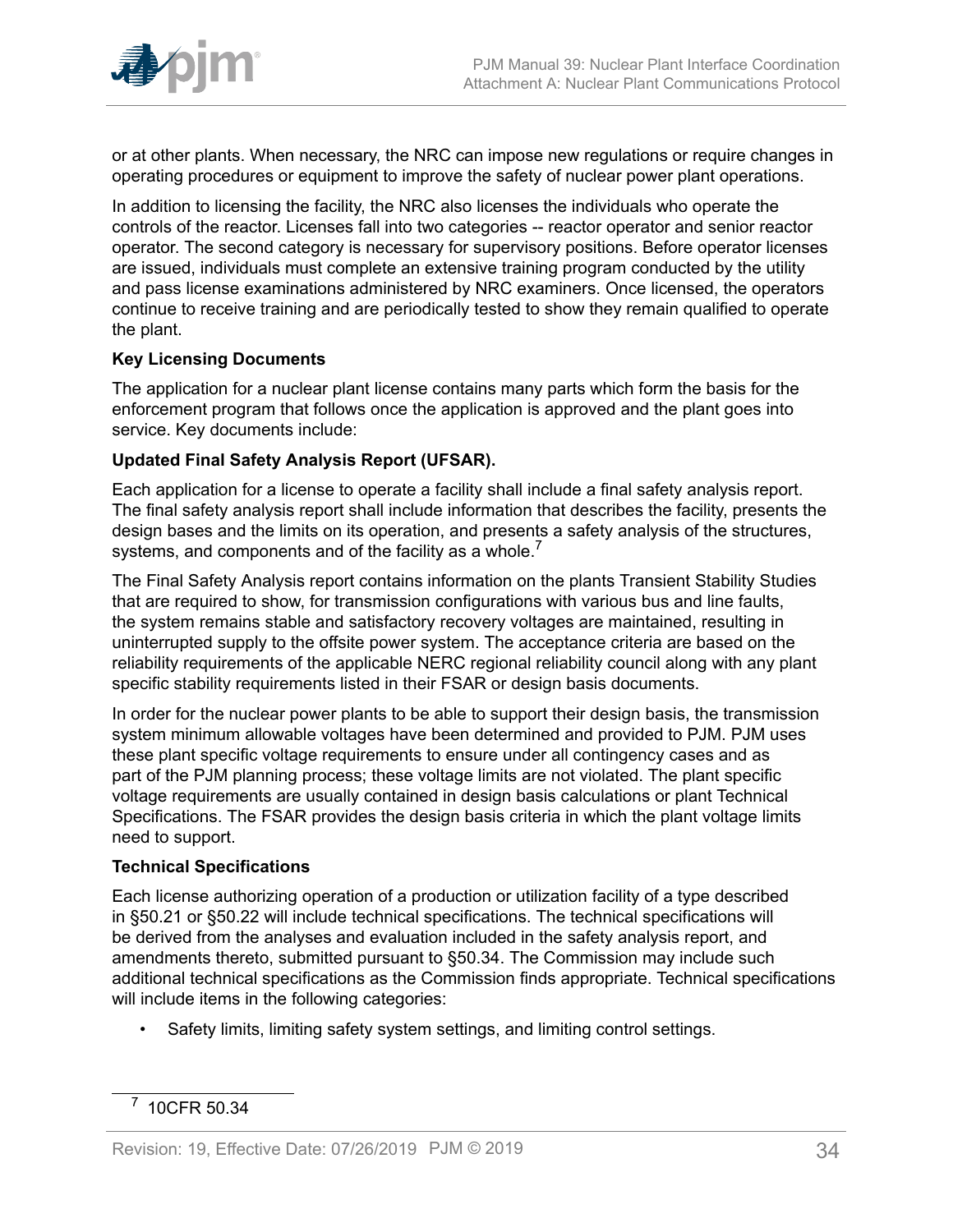or at other plants. When necessary, the NRC can impose new regulations or require changes in operating procedures or equipment to improve the safety of nuclear power plant operations.

In addition to licensing the facility, the NRC also licenses the individuals who operate the controls of the reactor. Licenses fall into two categories -- reactor operator and senior reactor operator. The second category is necessary for supervisory positions. Before operator licenses are issued, individuals must complete an extensive training program conducted by the utility and pass license examinations administered by NRC examiners. Once licensed, the operators continue to receive training and are periodically tested to show they remain qualified to operate the plant.

**Key Licensing Documents**

The application for a nuclear plant license contains many parts which form the basis for the enforcement program that follows once the application is approved and the plant goes into service. Key documents include:

**Updated Final Safety Analysis Report (UFSAR).**

Each application for a license to operate a facility shall include a final safety analysis report. The final safety analysis report shall include information that describes the facility, presents the design bases and the limits on its operation, and presents a safety analysis of the structures, systems, and components and of the facility as a whole.[7]

The Final Safety Analysis report contains information on the plants Transient Stability Studies that are required to show, for transmission configurations with various bus and line faults, the system remains stable and satisfactory recovery voltages are maintained, resulting in uninterrupted supply to the offsite power system. The acceptance criteria are based on the reliability requirements of the applicable NERC regional reliability council along with any plant specific stability requirements listed in their FSAR or design basis documents.

In order for the nuclear power plants to be able to support their design basis, the transmission system minimum allowable voltages have been determined and provided to PJM. PJM uses these plant specific voltage requirements to ensure under all contingency cases and as part of the PJM planning process; these voltage limits are not violated. The plant specific voltage requirements are usually contained in design basis calculations or plant Technical Specifications. The FSAR provides the design basis criteria in which the plant voltage limits need to support.

**Technical Specifications**

Each license authorizing operation of a production or utilization facility of a type described in §50.21 or §50.22 will include technical specifications. The technical specifications will be derived from the analyses and evaluation included in the safety analysis report, and amendments thereto, submitted pursuant to §50.34. The Commission may include such additional technical specifications as the Commission finds appropriate. Technical specifications will include items in the following categories:

- Safety limits, limiting safety system settings, and limiting control settings.

---

[7] 10CFR 50.34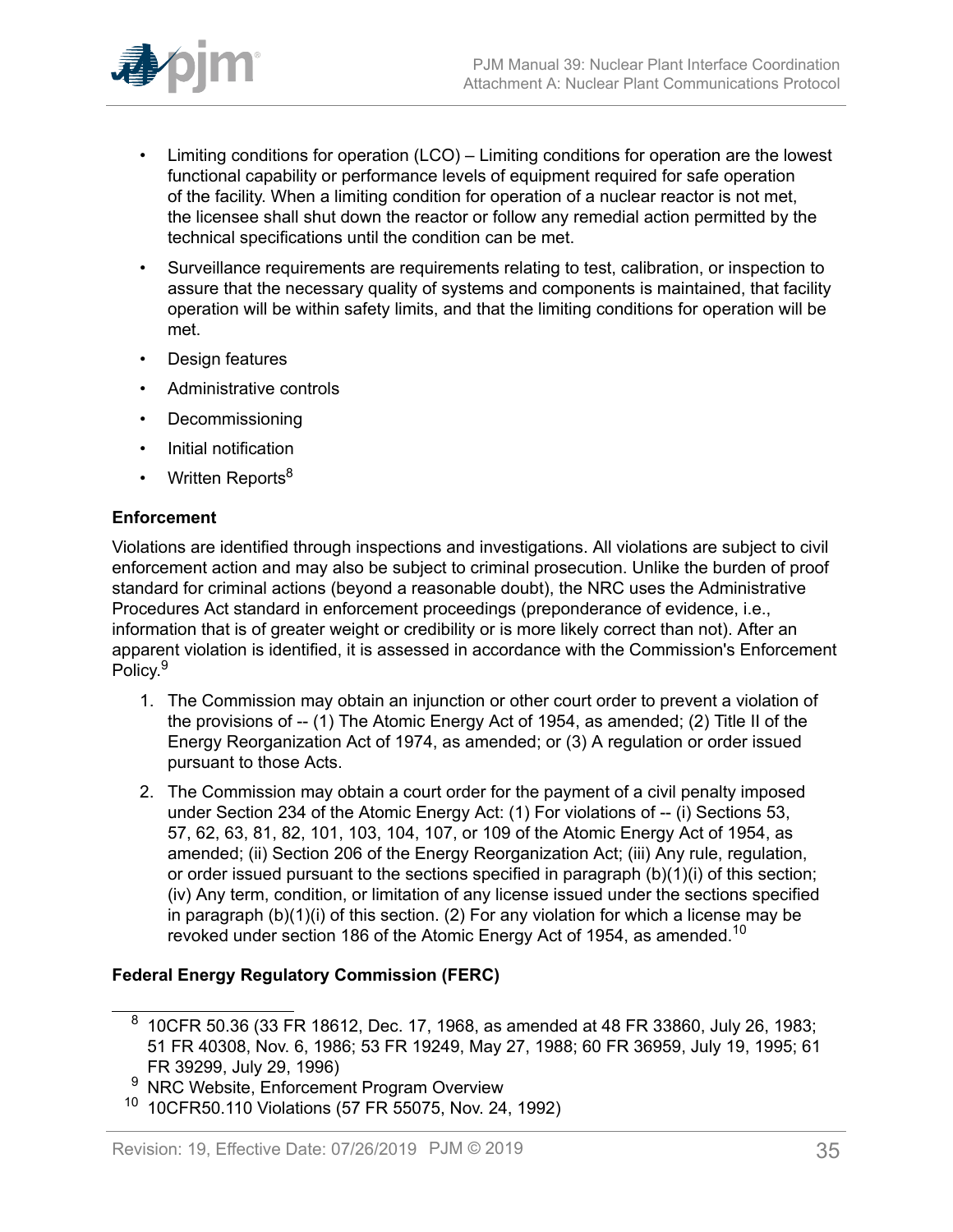- Limiting conditions for operation (LCO) – Limiting conditions for operation are the lowest functional capability or performance levels of equipment required for safe operation of the facility. When a limiting condition for operation of a nuclear reactor is not met, the licensee shall shut down the reactor or follow any remedial action permitted by the technical specifications until the condition can be met.
- Surveillance requirements are requirements relating to test, calibration, or inspection to assure that the necessary quality of systems and components is maintained, that facility operation will be within safety limits, and that the limiting conditions for operation will be met.
- Design features
- Administrative controls
- Decommissioning
- Initial notification
- Written Reports[8]

**Enforcement**

Violations are identified through inspections and investigations. All violations are subject to civil enforcement action and may also be subject to criminal prosecution. Unlike the burden of proof standard for criminal actions (beyond a reasonable doubt), the NRC uses the Administrative Procedures Act standard in enforcement proceedings (preponderance of evidence, i.e., information that is of greater weight or credibility or is more likely correct than not). After an apparent violation is identified, it is assessed in accordance with the Commission's Enforcement Policy.[9]

1. The Commission may obtain an injunction or other court order to prevent a violation of the provisions of -- (1) The Atomic Energy Act of 1954, as amended; (2) Title II of the Energy Reorganization Act of 1974, as amended; or (3) A regulation or order issued pursuant to those Acts.
2. The Commission may obtain a court order for the payment of a civil penalty imposed under Section 234 of the Atomic Energy Act: (1) For violations of -- (i) Sections 53, 57, 62, 63, 81, 82, 101, 103, 104, 107, or 109 of the Atomic Energy Act of 1954, as amended; (ii) Section 206 of the Energy Reorganization Act; (iii) Any rule, regulation, or order issued pursuant to the sections specified in paragraph (b)(1)(i) of this section; (iv) Any term, condition, or limitation of any license issued under the sections specified in paragraph (b)(1)(i) of this section. (2) For any violation for which a license may be revoked under section 186 of the Atomic Energy Act of 1954, as amended.[10]

**Federal Energy Regulatory Commission (FERC)**

---

[8] 10CFR 50.36 (33 FR 18612, Dec. 17, 1968, as amended at 48 FR 33860, July 26, 1983; 51 FR 40308, Nov. 6, 1986; 53 FR 19249, May 27, 1988; 60 FR 36959, July 19, 1995; 61 FR 39299, July 29, 1996)

[9] NRC Website, Enforcement Program Overview

[10] 10CFR50.110 Violations (57 FR 55075, Nov. 24, 1992)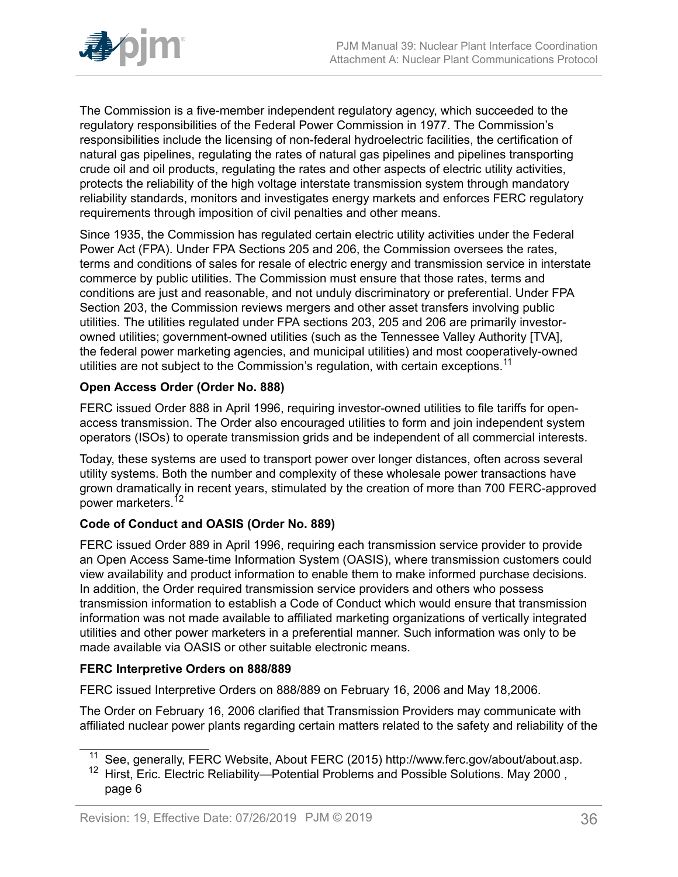The Commission is a five-member independent regulatory agency, which succeeded to the regulatory responsibilities of the Federal Power Commission in 1977. The Commission's responsibilities include the licensing of non-federal hydroelectric facilities, the certification of natural gas pipelines, regulating the rates of natural gas pipelines and pipelines transporting crude oil and oil products, regulating the rates and other aspects of electric utility activities, protects the reliability of the high voltage interstate transmission system through mandatory reliability standards, monitors and investigates energy markets and enforces FERC regulatory requirements through imposition of civil penalties and other means.

Since 1935, the Commission has regulated certain electric utility activities under the Federal Power Act (FPA). Under FPA Sections 205 and 206, the Commission oversees the rates, terms and conditions of sales for resale of electric energy and transmission service in interstate commerce by public utilities. The Commission must ensure that those rates, terms and conditions are just and reasonable, and not unduly discriminatory or preferential. Under FPA Section 203, the Commission reviews mergers and other asset transfers involving public utilities. The utilities regulated under FPA sections 203, 205 and 206 are primarily investor-owned utilities; government-owned utilities (such as the Tennessee Valley Authority [TVA], the federal power marketing agencies, and municipal utilities) and most cooperatively-owned utilities are not subject to the Commission's regulation, with certain exceptions.[11]

**Open Access Order (Order No. 888)**

FERC issued Order 888 in April 1996, requiring investor-owned utilities to file tariffs for open-access transmission. The Order also encouraged utilities to form and join independent system operators (ISOs) to operate transmission grids and be independent of all commercial interests.

Today, these systems are used to transport power over longer distances, often across several utility systems. Both the number and complexity of these wholesale power transactions have grown dramatically in recent years, stimulated by the creation of more than 700 FERC-approved power marketers.[12]

**Code of Conduct and OASIS (Order No. 889)**

FERC issued Order 889 in April 1996, requiring each transmission service provider to provide an Open Access Same-time Information System (OASIS), where transmission customers could view availability and product information to enable them to make informed purchase decisions. In addition, the Order required transmission service providers and others who possess transmission information to establish a Code of Conduct which would ensure that transmission information was not made available to affiliated marketing organizations of vertically integrated utilities and other power marketers in a preferential manner. Such information was only to be made available via OASIS or other suitable electronic means.

**FERC Interpretive Orders on 888/889**

FERC issued Interpretive Orders on 888/889 on February 16, 2006 and May 18,2006.

The Order on February 16, 2006 clarified that Transmission Providers may communicate with affiliated nuclear power plants regarding certain matters related to the safety and reliability of the

---

[11] See, generally, FERC Website, About FERC (2015) http://www.ferc.gov/about/about.asp.

[12] Hirst, Eric. Electric Reliability—Potential Problems and Possible Solutions. May 2000 , page 6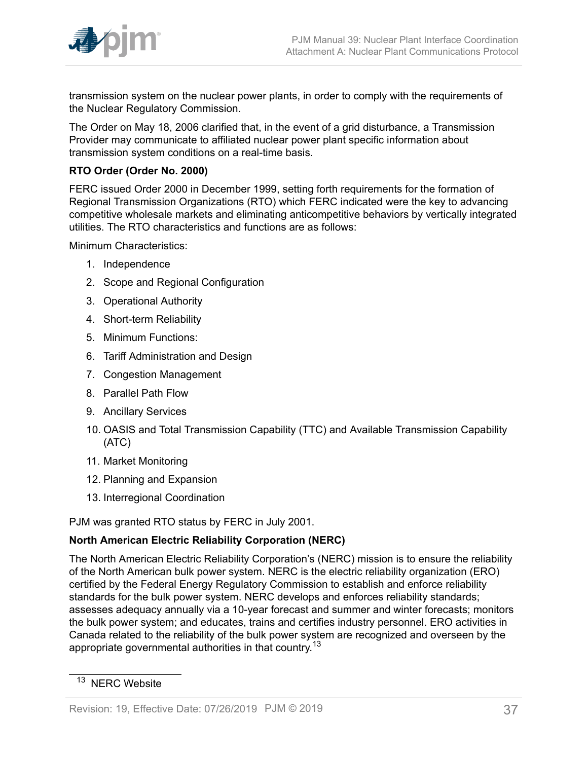transmission system on the nuclear power plants, in order to comply with the requirements of the Nuclear Regulatory Commission.

The Order on May 18, 2006 clarified that, in the event of a grid disturbance, a Transmission Provider may communicate to affiliated nuclear power plant specific information about transmission system conditions on a real-time basis.

**RTO Order (Order No. 2000)**

FERC issued Order 2000 in December 1999, setting forth requirements for the formation of Regional Transmission Organizations (RTO) which FERC indicated were the key to advancing competitive wholesale markets and eliminating anticompetitive behaviors by vertically integrated utilities. The RTO characteristics and functions are as follows:

Minimum Characteristics:

1. Independence
2. Scope and Regional Configuration
3. Operational Authority
4. Short-term Reliability
5. Minimum Functions:
6. Tariff Administration and Design
7. Congestion Management
8. Parallel Path Flow
9. Ancillary Services
10. OASIS and Total Transmission Capability (TTC) and Available Transmission Capability (ATC)
11. Market Monitoring
12. Planning and Expansion
13. Interregional Coordination

PJM was granted RTO status by FERC in July 2001.

**North American Electric Reliability Corporation (NERC)**

The North American Electric Reliability Corporation's (NERC) mission is to ensure the reliability of the North American bulk power system. NERC is the electric reliability organization (ERO) certified by the Federal Energy Regulatory Commission to establish and enforce reliability standards for the bulk power system. NERC develops and enforces reliability standards; assesses adequacy annually via a 10-year forecast and summer and winter forecasts; monitors the bulk power system; and educates, trains and certifies industry personnel. ERO activities in Canada related to the reliability of the bulk power system are recognized and overseen by the appropriate governmental authorities in that country.[13]

[13] NERC Website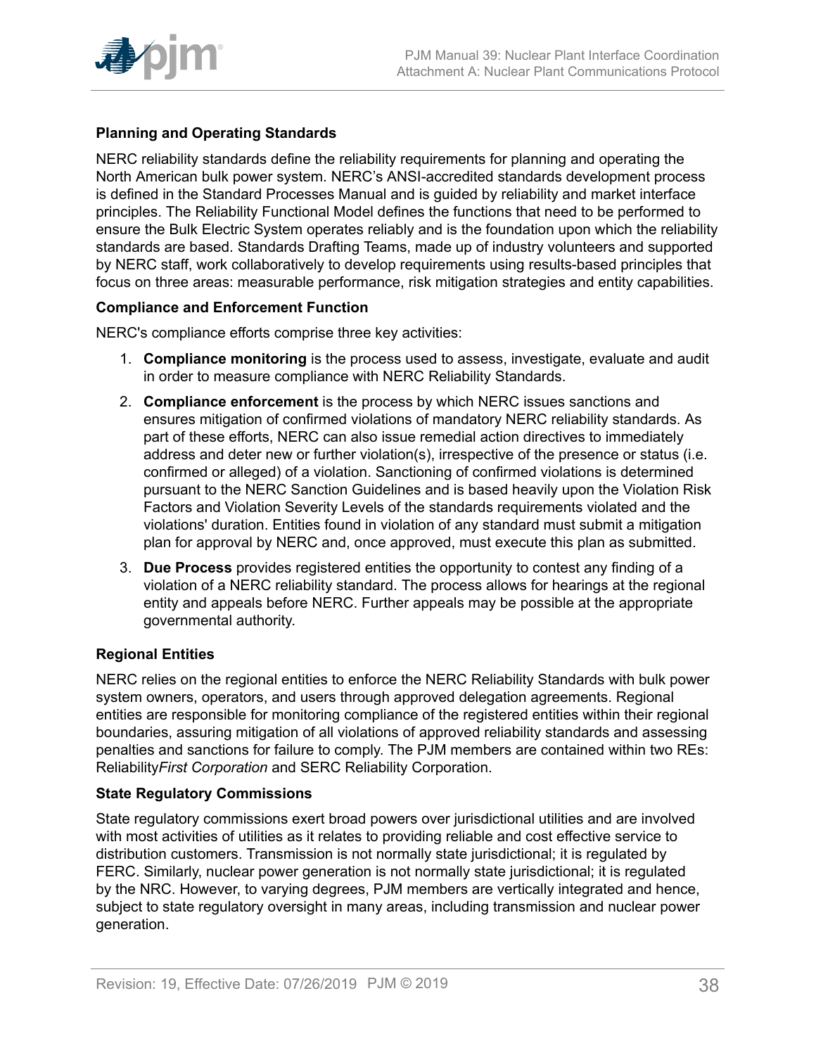**Planning and Operating Standards**

NERC reliability standards define the reliability requirements for planning and operating the North American bulk power system. NERC's ANSI-accredited standards development process is defined in the Standard Processes Manual and is guided by reliability and market interface principles. The Reliability Functional Model defines the functions that need to be performed to ensure the Bulk Electric System operates reliably and is the foundation upon which the reliability standards are based. Standards Drafting Teams, made up of industry volunteers and supported by NERC staff, work collaboratively to develop requirements using results-based principles that focus on three areas: measurable performance, risk mitigation strategies and entity capabilities.

**Compliance and Enforcement Function**

NERC's compliance efforts comprise three key activities:

1. **Compliance monitoring** is the process used to assess, investigate, evaluate and audit in order to measure compliance with NERC Reliability Standards.
2. **Compliance enforcement** is the process by which NERC issues sanctions and ensures mitigation of confirmed violations of mandatory NERC reliability standards. As part of these efforts, NERC can also issue remedial action directives to immediately address and deter new or further violation(s), irrespective of the presence or status (i.e. confirmed or alleged) of a violation. Sanctioning of confirmed violations is determined pursuant to the NERC Sanction Guidelines and is based heavily upon the Violation Risk Factors and Violation Severity Levels of the standards requirements violated and the violations' duration. Entities found in violation of any standard must submit a mitigation plan for approval by NERC and, once approved, must execute this plan as submitted.
3. **Due Process** provides registered entities the opportunity to contest any finding of a violation of a NERC reliability standard. The process allows for hearings at the regional entity and appeals before NERC. Further appeals may be possible at the appropriate governmental authority.

**Regional Entities**

NERC relies on the regional entities to enforce the NERC Reliability Standards with bulk power system owners, operators, and users through approved delegation agreements. Regional entities are responsible for monitoring compliance of the registered entities within their regional boundaries, assuring mitigation of all violations of approved reliability standards and assessing penalties and sanctions for failure to comply. The PJM members are contained within two REs: Reliability*First Corporation* and SERC Reliability Corporation.

**State Regulatory Commissions**

State regulatory commissions exert broad powers over jurisdictional utilities and are involved with most activities of utilities as it relates to providing reliable and cost effective service to distribution customers. Transmission is not normally state jurisdictional; it is regulated by FERC. Similarly, nuclear power generation is not normally state jurisdictional; it is regulated by the NRC. However, to varying degrees, PJM members are vertically integrated and hence, subject to state regulatory oversight in many areas, including transmission and nuclear power generation.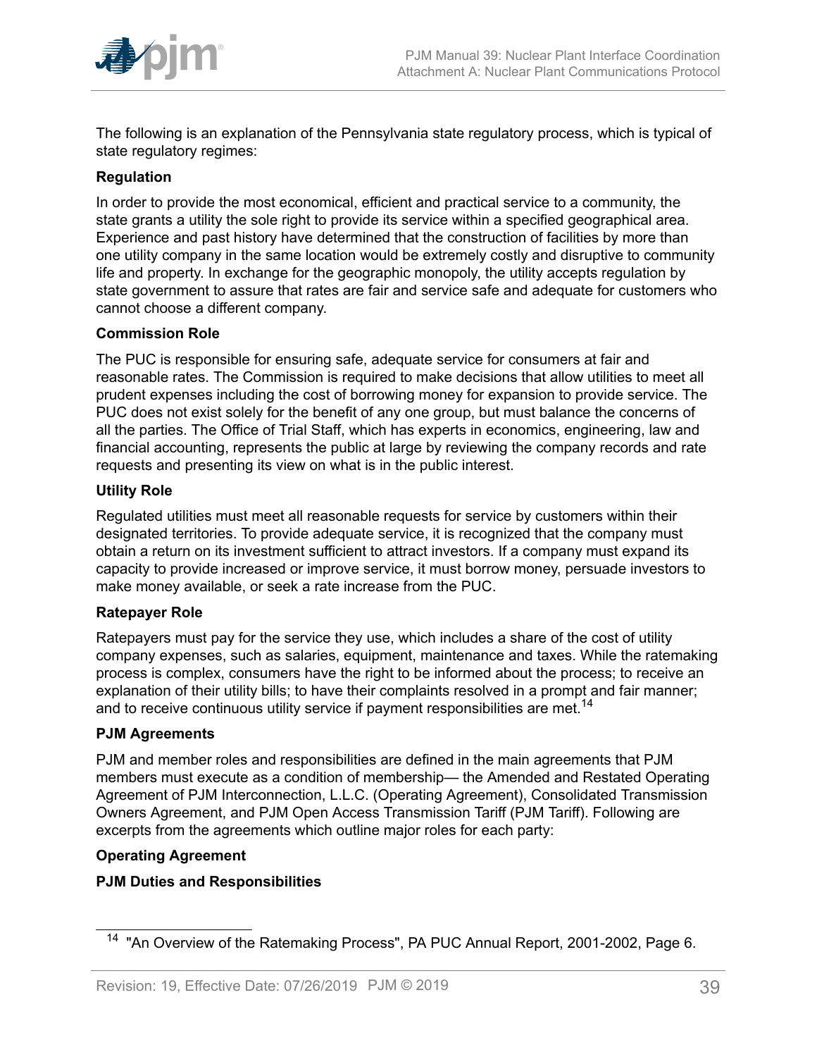The following is an explanation of the Pennsylvania state regulatory process, which is typical of state regulatory regimes:

**Regulation**

In order to provide the most economical, efficient and practical service to a community, the state grants a utility the sole right to provide its service within a specified geographical area. Experience and past history have determined that the construction of facilities by more than one utility company in the same location would be extremely costly and disruptive to community life and property. In exchange for the geographic monopoly, the utility accepts regulation by state government to assure that rates are fair and service safe and adequate for customers who cannot choose a different company.

**Commission Role**

The PUC is responsible for ensuring safe, adequate service for consumers at fair and reasonable rates. The Commission is required to make decisions that allow utilities to meet all prudent expenses including the cost of borrowing money for expansion to provide service. The PUC does not exist solely for the benefit of any one group, but must balance the concerns of all the parties. The Office of Trial Staff, which has experts in economics, engineering, law and financial accounting, represents the public at large by reviewing the company records and rate requests and presenting its view on what is in the public interest.

**Utility Role**

Regulated utilities must meet all reasonable requests for service by customers within their designated territories. To provide adequate service, it is recognized that the company must obtain a return on its investment sufficient to attract investors. If a company must expand its capacity to provide increased or improve service, it must borrow money, persuade investors to make money available, or seek a rate increase from the PUC.

**Ratepayer Role**

Ratepayers must pay for the service they use, which includes a share of the cost of utility company expenses, such as salaries, equipment, maintenance and taxes. While the ratemaking process is complex, consumers have the right to be informed about the process; to receive an explanation of their utility bills; to have their complaints resolved in a prompt and fair manner; and to receive continuous utility service if payment responsibilities are met.[14]

**PJM Agreements**

PJM and member roles and responsibilities are defined in the main agreements that PJM members must execute as a condition of membership— the Amended and Restated Operating Agreement of PJM Interconnection, L.L.C. (Operating Agreement), Consolidated Transmission Owners Agreement, and PJM Open Access Transmission Tariff (PJM Tariff). Following are excerpts from the agreements which outline major roles for each party:

**Operating Agreement**

**PJM Duties and Responsibilities**

[14] "An Overview of the Ratemaking Process", PA PUC Annual Report, 2001-2002, Page 6.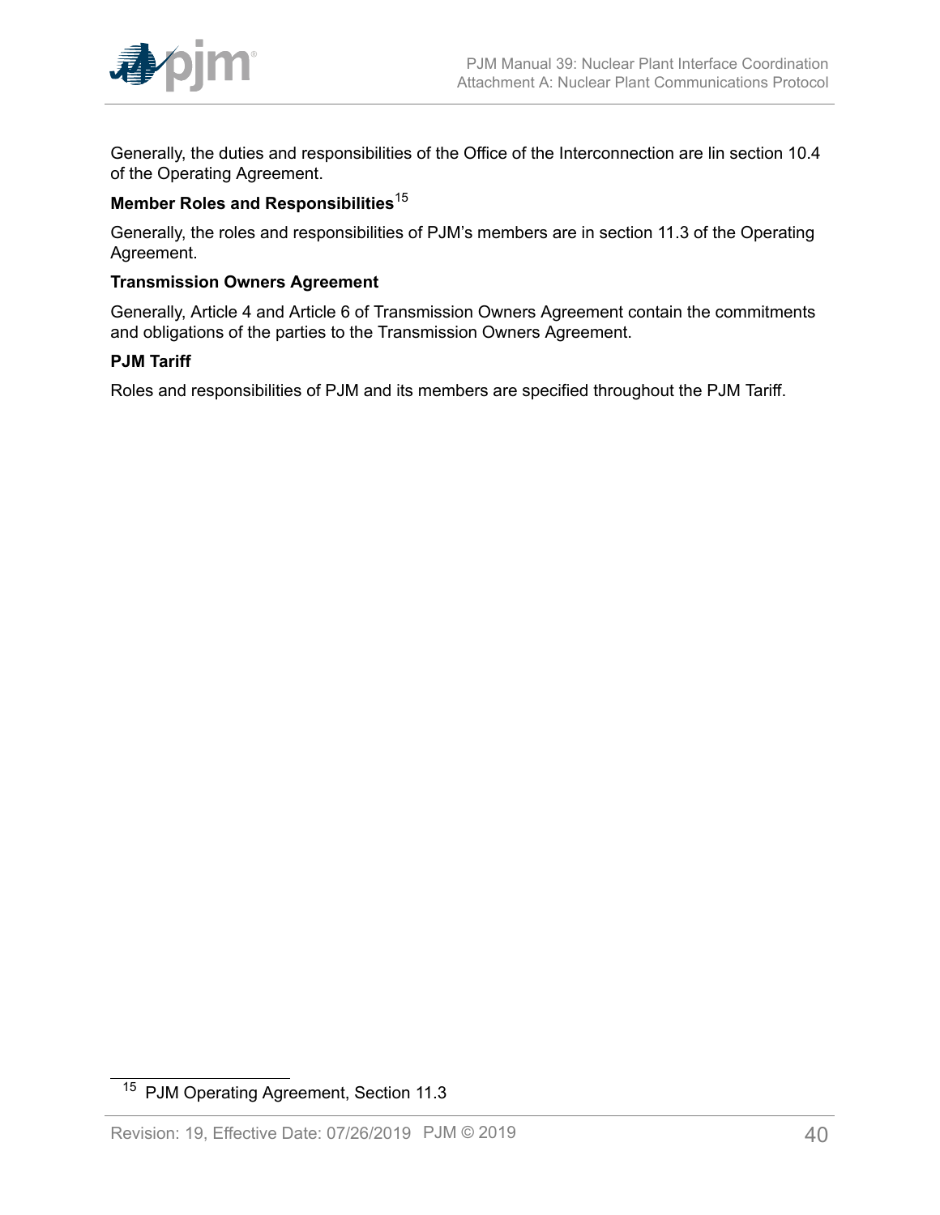Generally, the duties and responsibilities of the Office of the Interconnection are lin section 10.4 of the Operating Agreement.

**Member Roles and Responsibilities**[15]

Generally, the roles and responsibilities of PJM's members are in section 11.3 of the Operating Agreement.

**Transmission Owners Agreement**

Generally, Article 4 and Article 6 of Transmission Owners Agreement contain the commitments and obligations of the parties to the Transmission Owners Agreement.

**PJM Tariff**

Roles and responsibilities of PJM and its members are specified throughout the PJM Tariff.

---

[15] PJM Operating Agreement, Section 11.3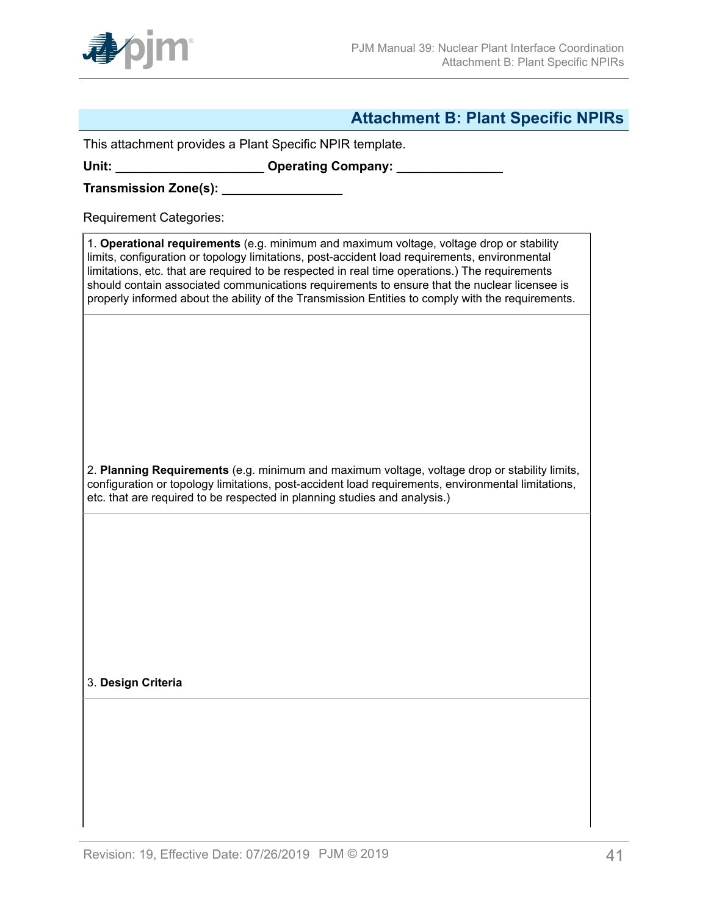## Attachment B: Plant Specific NPIRs

This attachment provides a Plant Specific NPIR template.

**Unit:** ____________________ **Operating Company:** ______________

**Transmission Zone(s):** ________________

Requirement Categories:

| 1. **Operational requirements** (e.g. minimum and maximum voltage, voltage drop or stability limits, configuration or topology limitations, post-accident load requirements, environmental limitations, etc. that are required to be respected in real time operations.) The requirements should contain associated communications requirements to ensure that the nuclear licensee is properly informed about the ability of the Transmission Entities to comply with the requirements. |
|---|
| |
| 2. **Planning Requirements** (e.g. minimum and maximum voltage, voltage drop or stability limits, configuration or topology limitations, post-accident load requirements, environmental limitations, etc. that are required to be respected in planning studies and analysis.) |
| |
| 3. **Design Criteria** |
| |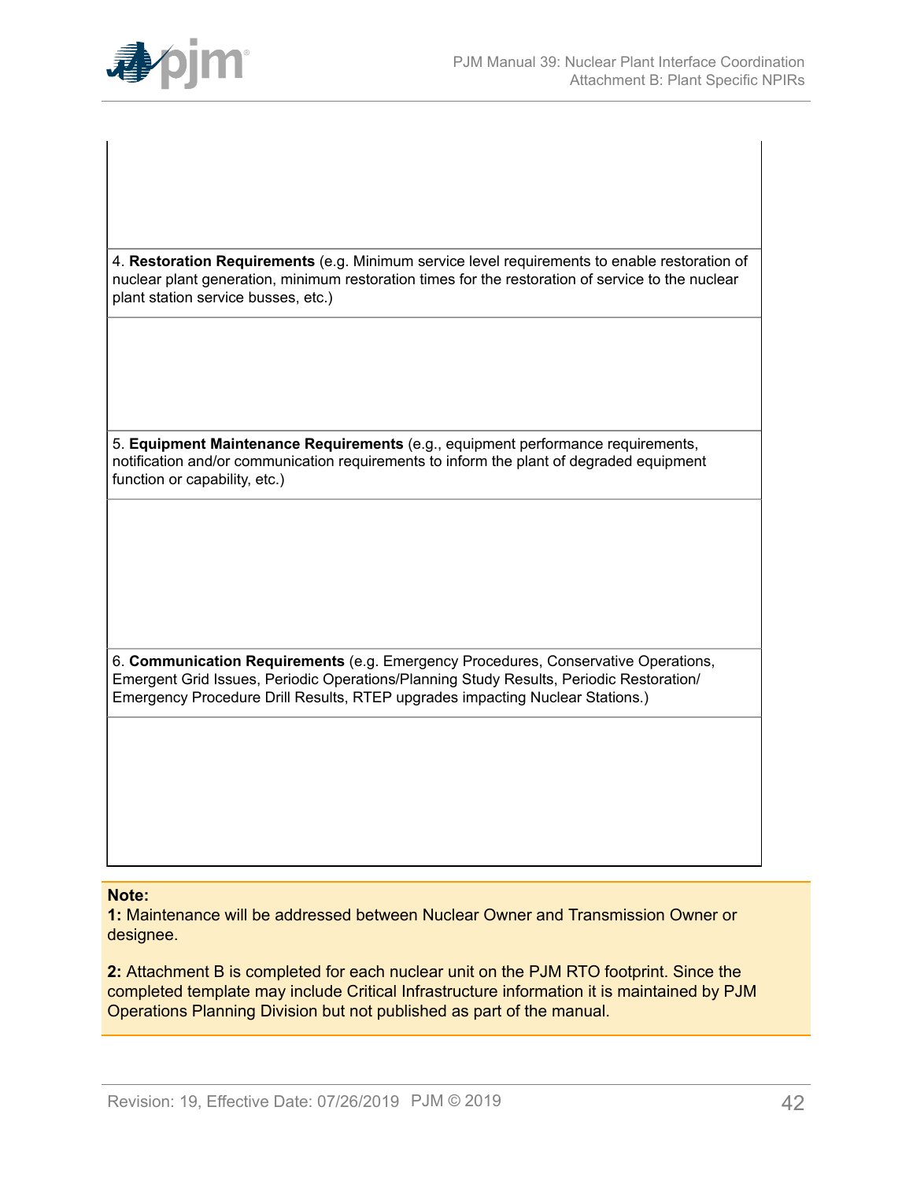| |
|---|
| |
| 4. **Restoration Requirements** (e.g. Minimum service level requirements to enable restoration of nuclear plant generation, minimum restoration times for the restoration of service to the nuclear plant station service busses, etc.) |
| |
| 5. **Equipment Maintenance Requirements** (e.g., equipment performance requirements, notification and/or communication requirements to inform the plant of degraded equipment function or capability, etc.) |
| |
| 6. **Communication Requirements** (e.g. Emergency Procedures, Conservative Operations, Emergent Grid Issues, Periodic Operations/Planning Study Results, Periodic Restoration/ Emergency Procedure Drill Results, RTEP upgrades impacting Nuclear Stations.) |
| |

**Note:**

**1:** Maintenance will be addressed between Nuclear Owner and Transmission Owner or designee.

**2:** Attachment B is completed for each nuclear unit on the PJM RTO footprint. Since the completed template may include Critical Infrastructure information it is maintained by PJM Operations Planning Division but not published as part of the manual.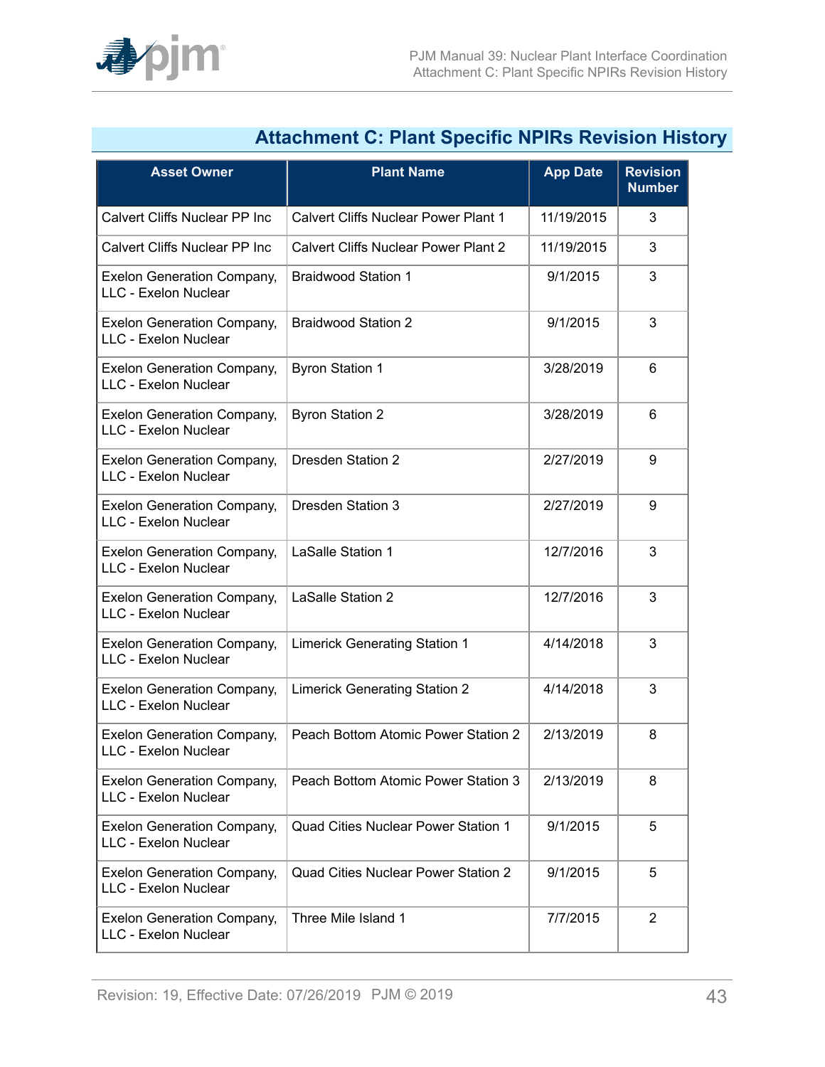# Attachment C: Plant Specific NPIRs Revision History

| Asset Owner | Plant Name | App Date | Revision Number |
|---|---|---|---|
| Calvert Cliffs Nuclear PP Inc | Calvert Cliffs Nuclear Power Plant 1 | 11/19/2015 | 3 |
| Calvert Cliffs Nuclear PP Inc | Calvert Cliffs Nuclear Power Plant 2 | 11/19/2015 | 3 |
| Exelon Generation Company, LLC - Exelon Nuclear | Braidwood Station 1 | 9/1/2015 | 3 |
| Exelon Generation Company, LLC - Exelon Nuclear | Braidwood Station 2 | 9/1/2015 | 3 |
| Exelon Generation Company, LLC - Exelon Nuclear | Byron Station 1 | 3/28/2019 | 6 |
| Exelon Generation Company, LLC - Exelon Nuclear | Byron Station 2 | 3/28/2019 | 6 |
| Exelon Generation Company, LLC - Exelon Nuclear | Dresden Station 2 | 2/27/2019 | 9 |
| Exelon Generation Company, LLC - Exelon Nuclear | Dresden Station 3 | 2/27/2019 | 9 |
| Exelon Generation Company, LLC - Exelon Nuclear | LaSalle Station 1 | 12/7/2016 | 3 |
| Exelon Generation Company, LLC - Exelon Nuclear | LaSalle Station 2 | 12/7/2016 | 3 |
| Exelon Generation Company, LLC - Exelon Nuclear | Limerick Generating Station 1 | 4/14/2018 | 3 |
| Exelon Generation Company, LLC - Exelon Nuclear | Limerick Generating Station 2 | 4/14/2018 | 3 |
| Exelon Generation Company, LLC - Exelon Nuclear | Peach Bottom Atomic Power Station 2 | 2/13/2019 | 8 |
| Exelon Generation Company, LLC - Exelon Nuclear | Peach Bottom Atomic Power Station 3 | 2/13/2019 | 8 |
| Exelon Generation Company, LLC - Exelon Nuclear | Quad Cities Nuclear Power Station 1 | 9/1/2015 | 5 |
| Exelon Generation Company, LLC - Exelon Nuclear | Quad Cities Nuclear Power Station 2 | 9/1/2015 | 5 |
| Exelon Generation Company, LLC - Exelon Nuclear | Three Mile Island 1 | 7/7/2015 | 2 |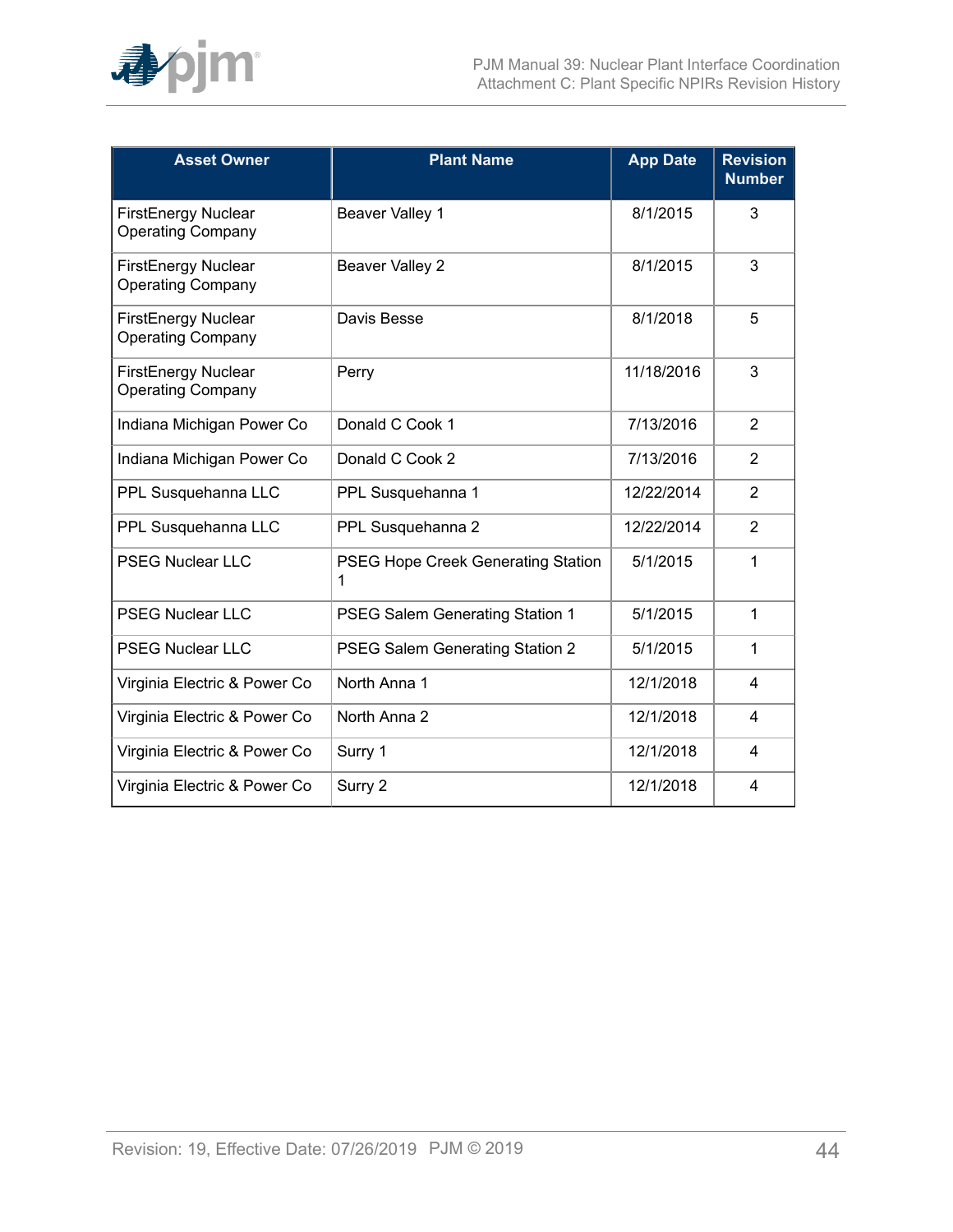| Asset Owner | Plant Name | App Date | Revision Number |
| --- | --- | --- | --- |
| FirstEnergy Nuclear Operating Company | Beaver Valley 1 | 8/1/2015 | 3 |
| FirstEnergy Nuclear Operating Company | Beaver Valley 2 | 8/1/2015 | 3 |
| FirstEnergy Nuclear Operating Company | Davis Besse | 8/1/2018 | 5 |
| FirstEnergy Nuclear Operating Company | Perry | 11/18/2016 | 3 |
| Indiana Michigan Power Co | Donald C Cook 1 | 7/13/2016 | 2 |
| Indiana Michigan Power Co | Donald C Cook 2 | 7/13/2016 | 2 |
| PPL Susquehanna LLC | PPL Susquehanna 1 | 12/22/2014 | 2 |
| PPL Susquehanna LLC | PPL Susquehanna 2 | 12/22/2014 | 2 |
| PSEG Nuclear LLC | PSEG Hope Creek Generating Station 1 | 5/1/2015 | 1 |
| PSEG Nuclear LLC | PSEG Salem Generating Station 1 | 5/1/2015 | 1 |
| PSEG Nuclear LLC | PSEG Salem Generating Station 2 | 5/1/2015 | 1 |
| Virginia Electric & Power Co | North Anna 1 | 12/1/2018 | 4 |
| Virginia Electric & Power Co | North Anna 2 | 12/1/2018 | 4 |
| Virginia Electric & Power Co | Surry 1 | 12/1/2018 | 4 |
| Virginia Electric & Power Co | Surry 2 | 12/1/2018 | 4 |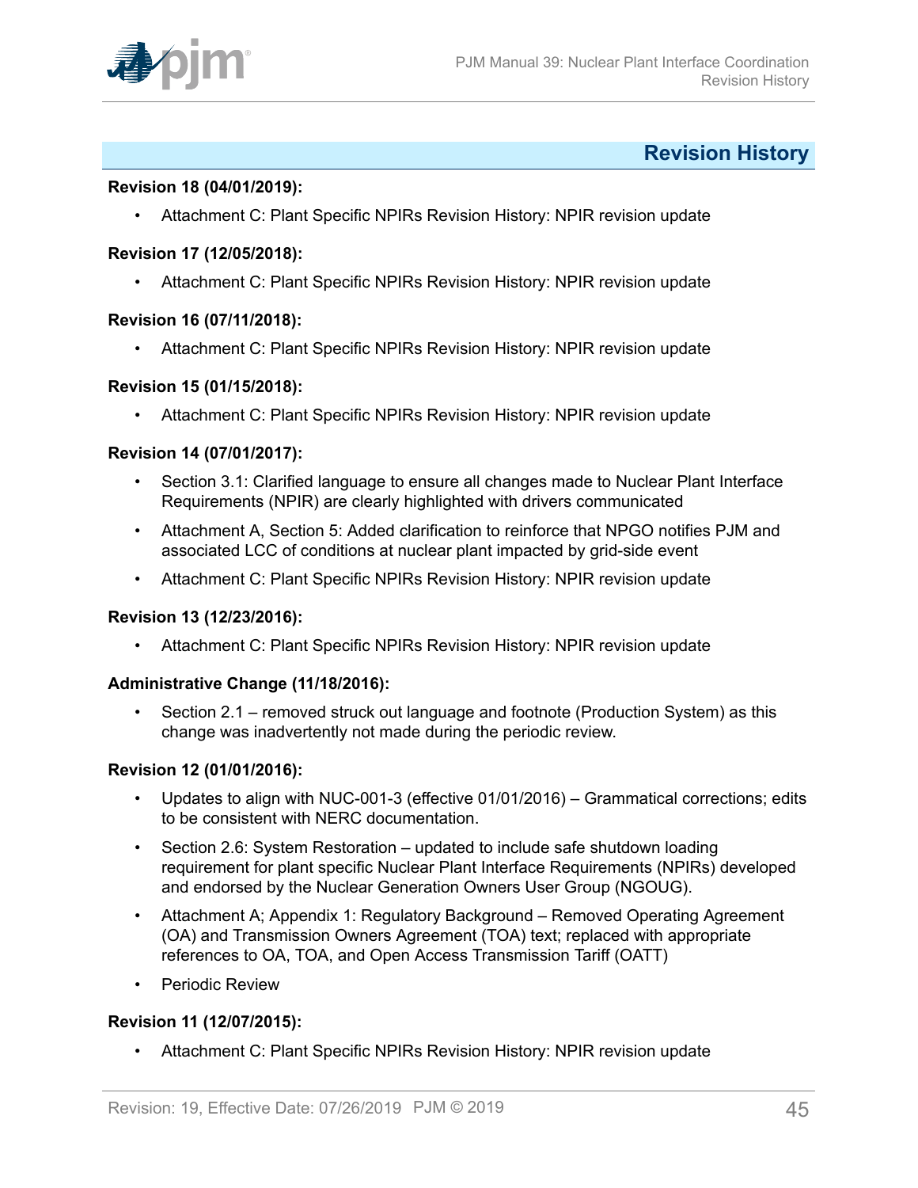## Revision History

**Revision 18 (04/01/2019):**

- Attachment C: Plant Specific NPIRs Revision History: NPIR revision update

**Revision 17 (12/05/2018):**

- Attachment C: Plant Specific NPIRs Revision History: NPIR revision update

**Revision 16 (07/11/2018):**

- Attachment C: Plant Specific NPIRs Revision History: NPIR revision update

**Revision 15 (01/15/2018):**

- Attachment C: Plant Specific NPIRs Revision History: NPIR revision update

**Revision 14 (07/01/2017):**

- Section 3.1: Clarified language to ensure all changes made to Nuclear Plant Interface Requirements (NPIR) are clearly highlighted with drivers communicated
- Attachment A, Section 5: Added clarification to reinforce that NPGO notifies PJM and associated LCC of conditions at nuclear plant impacted by grid-side event
- Attachment C: Plant Specific NPIRs Revision History: NPIR revision update

**Revision 13 (12/23/2016):**

- Attachment C: Plant Specific NPIRs Revision History: NPIR revision update

**Administrative Change (11/18/2016):**

- Section 2.1 – removed struck out language and footnote (Production System) as this change was inadvertently not made during the periodic review.

**Revision 12 (01/01/2016):**

- Updates to align with NUC-001-3 (effective 01/01/2016) – Grammatical corrections; edits to be consistent with NERC documentation.
- Section 2.6: System Restoration – updated to include safe shutdown loading requirement for plant specific Nuclear Plant Interface Requirements (NPIRs) developed and endorsed by the Nuclear Generation Owners User Group (NGOUG).
- Attachment A; Appendix 1: Regulatory Background – Removed Operating Agreement (OA) and Transmission Owners Agreement (TOA) text; replaced with appropriate references to OA, TOA, and Open Access Transmission Tariff (OATT)
- Periodic Review

**Revision 11 (12/07/2015):**

- Attachment C: Plant Specific NPIRs Revision History: NPIR revision update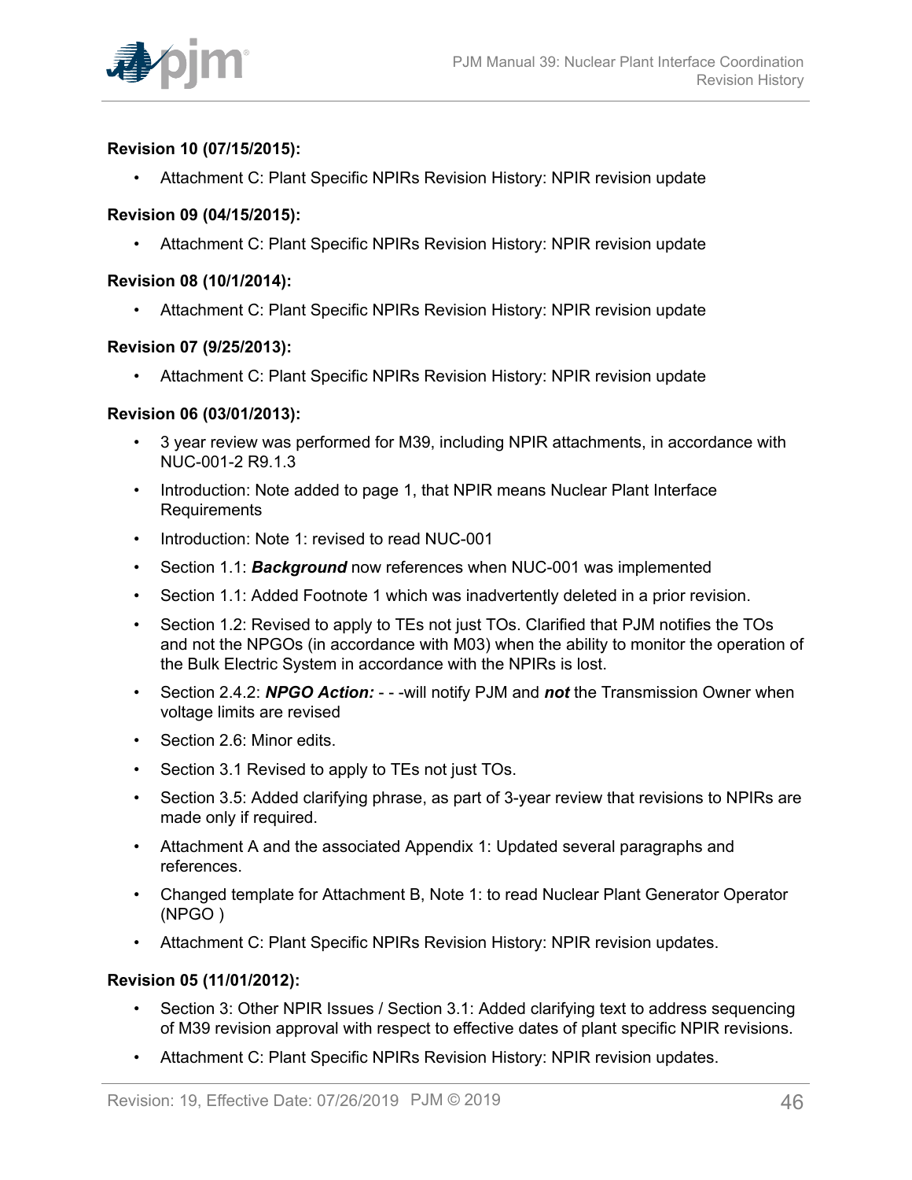**Revision 10 (07/15/2015):**

- Attachment C: Plant Specific NPIRs Revision History: NPIR revision update

**Revision 09 (04/15/2015):**

- Attachment C: Plant Specific NPIRs Revision History: NPIR revision update

**Revision 08 (10/1/2014):**

- Attachment C: Plant Specific NPIRs Revision History: NPIR revision update

**Revision 07 (9/25/2013):**

- Attachment C: Plant Specific NPIRs Revision History: NPIR revision update

**Revision 06 (03/01/2013):**

- 3 year review was performed for M39, including NPIR attachments, in accordance with NUC-001-2 R9.1.3
- Introduction: Note added to page 1, that NPIR means Nuclear Plant Interface Requirements
- Introduction: Note 1: revised to read NUC-001
- Section 1.1: ***Background*** now references when NUC-001 was implemented
- Section 1.1: Added Footnote 1 which was inadvertently deleted in a prior revision.
- Section 1.2: Revised to apply to TEs not just TOs. Clarified that PJM notifies the TOs and not the NPGOs (in accordance with M03) when the ability to monitor the operation of the Bulk Electric System in accordance with the NPIRs is lost.
- Section 2.4.2: ***NPGO Action:*** - - -will notify PJM and ***not*** the Transmission Owner when voltage limits are revised
- Section 2.6: Minor edits.
- Section 3.1 Revised to apply to TEs not just TOs.
- Section 3.5: Added clarifying phrase, as part of 3-year review that revisions to NPIRs are made only if required.
- Attachment A and the associated Appendix 1: Updated several paragraphs and references.
- Changed template for Attachment B, Note 1: to read Nuclear Plant Generator Operator (NPGO )
- Attachment C: Plant Specific NPIRs Revision History: NPIR revision updates.

**Revision 05 (11/01/2012):**

- Section 3: Other NPIR Issues / Section 3.1: Added clarifying text to address sequencing of M39 revision approval with respect to effective dates of plant specific NPIR revisions.
- Attachment C: Plant Specific NPIRs Revision History: NPIR revision updates.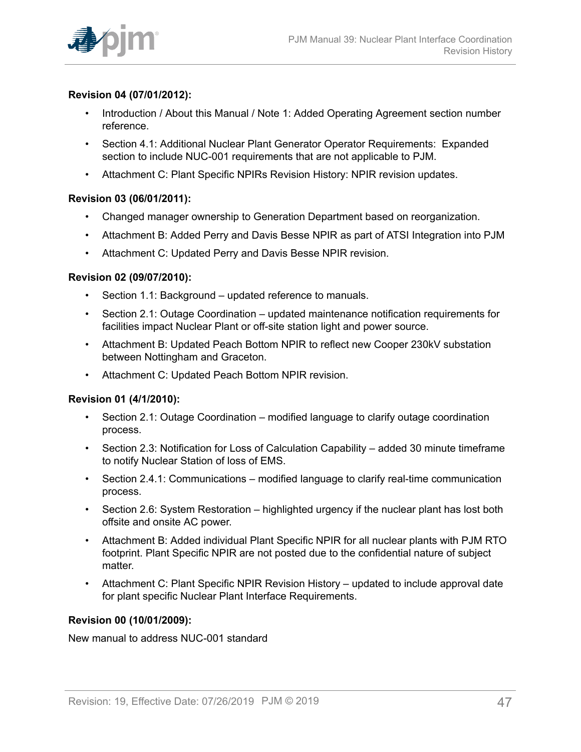**Revision 04 (07/01/2012):**

- Introduction / About this Manual / Note 1: Added Operating Agreement section number reference.
- Section 4.1: Additional Nuclear Plant Generator Operator Requirements: Expanded section to include NUC-001 requirements that are not applicable to PJM.
- Attachment C: Plant Specific NPIRs Revision History: NPIR revision updates.

**Revision 03 (06/01/2011):**

- Changed manager ownership to Generation Department based on reorganization.
- Attachment B: Added Perry and Davis Besse NPIR as part of ATSI Integration into PJM
- Attachment C: Updated Perry and Davis Besse NPIR revision.

**Revision 02 (09/07/2010):**

- Section 1.1: Background – updated reference to manuals.
- Section 2.1: Outage Coordination – updated maintenance notification requirements for facilities impact Nuclear Plant or off-site station light and power source.
- Attachment B: Updated Peach Bottom NPIR to reflect new Cooper 230kV substation between Nottingham and Graceton.
- Attachment C: Updated Peach Bottom NPIR revision.

**Revision 01 (4/1/2010):**

- Section 2.1: Outage Coordination – modified language to clarify outage coordination process.
- Section 2.3: Notification for Loss of Calculation Capability – added 30 minute timeframe to notify Nuclear Station of loss of EMS.
- Section 2.4.1: Communications – modified language to clarify real-time communication process.
- Section 2.6: System Restoration – highlighted urgency if the nuclear plant has lost both offsite and onsite AC power.
- Attachment B: Added individual Plant Specific NPIR for all nuclear plants with PJM RTO footprint. Plant Specific NPIR are not posted due to the confidential nature of subject matter.
- Attachment C: Plant Specific NPIR Revision History – updated to include approval date for plant specific Nuclear Plant Interface Requirements.

**Revision 00 (10/01/2009):**

New manual to address NUC-001 standard